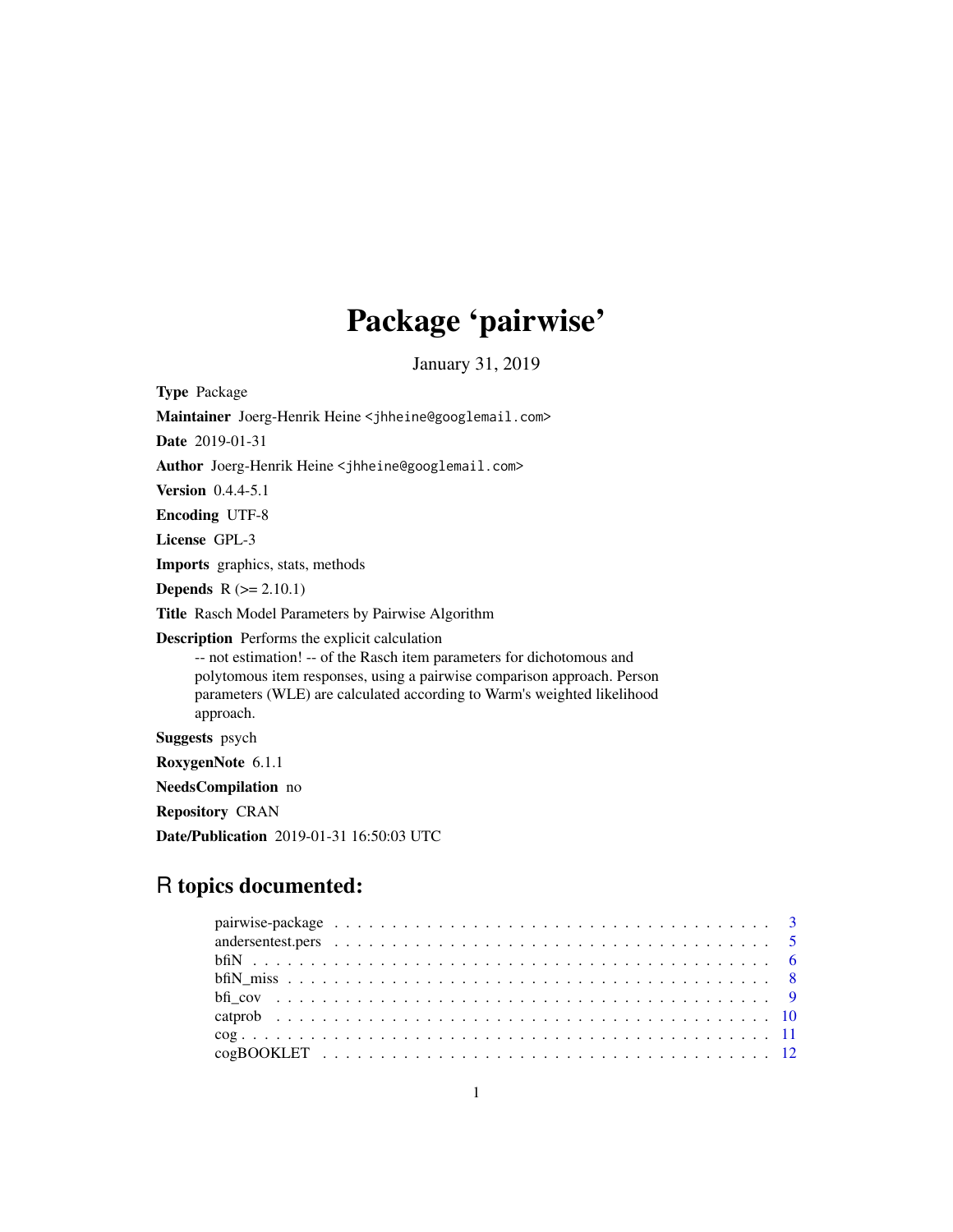# Package 'pairwise'

January 31, 2019

**Type** Package

**Maintainer** Joerg-Henrik Heine <jhheine@googlemail.com>

**Date** 2019-01-31

**Author** Joerg-Henrik Heine <jhheine@googlemail.com>

**Version** 0.4.4-5.1

**Encoding** UTF-8

**License** GPL-3

**Imports** graphics, stats, methods

**Depends** R (>= 2.10.1)

**Title** Rasch Model Parameters by Pairwise Algorithm

**Description** Performs the explicit calculation
-- not estimation! -- of the Rasch item parameters for dichotomous and polytomous item responses, using a pairwise comparison approach. Person parameters (WLE) are calculated according to Warm's weighted likelihood approach.

**Suggests** psych

**RoxygenNote** 6.1.1

**NeedsCompilation** no

**Repository** CRAN

**Date/Publication** 2019-01-31 16:50:03 UTC

## R topics documented:

| | |
|---|---|
| pairwise-package | 3 |
| andersentest.pers | 5 |
| bfiN | 6 |
| bfiN_miss | 8 |
| bfi_cov | 9 |
| catprob | 10 |
| cog | 11 |
| cogBOOKLET | 12 |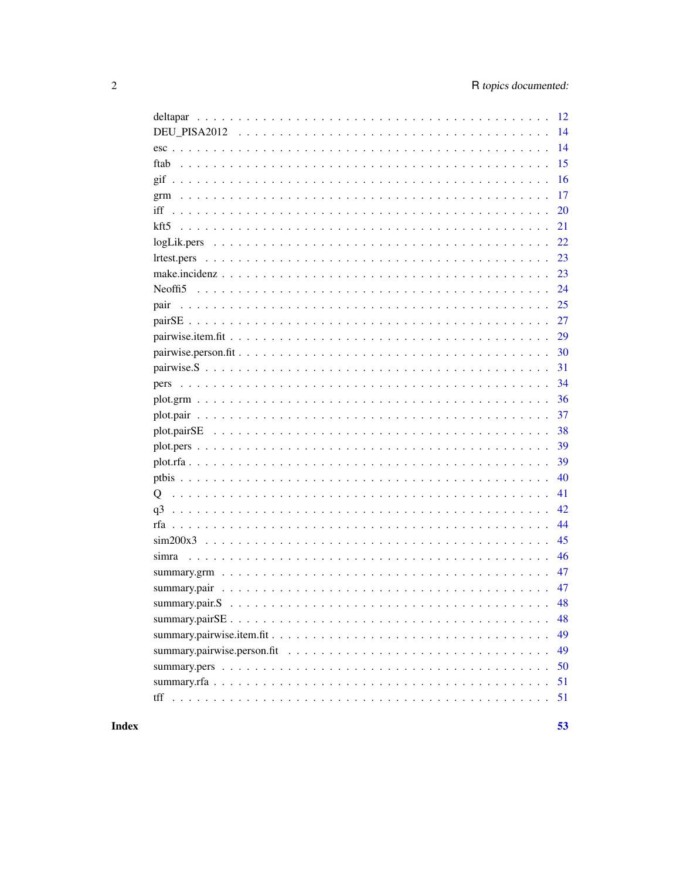| | |
|---|---|
| deltapar | 12 |
| DEU_PISA2012 | 14 |
| esc | 14 |
| ftab | 15 |
| gif | 16 |
| grm | 17 |
| iff | 20 |
| kft5 | 21 |
| logLik.pers | 22 |
| lrtest.pers | 23 |
| make.incidenz | 23 |
| Neoffi5 | 24 |
| pair | 25 |
| pairSE | 27 |
| pairwise.item.fit | 29 |
| pairwise.person.fit | 30 |
| pairwise.S | 31 |
| pers | 34 |
| plot.grm | 36 |
| plot.pair | 37 |
| plot.pairSE | 38 |
| plot.pers | 39 |
| plot.rfa | 39 |
| ptbis | 40 |
| Q | 41 |
| q3 | 42 |
| rfa | 44 |
| sim200x3 | 45 |
| simra | 46 |
| summary.grm | 47 |
| summary.pair | 47 |
| summary.pair.S | 48 |
| summary.pairSE | 48 |
| summary.pairwise.item.fit | 49 |
| summary.pairwise.person.fit | 49 |
| summary.pers | 50 |
| summary.rfa | 51 |
| tff | 51 |

**Index** **53**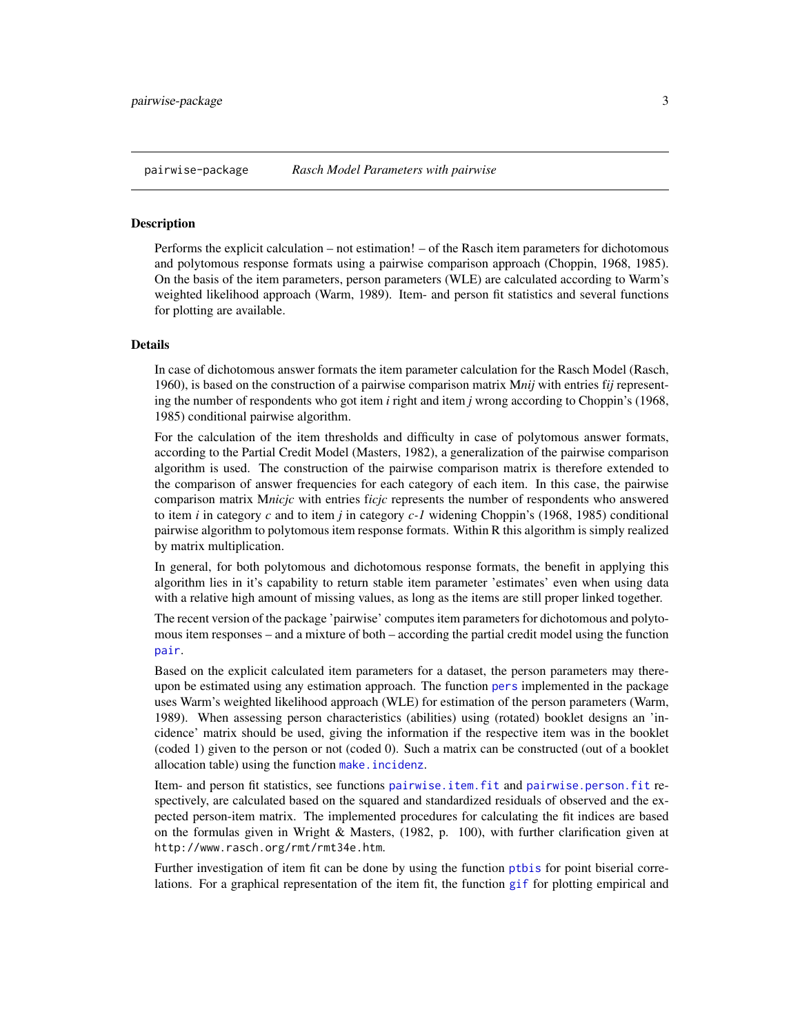pairwise-package &nbsp;&nbsp;&nbsp; *Rasch Model Parameters with pairwise*

---

### Description

Performs the explicit calculation – not estimation! – of the Rasch item parameters for dichotomous and polytomous response formats using a pairwise comparison approach (Choppin, 1968, 1985). On the basis of the item parameters, person parameters (WLE) are calculated according to Warm's weighted likelihood approach (Warm, 1989). Item- and person fit statistics and several functions for plotting are available.

### Details

In case of dichotomous answer formats the item parameter calculation for the Rasch Model (Rasch, 1960), is based on the construction of a pairwise comparison matrix M*nij* with entries f*ij* representing the number of respondents who got item *i* right and item *j* wrong according to Choppin's (1968, 1985) conditional pairwise algorithm.

For the calculation of the item thresholds and difficulty in case of polytomous answer formats, according to the Partial Credit Model (Masters, 1982), a generalization of the pairwise comparison algorithm is used. The construction of the pairwise comparison matrix is therefore extended to the comparison of answer frequencies for each category of each item. In this case, the pairwise comparison matrix M*nicjc* with entries f*icjc* represents the number of respondents who answered to item *i* in category *c* and to item *j* in category *c-1* widening Choppin's (1968, 1985) conditional pairwise algorithm to polytomous item response formats. Within R this algorithm is simply realized by matrix multiplication.

In general, for both polytomous and dichotomous response formats, the benefit in applying this algorithm lies in it's capability to return stable item parameter 'estimates' even when using data with a relative high amount of missing values, as long as the items are still proper linked together.

The recent version of the package 'pairwise' computes item parameters for dichotomous and polytomous item responses – and a mixture of both – according the partial credit model using the function `pair`.

Based on the explicit calculated item parameters for a dataset, the person parameters may thereupon be estimated using any estimation approach. The function `pers` implemented in the package uses Warm's weighted likelihood approach (WLE) for estimation of the person parameters (Warm, 1989). When assessing person characteristics (abilities) using (rotated) booklet designs an 'incidence' matrix should be used, giving the information if the respective item was in the booklet (coded 1) given to the person or not (coded 0). Such a matrix can be constructed (out of a booklet allocation table) using the function `make.incidenz`.

Item- and person fit statistics, see functions `pairwise.item.fit` and `pairwise.person.fit` respectively, are calculated based on the squared and standardized residuals of observed and the expected person-item matrix. The implemented procedures for calculating the fit indices are based on the formulas given in Wright & Masters, (1982, p. 100), with further clarification given at `http://www.rasch.org/rmt/rmt34e.htm`.

Further investigation of item fit can be done by using the function `ptbis` for point biserial correlations. For a graphical representation of the item fit, the function `gif` for plotting empirical and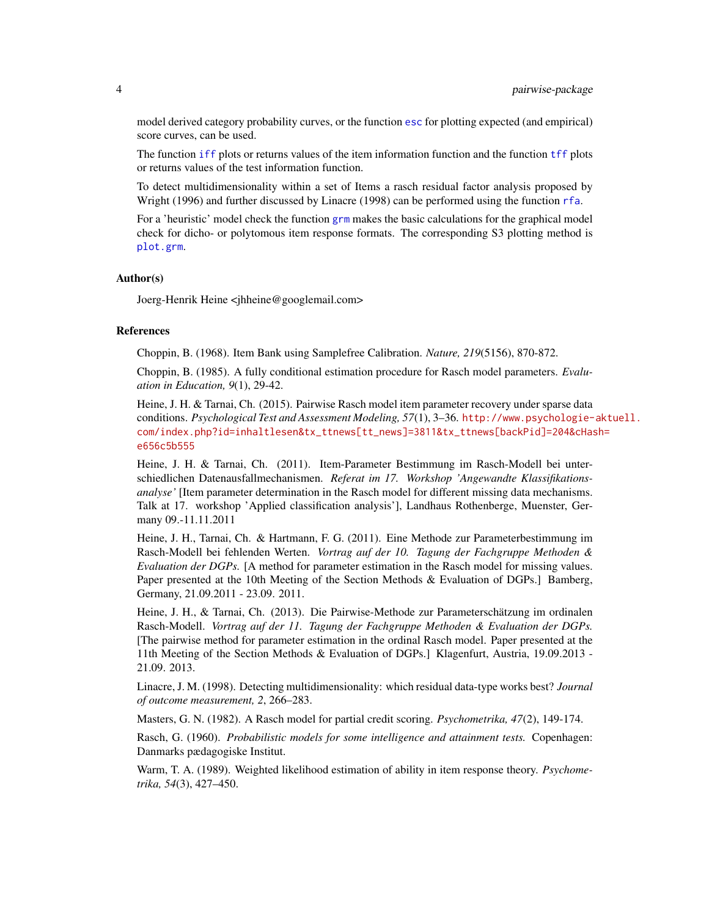model derived category probability curves, or the function `esc` for plotting expected (and empirical) score curves, can be used.

The function `iff` plots or returns values of the item information function and the function `tff` plots or returns values of the test information function.

To detect multidimensionality within a set of Items a rasch residual factor analysis proposed by Wright (1996) and further discussed by Linacre (1998) can be performed using the function `rfa`.

For a 'heuristic' model check the function `grm` makes the basic calculations for the graphical model check for dicho- or polytomous item response formats. The corresponding S3 plotting method is `plot.grm`.

### Author(s)

Joerg-Henrik Heine <jhheine@googlemail.com>

### References

Choppin, B. (1968). Item Bank using Samplefree Calibration. *Nature, 219*(5156), 870-872.

Choppin, B. (1985). A fully conditional estimation procedure for Rasch model parameters. *Evaluation in Education, 9*(1), 29-42.

Heine, J. H. & Tarnai, Ch. (2015). Pairwise Rasch model item parameter recovery under sparse data conditions. *Psychological Test and Assessment Modeling, 57*(1), 3–36. http://www.psychologie-aktuell.com/index.php?id=inhaltlesen&tx_ttnews[tt_news]=3811&tx_ttnews[backPid]=204&cHash=e656c5b555

Heine, J. H. & Tarnai, Ch. (2011). Item-Parameter Bestimmung im Rasch-Modell bei unterschiedlichen Datenausfallmechanismen. *Referat im 17. Workshop 'Angewandte Klassifikationsanalyse'* [Item parameter determination in the Rasch model for different missing data mechanisms. Talk at 17. workshop 'Applied classification analysis'], Landhaus Rothenberge, Muenster, Germany 09.-11.11.2011

Heine, J. H., Tarnai, Ch. & Hartmann, F. G. (2011). Eine Methode zur Parameterbestimmung im Rasch-Modell bei fehlenden Werten. *Vortrag auf der 10. Tagung der Fachgruppe Methoden & Evaluation der DGPs.* [A method for parameter estimation in the Rasch model for missing values. Paper presented at the 10th Meeting of the Section Methods & Evaluation of DGPs.] Bamberg, Germany, 21.09.2011 - 23.09. 2011.

Heine, J. H., & Tarnai, Ch. (2013). Die Pairwise-Methode zur Parameterschätzung im ordinalen Rasch-Modell. *Vortrag auf der 11. Tagung der Fachgruppe Methoden & Evaluation der DGPs.* [The pairwise method for parameter estimation in the ordinal Rasch model. Paper presented at the 11th Meeting of the Section Methods & Evaluation of DGPs.] Klagenfurt, Austria, 19.09.2013 - 21.09. 2013.

Linacre, J. M. (1998). Detecting multidimensionality: which residual data-type works best? *Journal of outcome measurement, 2*, 266–283.

Masters, G. N. (1982). A Rasch model for partial credit scoring. *Psychometrika, 47*(2), 149-174.

Rasch, G. (1960). *Probabilistic models for some intelligence and attainment tests.* Copenhagen: Danmarks pædagogiske Institut.

Warm, T. A. (1989). Weighted likelihood estimation of ability in item response theory. *Psychometrika, 54*(3), 427–450.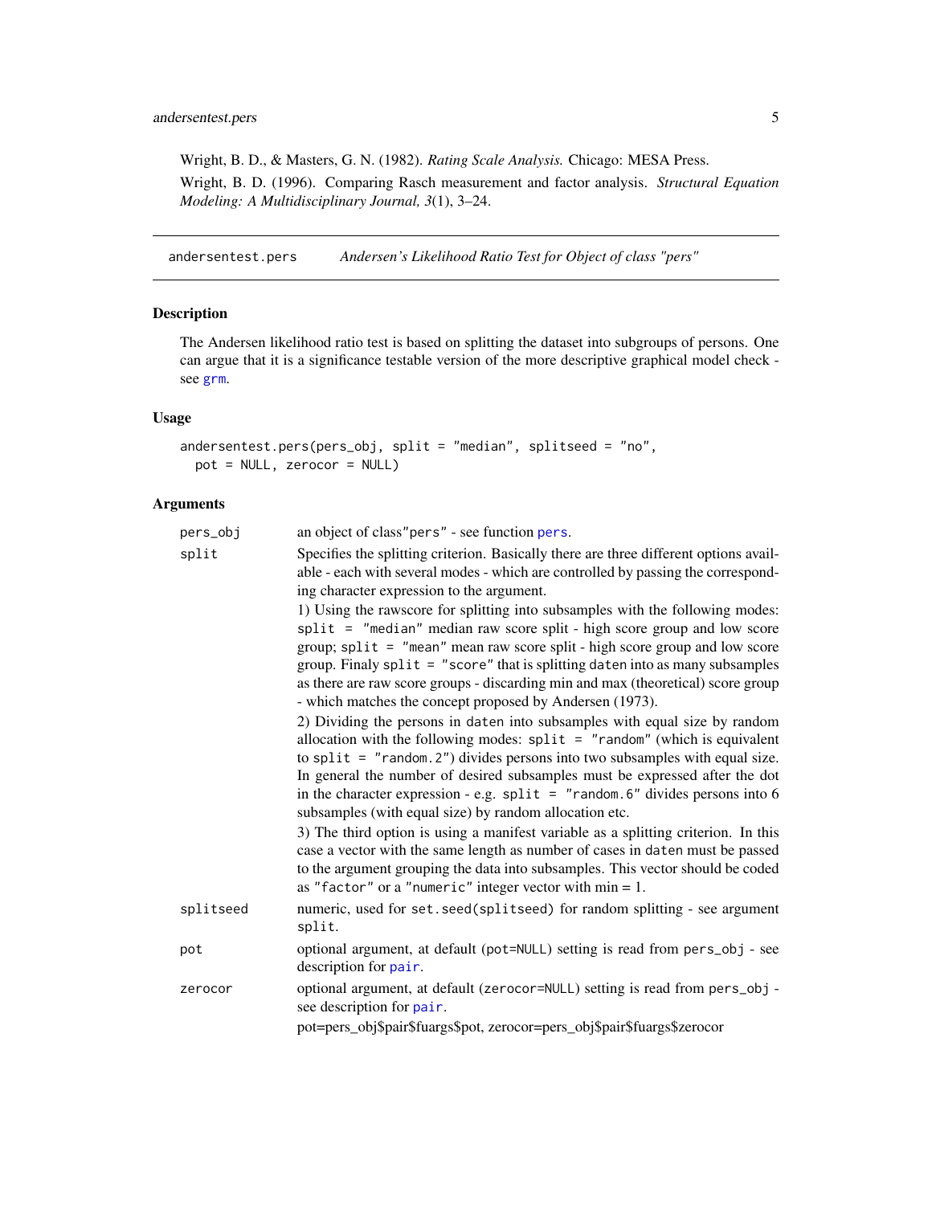Wright, B. D., & Masters, G. N. (1982). *Rating Scale Analysis.* Chicago: MESA Press.

Wright, B. D. (1996). Comparing Rasch measurement and factor analysis. *Structural Equation Modeling: A Multidisciplinary Journal, 3*(1), 3–24.

---

## andersentest.pers — *Andersen's Likelihood Ratio Test for Object of class "pers"*

### Description

The Andersen likelihood ratio test is based on splitting the dataset into subgroups of persons. One can argue that it is a significance testable version of the more descriptive graphical model check - see `grm`.

### Usage

```
andersentest.pers(pers_obj, split = "median", splitseed = "no",
  pot = NULL, zerocor = NULL)
```

### Arguments

| Argument | Description |
|---|---|
| `pers_obj` | an object of class"`pers`" - see function `pers`. |
| `split` | Specifies the splitting criterion. Basically there are three different options available - each with several modes - which are controlled by passing the corresponding character expression to the argument.<br>1) Using the rawscore for splitting into subsamples with the following modes: `split = "median"` median raw score split - high score group and low score group; `split = "mean"` mean raw score split - high score group and low score group. Finaly `split = "score"` that is splitting `daten` into as many subsamples as there are raw score groups - discarding min and max (theoretical) score group - which matches the concept proposed by Andersen (1973).<br>2) Dividing the persons in `daten` into subsamples with equal size by random allocation with the following modes: `split = "random"` (which is equivalent to `split = "random.2"`) divides persons into two subsamples with equal size. In general the number of desired subsamples must be expressed after the dot in the character expression - e.g. `split = "random.6"` divides persons into 6 subsamples (with equal size) by random allocation etc.<br>3) The third option is using a manifest variable as a splitting criterion. In this case a vector with the same length as number of cases in `daten` must be passed to the argument grouping the data into subsamples. This vector should be coded as `"factor"` or a `"numeric"` integer vector with min = 1. |
| `splitseed` | numeric, used for `set.seed(splitseed)` for random splitting - see argument `split`. |
| `pot` | optional argument, at default (`pot=NULL`) setting is read from `pers_obj` - see description for `pair`. |
| `zerocor` | optional argument, at default (`zerocor=NULL`) setting is read from `pers_obj` - see description for `pair`.<br>pot=pers_obj$pair$fuargs$pot, zerocor=pers_obj$pair$fuargs$zerocor |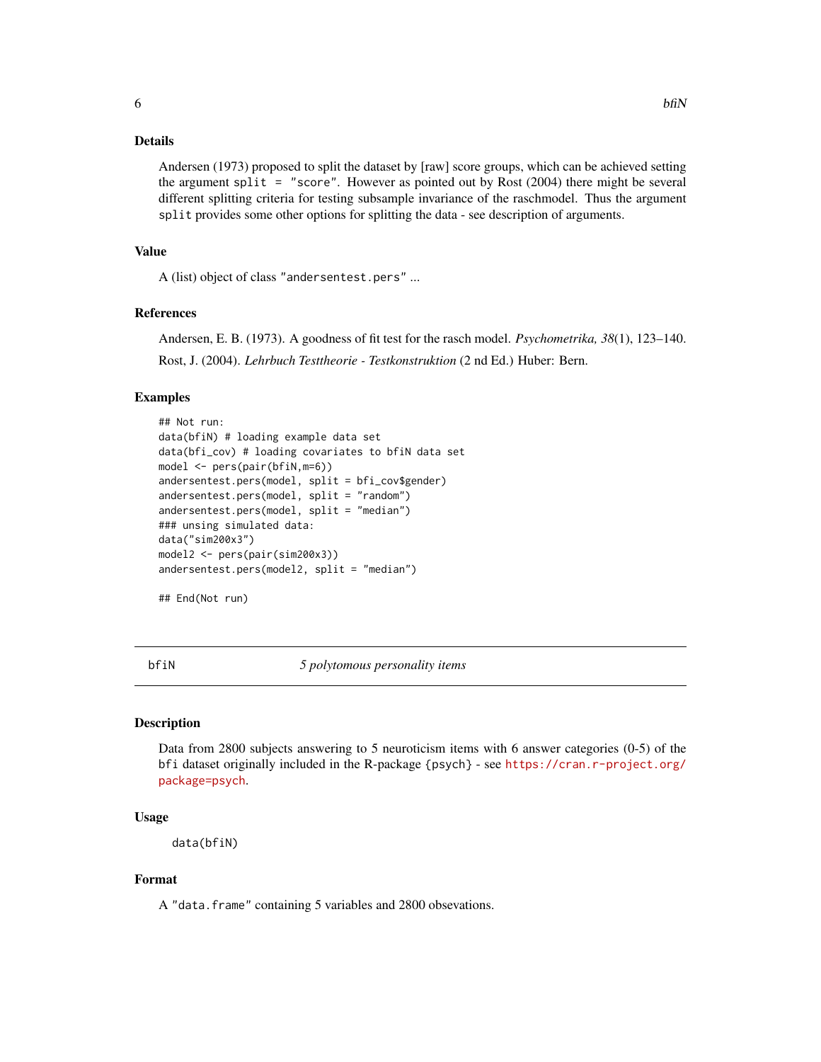## Details

Andersen (1973) proposed to split the dataset by [raw] score groups, which can be achieved setting the argument `split = "score"`. However as pointed out by Rost (2004) there might be several different splitting criteria for testing subsample invariance of the raschmodel. Thus the argument `split` provides some other options for splitting the data - see description of arguments.

## Value

A (list) object of class `"andersentest.pers"` ...

## References

Andersen, E. B. (1973). A goodness of fit test for the rasch model. *Psychometrika, 38*(1), 123–140.

Rost, J. (2004). *Lehrbuch Testtheorie - Testkonstruktion* (2 nd Ed.) Huber: Bern.

## Examples

```
## Not run:
data(bfiN) # loading example data set
data(bfi_cov) # loading covariates to bfiN data set
model <- pers(pair(bfiN,m=6))
andersentest.pers(model, split = bfi_cov$gender)
andersentest.pers(model, split = "random")
andersentest.pers(model, split = "median")
### unsing simulated data:
data("sim200x3")
model2 <- pers(pair(sim200x3))
andersentest.pers(model2, split = "median")

## End(Not run)
```

---

# bfiN — *5 polytomous personality items*

## Description

Data from 2800 subjects answering to 5 neuroticism items with 6 answer categories (0-5) of the `bfi` dataset originally included in the R-package `{psych}` - see https://cran.r-project.org/package=psych.

## Usage

```
data(bfiN)
```

## Format

A `"data.frame"` containing 5 variables and 2800 obsevations.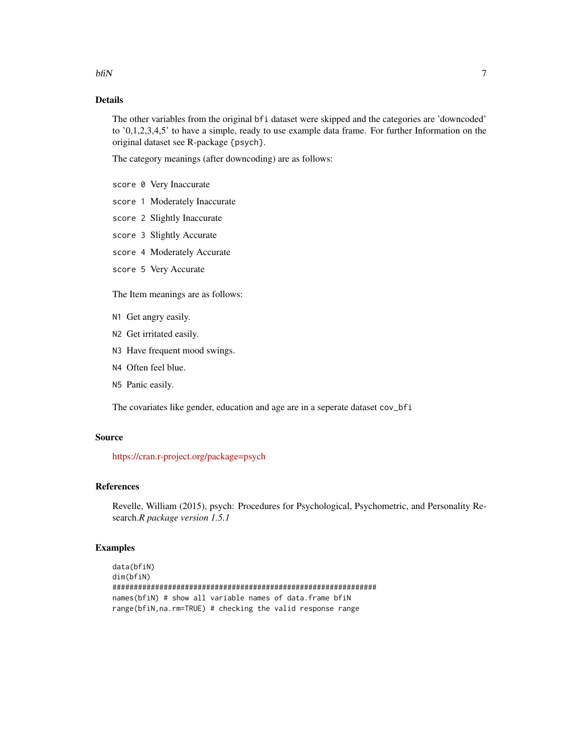## Details

The other variables from the original `bfi` dataset were skipped and the categories are 'downcoded' to '0,1,2,3,4,5' to have a simple, ready to use example data frame. For further Information on the original dataset see R-package `{psych}`.

The category meanings (after downcoding) are as follows:

- `score 0` Very Inaccurate
- `score 1` Moderately Inaccurate
- `score 2` Slightly Inaccurate
- `score 3` Slightly Accurate
- `score 4` Moderately Accurate
- `score 5` Very Accurate

The Item meanings are as follows:

- `N1` Get angry easily.
- `N2` Get irritated easily.
- `N3` Have frequent mood swings.
- `N4` Often feel blue.
- `N5` Panic easily.

The covariates like gender, education and age are in a seperate dataset `cov_bfi`

## Source

https://cran.r-project.org/package=psych

## References

Revelle, William (2015), psych: Procedures for Psychological, Psychometric, and Personality Research.*R package version 1.5.1*

## Examples

```
data(bfiN)
dim(bfiN)
###############################################################
names(bfiN) # show all variable names of data.frame bfiN
range(bfiN,na.rm=TRUE) # checking the valid response range
```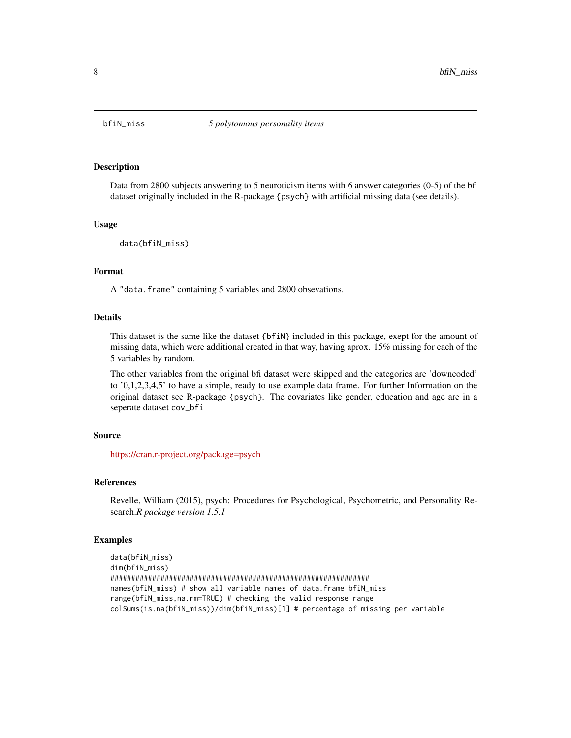## bfiN_miss *5 polytomous personality items*

### Description

Data from 2800 subjects answering to 5 neuroticism items with 6 answer categories (0-5) of the bfi dataset originally included in the R-package {psych} with artificial missing data (see details).

### Usage

```
data(bfiN_miss)
```

### Format

A "data.frame" containing 5 variables and 2800 obsevations.

### Details

This dataset is the same like the dataset {bfiN} included in this package, exept for the amount of missing data, which were additional created in that way, having aprox. 15% missing for each of the 5 variables by random.

The other variables from the original bfi dataset were skipped and the categories are 'downcoded' to '0,1,2,3,4,5' to have a simple, ready to use example data frame. For further Information on the original dataset see R-package {psych}. The covariates like gender, education and age are in a seperate dataset cov_bfi

### Source

https://cran.r-project.org/package=psych

### References

Revelle, William (2015), psych: Procedures for Psychological, Psychometric, and Personality Research.*R package version 1.5.1*

### Examples

```
data(bfiN_miss)
dim(bfiN_miss)
################################################################
names(bfiN_miss) # show all variable names of data.frame bfiN_miss
range(bfiN_miss,na.rm=TRUE) # checking the valid response range
colSums(is.na(bfiN_miss))/dim(bfiN_miss)[1] # percentage of missing per variable
```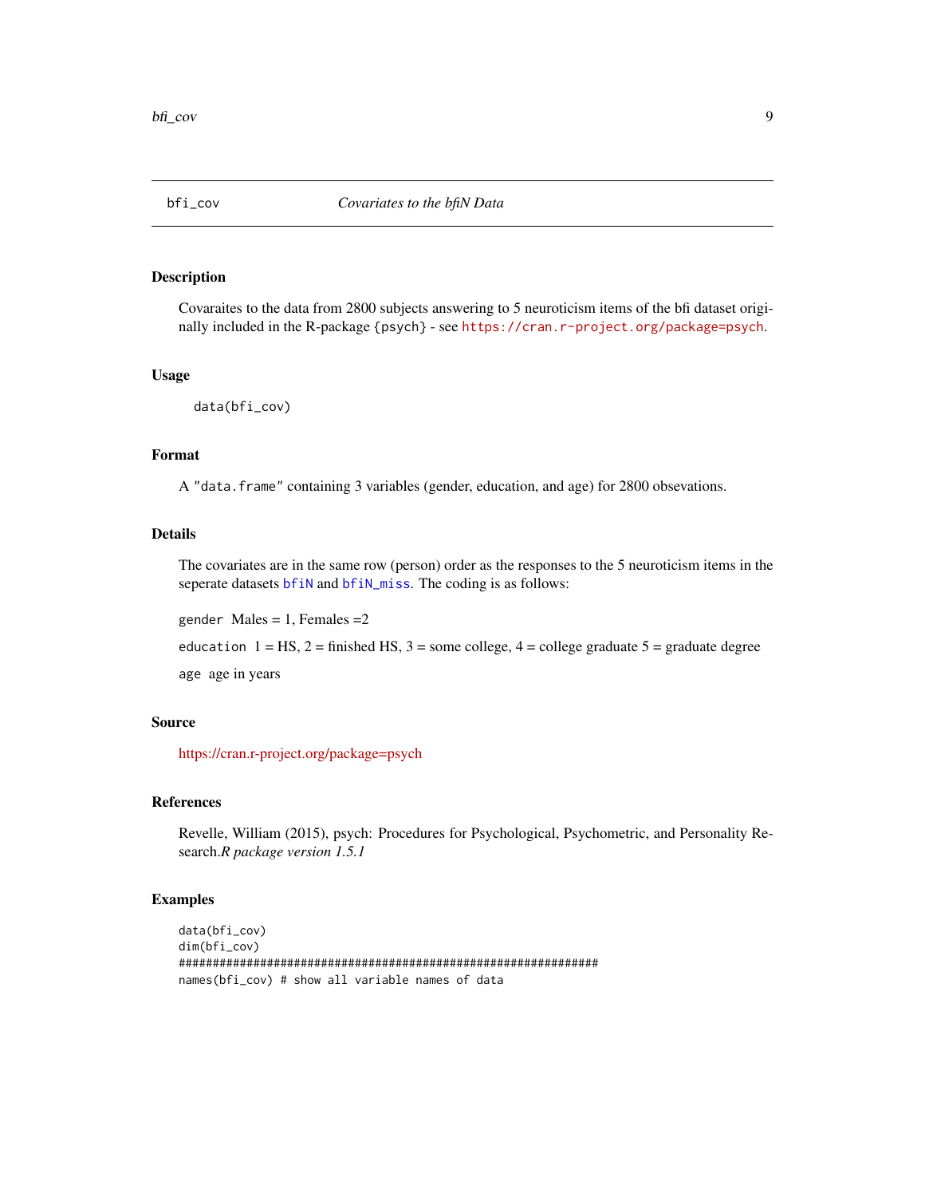bfi_cov *Covariates to the bfiN Data*

## Description

Covaraites to the data from 2800 subjects answering to 5 neuroticism items of the bfi dataset originally included in the R-package {psych} - see https://cran.r-project.org/package=psych.

## Usage

```
data(bfi_cov)
```

## Format

A "data.frame" containing 3 variables (gender, education, and age) for 2800 obsevations.

## Details

The covariates are in the same row (person) order as the responses to the 5 neuroticism items in the seperate datasets bfiN and bfiN_miss. The coding is as follows:

gender Males = 1, Females =2

education 1 = HS, 2 = finished HS, 3 = some college, 4 = college graduate 5 = graduate degree

age age in years

## Source

https://cran.r-project.org/package=psych

## References

Revelle, William (2015), psych: Procedures for Psychological, Psychometric, and Personality Research.*R package version 1.5.1*

## Examples

```
data(bfi_cov)
dim(bfi_cov)
###################################################################
names(bfi_cov) # show all variable names of data
```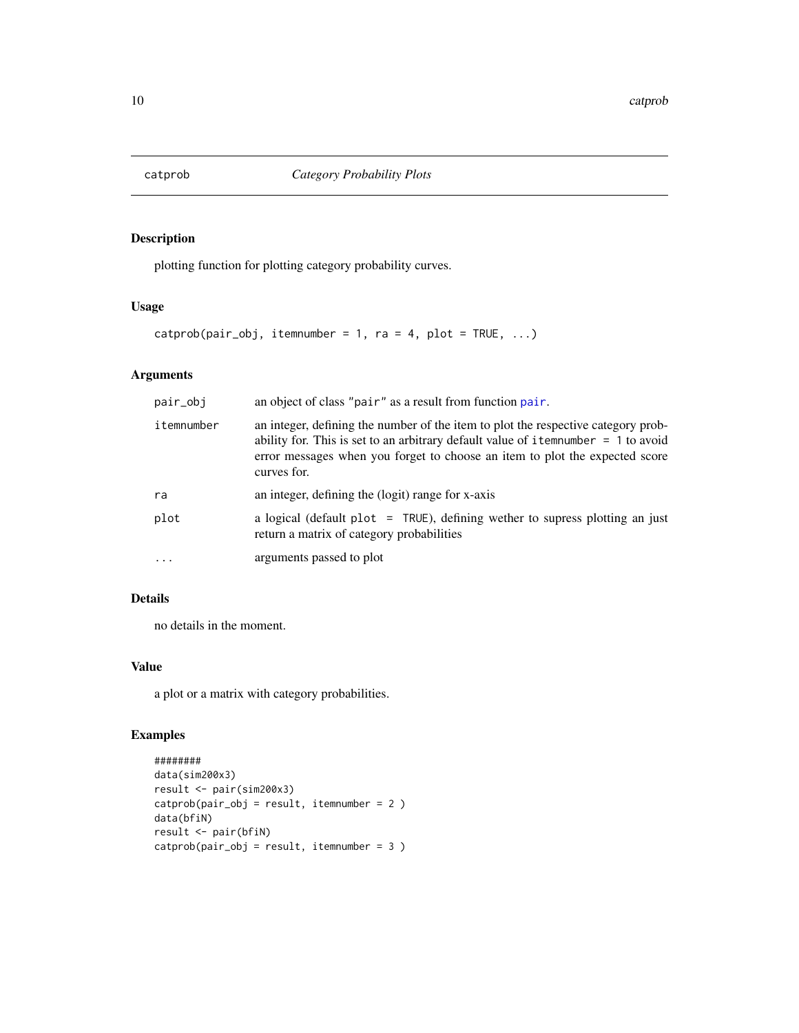# catprob *Category Probability Plots*

## Description

plotting function for plotting category probability curves.

## Usage

```
catprob(pair_obj, itemnumber = 1, ra = 4, plot = TRUE, ...)
```

## Arguments

| | |
|---|---|
| pair_obj | an object of class "pair" as a result from function pair. |
| itemnumber | an integer, defining the number of the item to plot the respective category probability for. This is set to an arbitrary default value of `itemnumber = 1` to avoid error messages when you forget to choose an item to plot the expected score curves for. |
| ra | an integer, defining the (logit) range for x-axis |
| plot | a logical (default `plot = TRUE`), defining wether to supress plotting an just return a matrix of category probabilities |
| ... | arguments passed to plot |

## Details

no details in the moment.

## Value

a plot or a matrix with category probabilities.

## Examples

```
########
data(sim200x3)
result <- pair(sim200x3)
catprob(pair_obj = result, itemnumber = 2 )
data(bfiN)
result <- pair(bfiN)
catprob(pair_obj = result, itemnumber = 3 )
```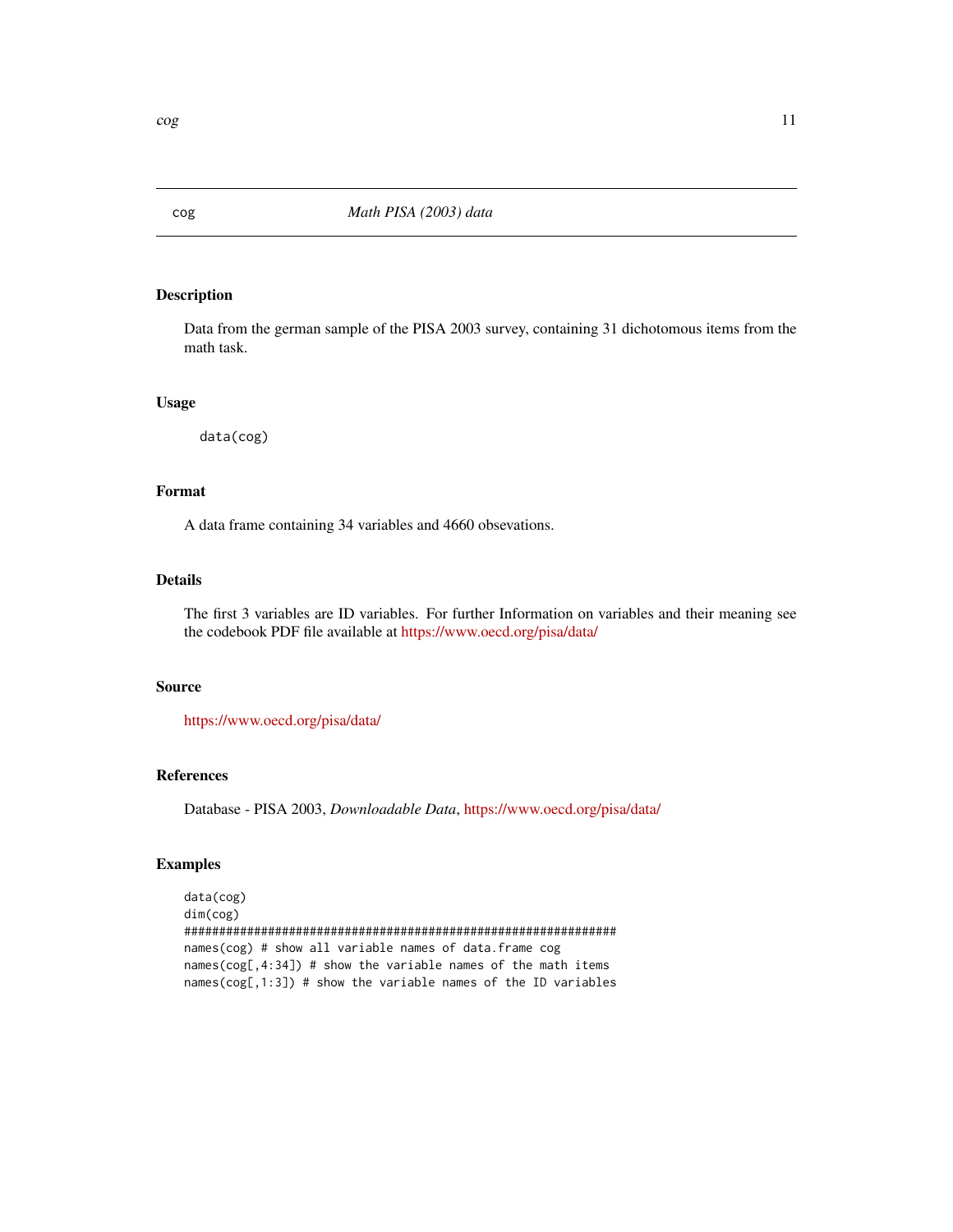## cog — *Math PISA (2003) data*

### Description

Data from the german sample of the PISA 2003 survey, containing 31 dichotomous items from the math task.

### Usage

```
data(cog)
```

### Format

A data frame containing 34 variables and 4660 obsevations.

### Details

The first 3 variables are ID variables. For further Information on variables and their meaning see the codebook PDF file available at https://www.oecd.org/pisa/data/

### Source

https://www.oecd.org/pisa/data/

### References

Database - PISA 2003, *Downloadable Data*, https://www.oecd.org/pisa/data/

### Examples

```
data(cog)
dim(cog)
################################################################
names(cog) # show all variable names of data.frame cog
names(cog[,4:34]) # show the variable names of the math items
names(cog[,1:3]) # show the variable names of the ID variables
```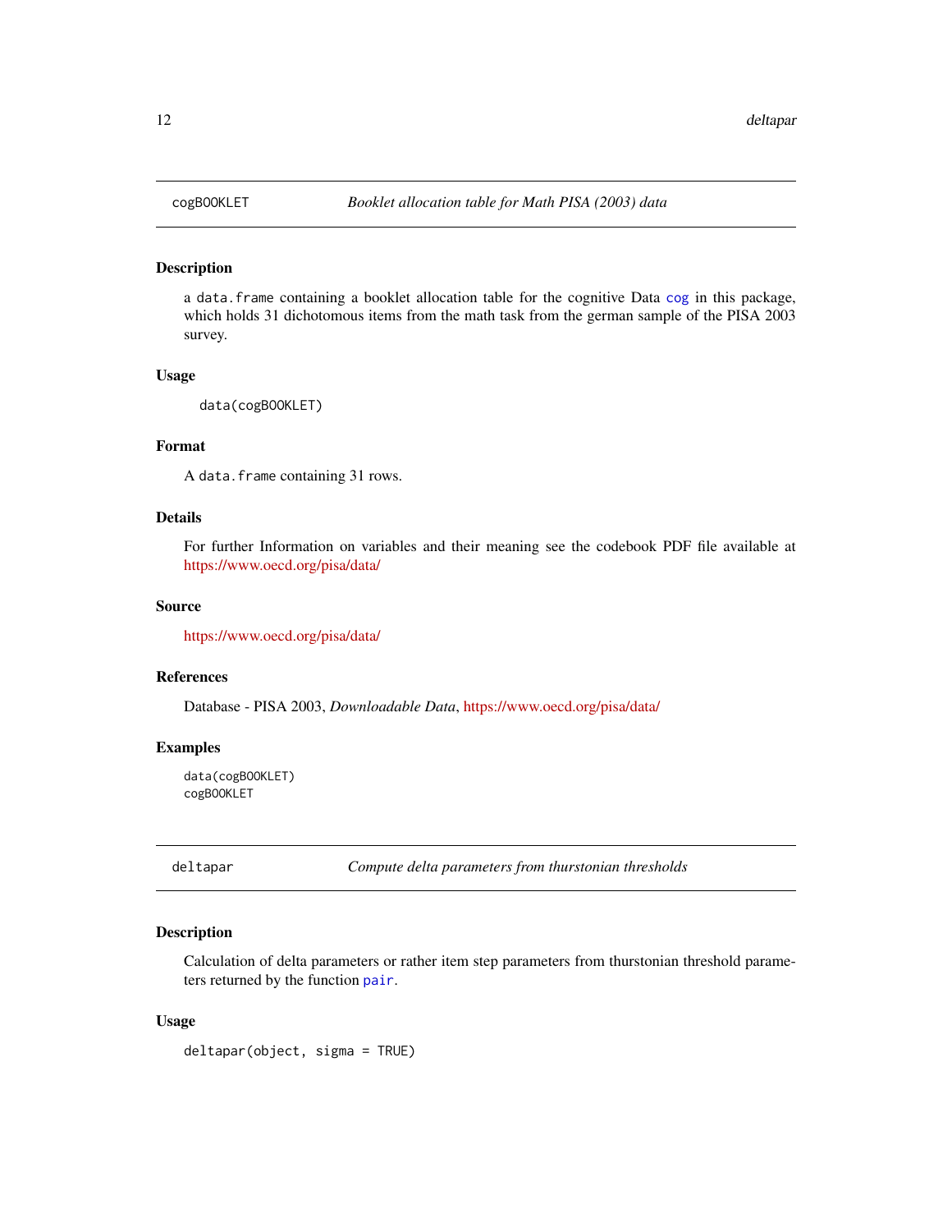## cogBOOKLET — *Booklet allocation table for Math PISA (2003) data*

### Description

a `data.frame` containing a booklet allocation table for the cognitive Data `cog` in this package, which holds 31 dichotomous items from the math task from the german sample of the PISA 2003 survey.

### Usage

```
data(cogBOOKLET)
```

### Format

A `data.frame` containing 31 rows.

### Details

For further Information on variables and their meaning see the codebook PDF file available at https://www.oecd.org/pisa/data/

### Source

https://www.oecd.org/pisa/data/

### References

Database - PISA 2003, *Downloadable Data*, https://www.oecd.org/pisa/data/

### Examples

```
data(cogBOOKLET)
cogBOOKLET
```

## deltapar — *Compute delta parameters from thurstonian thresholds*

### Description

Calculation of delta parameters or rather item step parameters from thurstonian threshold parameters returned by the function `pair`.

### Usage

```
deltapar(object, sigma = TRUE)
```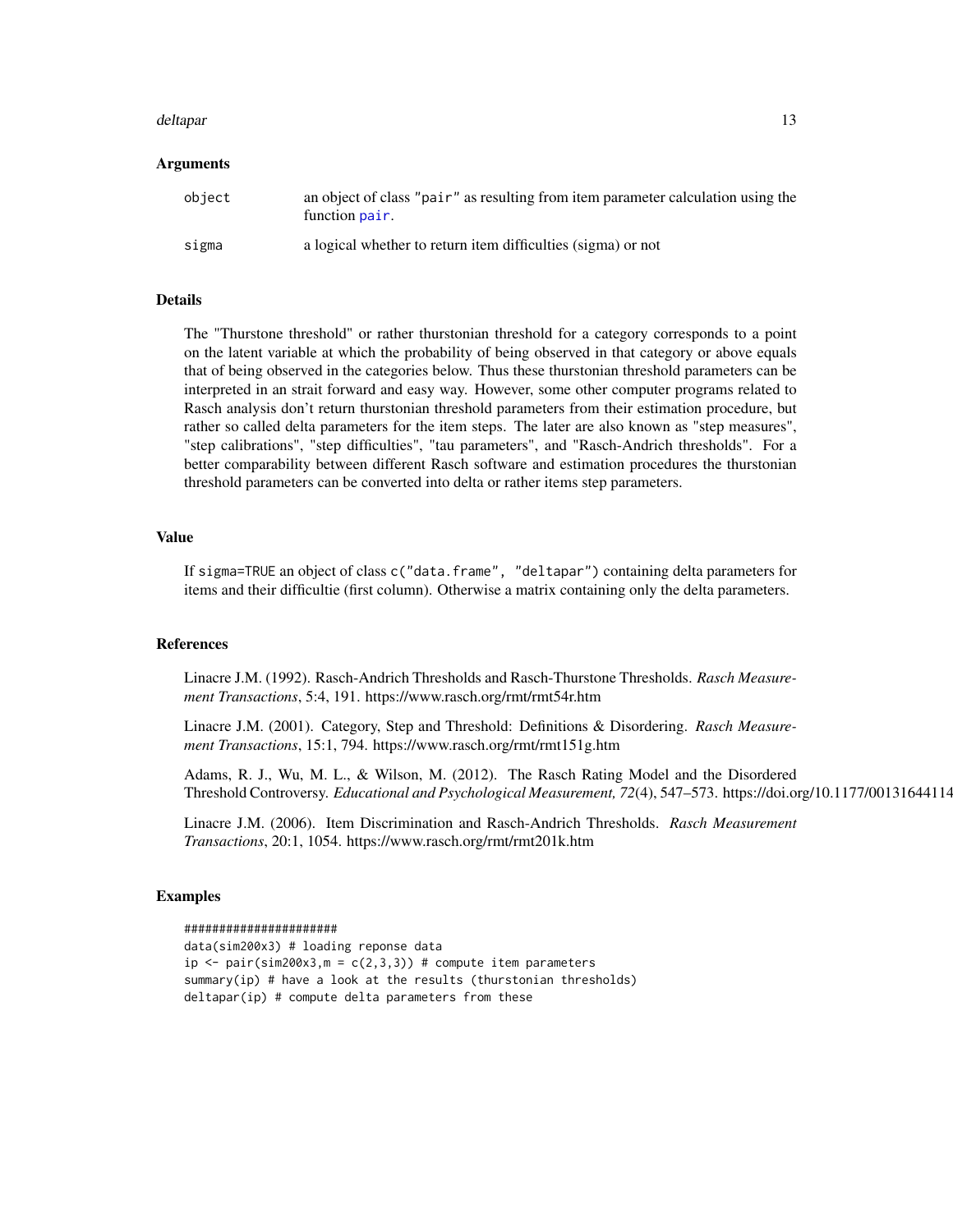## Arguments

| | |
|---|---|
| object | an object of class "pair" as resulting from item parameter calculation using the function pair. |
| sigma | a logical whether to return item difficulties (sigma) or not |

## Details

The "Thurstone threshold" or rather thurstonian threshold for a category corresponds to a point on the latent variable at which the probability of being observed in that category or above equals that of being observed in the categories below. Thus these thurstonian threshold parameters can be interpreted in an strait forward and easy way. However, some other computer programs related to Rasch analysis don't return thurstonian threshold parameters from their estimation procedure, but rather so called delta parameters for the item steps. The later are also known as "step measures", "step calibrations", "step difficulties", "tau parameters", and "Rasch-Andrich thresholds". For a better comparability between different Rasch software and estimation procedures the thurstonian threshold parameters can be converted into delta or rather items step parameters.

## Value

If sigma=TRUE an object of class c("data.frame", "deltapar") containing delta parameters for items and their difficultie (first column). Otherwise a matrix containing only the delta parameters.

## References

Linacre J.M. (1992). Rasch-Andrich Thresholds and Rasch-Thurstone Thresholds. *Rasch Measurement Transactions*, 5:4, 191. https://www.rasch.org/rmt/rmt54r.htm

Linacre J.M. (2001). Category, Step and Threshold: Definitions & Disordering. *Rasch Measurement Transactions*, 15:1, 794. https://www.rasch.org/rmt/rmt151g.htm

Adams, R. J., Wu, M. L., & Wilson, M. (2012). The Rasch Rating Model and the Disordered Threshold Controversy. *Educational and Psychological Measurement, 72*(4), 547–573. https://doi.org/10.1177/00131644114

Linacre J.M. (2006). Item Discrimination and Rasch-Andrich Thresholds. *Rasch Measurement Transactions*, 20:1, 1054. https://www.rasch.org/rmt/rmt201k.htm

## Examples

```
######################
data(sim200x3) # loading reponse data
ip <- pair(sim200x3,m = c(2,3,3)) # compute item parameters
summary(ip) # have a look at the results (thurstonian thresholds)
deltapar(ip) # compute delta parameters from these
```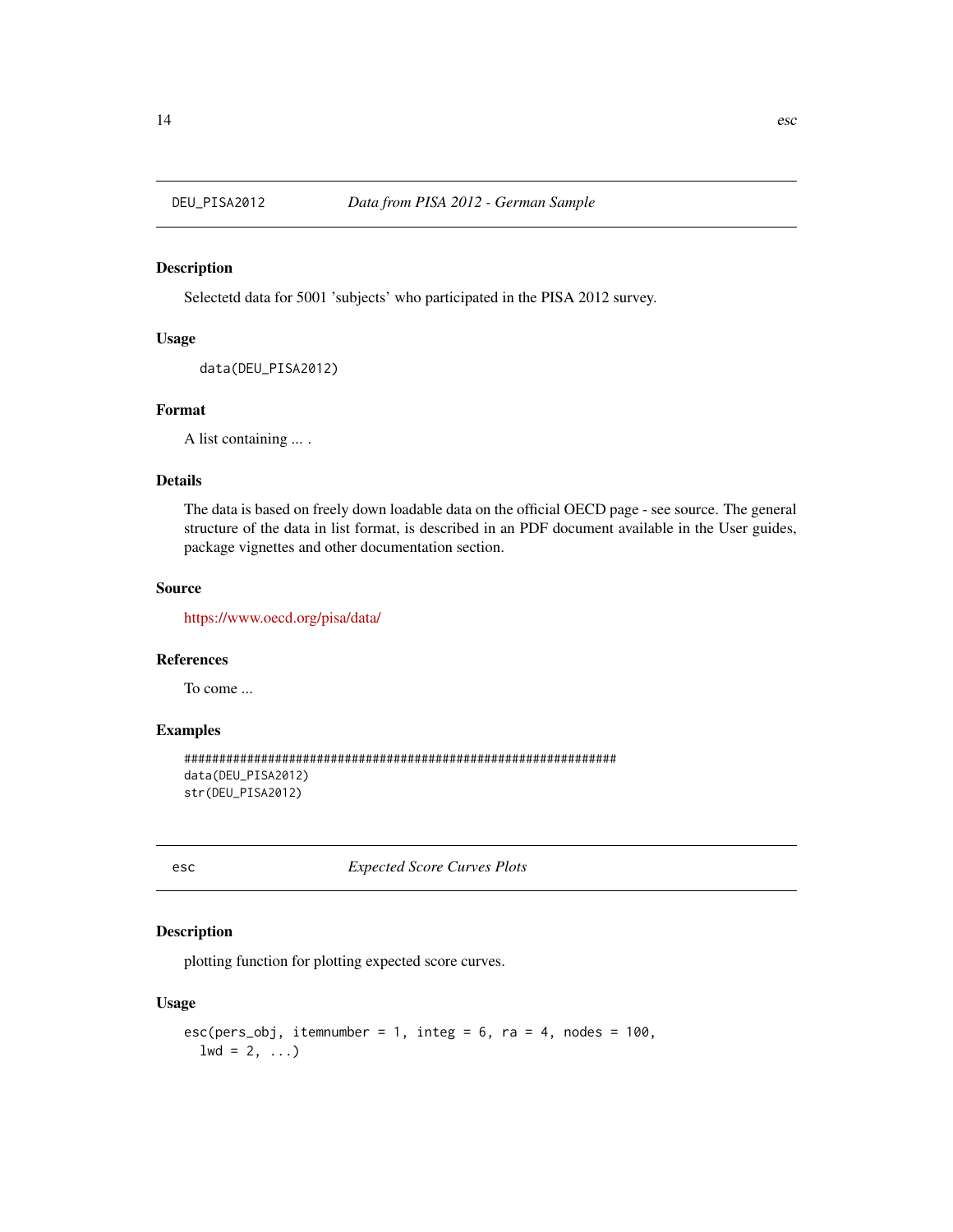## DEU_PISA2012 *Data from PISA 2012 - German Sample*

### Description

Selectetd data for 5001 'subjects' who participated in the PISA 2012 survey.

### Usage

```
data(DEU_PISA2012)
```

### Format

A list containing ... .

### Details

The data is based on freely down loadable data on the official OECD page - see source. The general structure of the data in list format, is described in an PDF document available in the User guides, package vignettes and other documentation section.

### Source

https://www.oecd.org/pisa/data/

### References

To come ...

### Examples

```
###############################################################
data(DEU_PISA2012)
str(DEU_PISA2012)
```

## esc *Expected Score Curves Plots*

### Description

plotting function for plotting expected score curves.

### Usage

```
esc(pers_obj, itemnumber = 1, integ = 6, ra = 4, nodes = 100,
  lwd = 2, ...)
```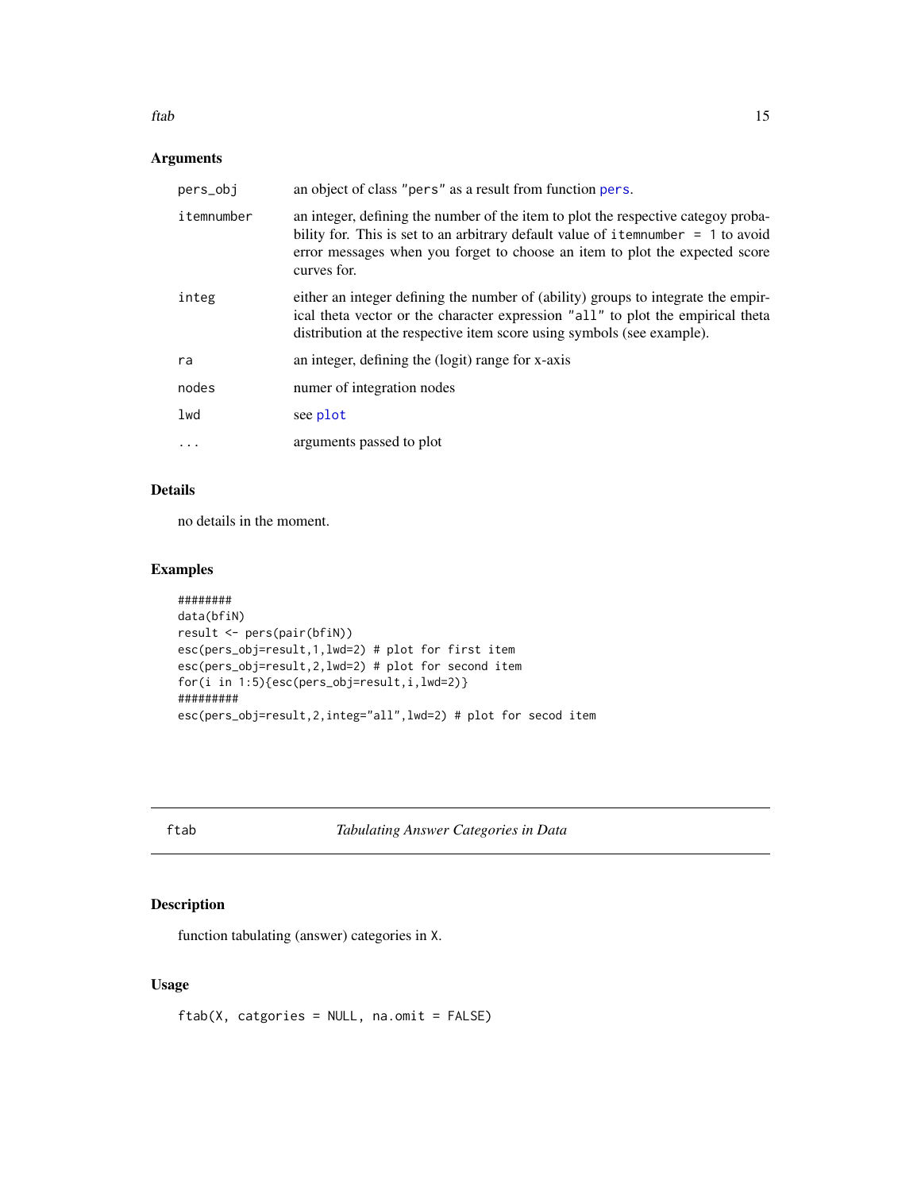## Arguments

| | |
|---|---|
| pers_obj | an object of class "pers" as a result from function pers. |
| itemnumber | an integer, defining the number of the item to plot the respective categoy probability for. This is set to an arbitrary default value of itemnumber = 1 to avoid error messages when you forget to choose an item to plot the expected score curves for. |
| integ | either an integer defining the number of (ability) groups to integrate the empirical theta vector or the character expression "all" to plot the empirical theta distribution at the respective item score using symbols (see example). |
| ra | an integer, defining the (logit) range for x-axis |
| nodes | numer of integration nodes |
| lwd | see plot |
| ... | arguments passed to plot |

## Details

no details in the moment.

## Examples

```
########
data(bfiN)
result <- pers(pair(bfiN))
esc(pers_obj=result,1,lwd=2) # plot for first item
esc(pers_obj=result,2,lwd=2) # plot for second item
for(i in 1:5){esc(pers_obj=result,i,lwd=2)}
#########
esc(pers_obj=result,2,integ="all",lwd=2) # plot for secod item
```

---

# ftab — *Tabulating Answer Categories in Data*

## Description

function tabulating (answer) categories in X.

## Usage

```
ftab(X, catgories = NULL, na.omit = FALSE)
```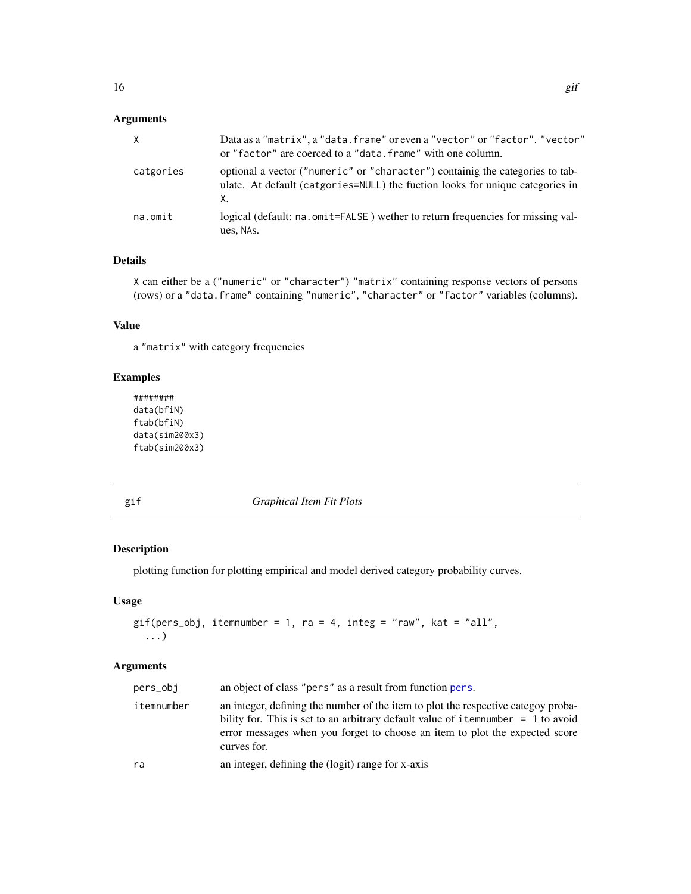## Arguments

| | |
|---|---|
| X | Data as a "matrix", a "data.frame" or even a "vector" or "factor". "vector" or "factor" are coerced to a "data.frame" with one column. |
| catgories | optional a vector ("numeric" or "character") containig the categories to tabulate. At default (catgories=NULL) the fuction looks for unique categories in X. |
| na.omit | logical (default: na.omit=FALSE ) wether to return frequencies for missing values, NAs. |

## Details

X can either be a ("numeric" or "character") "matrix" containing response vectors of persons (rows) or a "data.frame" containing "numeric", "character" or "factor" variables (columns).

## Value

a "matrix" with category frequencies

## Examples

```
########
data(bfiN)
ftab(bfiN)
data(sim200x3)
ftab(sim200x3)
```

---

# gif — *Graphical Item Fit Plots*

## Description

plotting function for plotting empirical and model derived category probability curves.

## Usage

```
gif(pers_obj, itemnumber = 1, ra = 4, integ = "raw", kat = "all",
  ...)
```

## Arguments

| | |
|---|---|
| pers_obj | an object of class "pers" as a result from function pers. |
| itemnumber | an integer, defining the number of the item to plot the respective categoy probability for. This is set to an arbitrary default value of itemnumber = 1 to avoid error messages when you forget to choose an item to plot the expected score curves for. |
| ra | an integer, defining the (logit) range for x-axis |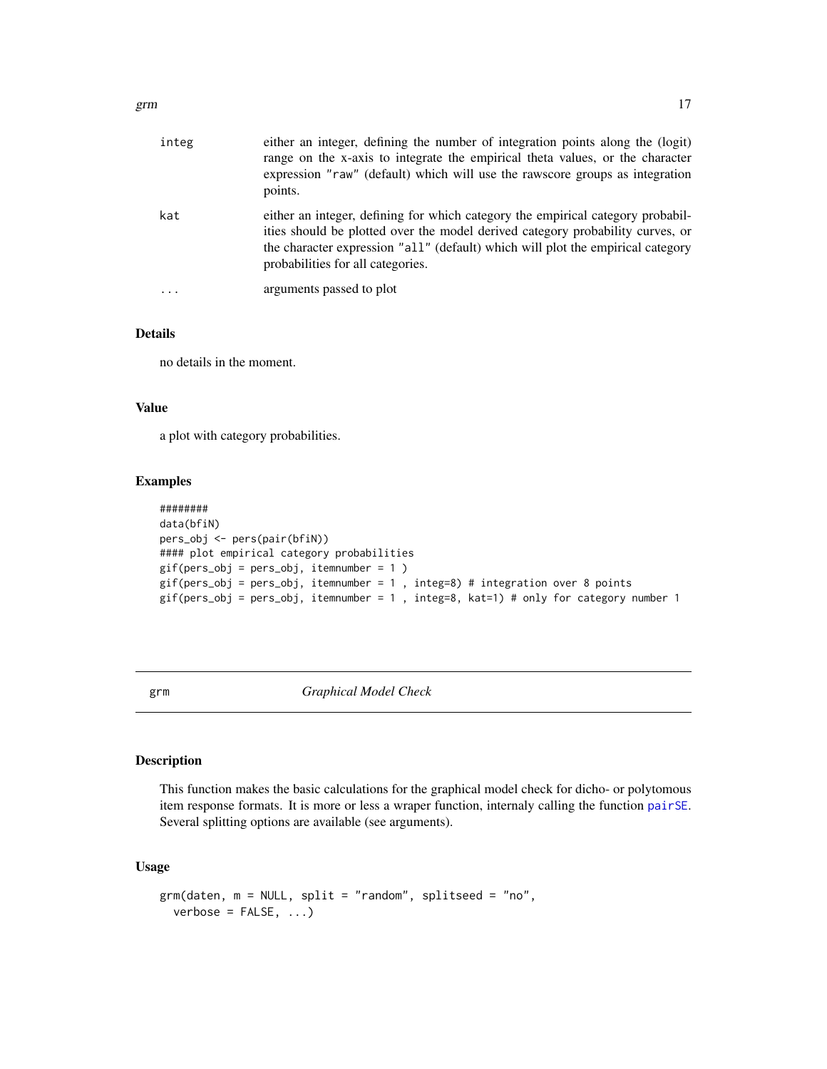| | |
|---|---|
| integ | either an integer, defining the number of integration points along the (logit) range on the x-axis to integrate the empirical theta values, or the character expression "raw" (default) which will use the rawscore groups as integration points. |
| kat | either an integer, defining for which category the empirical category probabilities should be plotted over the model derived category probability curves, or the character expression "all" (default) which will plot the empirical category probabilities for all categories. |
| ... | arguments passed to plot |

### Details

no details in the moment.

### Value

a plot with category probabilities.

### Examples

```
########
data(bfiN)
pers_obj <- pers(pair(bfiN))
#### plot empirical category probabilities
gif(pers_obj = pers_obj, itemnumber = 1 )
gif(pers_obj = pers_obj, itemnumber = 1 , integ=8) # integration over 8 points
gif(pers_obj = pers_obj, itemnumber = 1 , integ=8, kat=1) # only for category number 1
```

---

## grm — *Graphical Model Check*

### Description

This function makes the basic calculations for the graphical model check for dicho- or polytomous item response formats. It is more or less a wraper function, internaly calling the function pairSE. Several splitting options are available (see arguments).

### Usage

```
grm(daten, m = NULL, split = "random", splitseed = "no",
  verbose = FALSE, ...)
```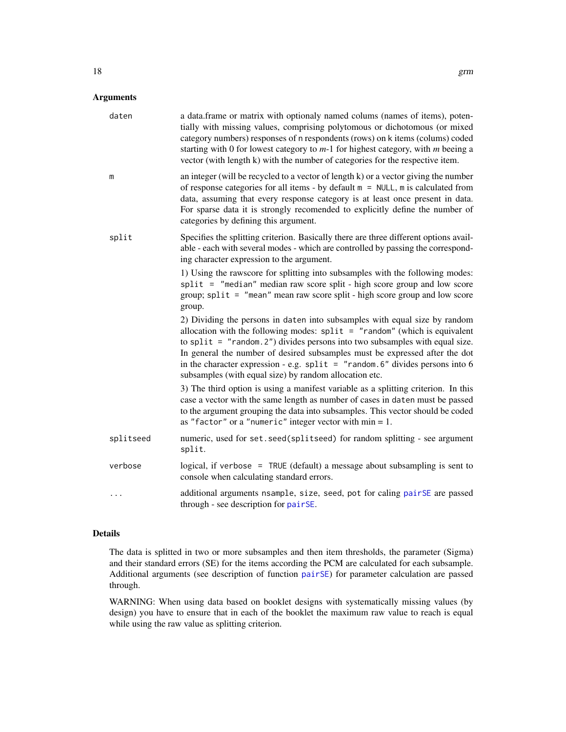## Arguments

| | |
|---|---|
| `daten` | a data.frame or matrix with optionaly named colums (names of items), potentially with missing values, comprising polytomous or dichotomous (or mixed category numbers) responses of `n` respondents (rows) on `k` items (colums) coded starting with 0 for lowest category to *m*-1 for highest category, with *m* beeing a vector (with length k) with the number of categories for the respective item. |
| `m` | an integer (will be recycled to a vector of length k) or a vector giving the number of response categories for all items - by default `m = NULL`, `m` is calculated from data, assuming that every response category is at least once present in data. For sparse data it is strongly recomended to explicitly define the number of categories by defining this argument. |
| `split` | Specifies the splitting criterion. Basically there are three different options available - each with several modes - which are controlled by passing the corresponding character expression to the argument.<br><br>1) Using the rawscore for splitting into subsamples with the following modes: `split = "median"` median raw score split - high score group and low score group; `split = "mean"` mean raw score split - high score group and low score group.<br><br>2) Dividing the persons in `daten` into subsamples with equal size by random allocation with the following modes: `split = "random"` (which is equivalent to `split = "random.2"`) divides persons into two subsamples with equal size. In general the number of desired subsamples must be expressed after the dot in the character expression - e.g. `split = "random.6"` divides persons into 6 subsamples (with equal size) by random allocation etc.<br><br>3) The third option is using a manifest variable as a splitting criterion. In this case a vector with the same length as number of cases in `daten` must be passed to the argument grouping the data into subsamples. This vector should be coded as `"factor"` or a `"numeric"` integer vector with min = 1. |
| `splitseed` | numeric, used for `set.seed(splitseed)` for random splitting - see argument `split`. |
| `verbose` | logical, if `verbose = TRUE` (default) a message about subsampling is sent to console when calculating standard errors. |
| `...` | additional arguments `nsample`, `size`, `seed`, `pot` for caling `pairSE` are passed through - see description for `pairSE`. |

## Details

The data is splitted in two or more subsamples and then item thresholds, the parameter (Sigma) and their standard errors (SE) for the items according the PCM are calculated for each subsample. Additional arguments (see description of function `pairSE`) for parameter calculation are passed through.

WARNING: When using data based on booklet designs with systematically missing values (by design) you have to ensure that in each of the booklet the maximum raw value to reach is equal while using the raw value as splitting criterion.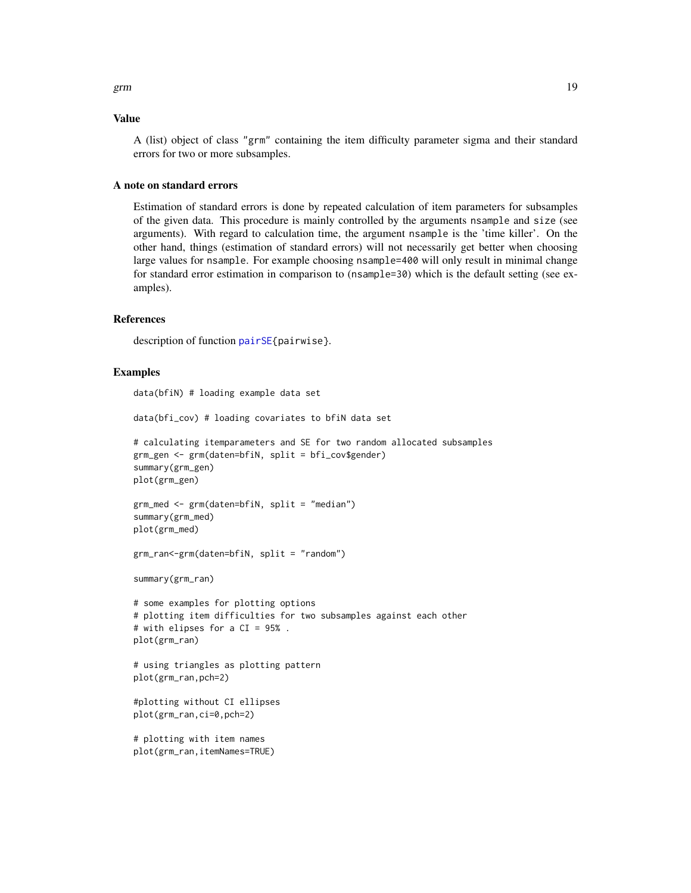### Value

A (list) object of class "grm" containing the item difficulty parameter sigma and their standard errors for two or more subsamples.

### A note on standard errors

Estimation of standard errors is done by repeated calculation of item parameters for subsamples of the given data. This procedure is mainly controlled by the arguments nsample and size (see arguments). With regard to calculation time, the argument nsample is the 'time killer'. On the other hand, things (estimation of standard errors) will not necessarily get better when choosing large values for nsample. For example choosing nsample=400 will only result in minimal change for standard error estimation in comparison to (nsample=30) which is the default setting (see examples).

### References

description of function pairSE{pairwise}.

### Examples

```
data(bfiN) # loading example data set

data(bfi_cov) # loading covariates to bfiN data set

# calculating itemparameters and SE for two random allocated subsamples
grm_gen <- grm(daten=bfiN, split = bfi_cov$gender)
summary(grm_gen)
plot(grm_gen)

grm_med <- grm(daten=bfiN, split = "median")
summary(grm_med)
plot(grm_med)

grm_ran<-grm(daten=bfiN, split = "random")

summary(grm_ran)

# some examples for plotting options
# plotting item difficulties for two subsamples against each other
# with elipses for a CI = 95% .
plot(grm_ran)

# using triangles as plotting pattern
plot(grm_ran,pch=2)

#plotting without CI ellipses
plot(grm_ran,ci=0,pch=2)

# plotting with item names
plot(grm_ran,itemNames=TRUE)
```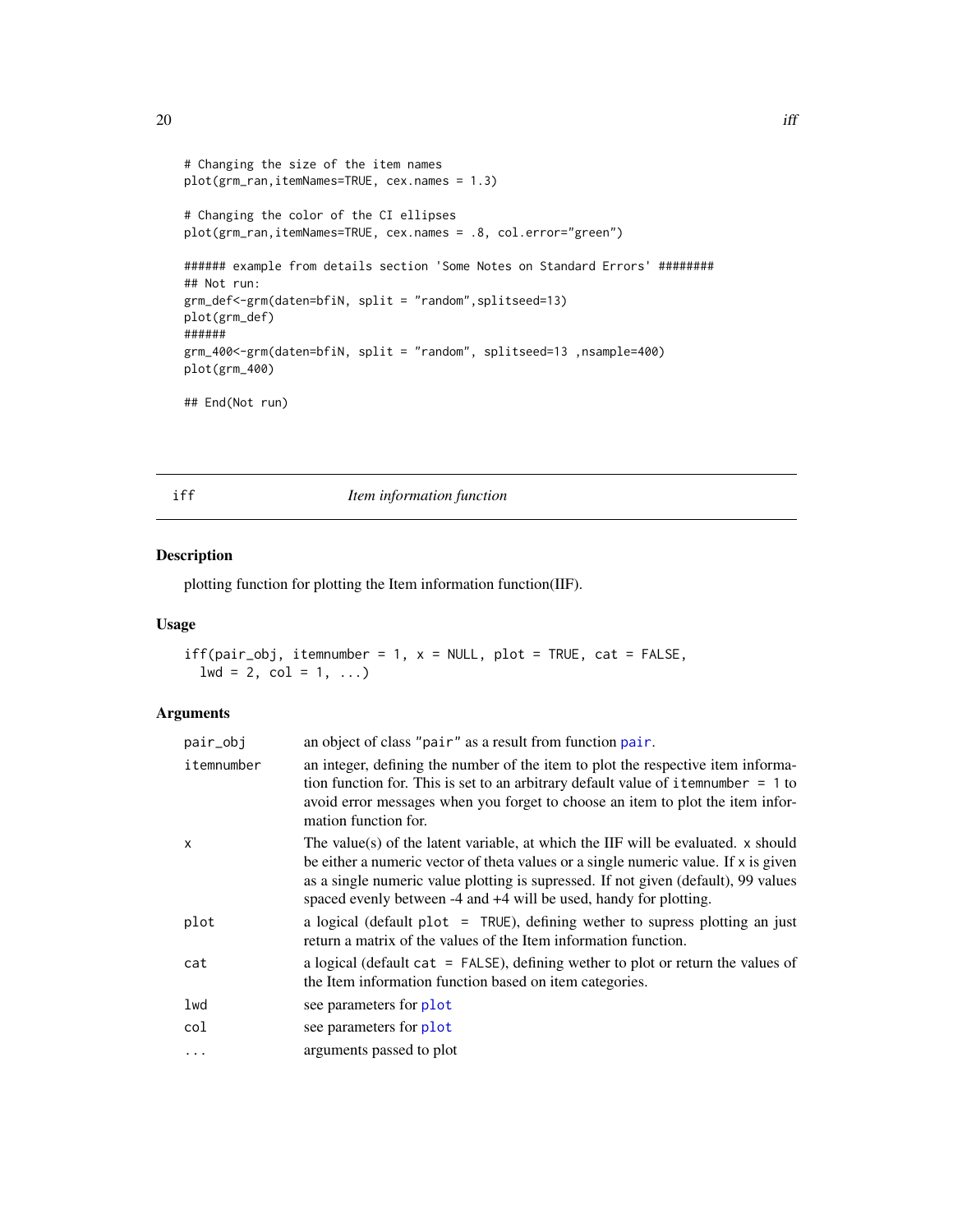```
# Changing the size of the item names
plot(grm_ran,itemNames=TRUE, cex.names = 1.3)

# Changing the color of the CI ellipses
plot(grm_ran,itemNames=TRUE, cex.names = .8, col.error="green")

###### example from details section 'Some Notes on Standard Errors' ########
## Not run:
grm_def<-grm(daten=bfiN, split = "random",splitseed=13)
plot(grm_def)
######
grm_400<-grm(daten=bfiN, split = "random", splitseed=13 ,nsample=400)
plot(grm_400)

## End(Not run)
```

## iff — *Item information function*

### Description

plotting function for plotting the Item information function(IIF).

### Usage

```
iff(pair_obj, itemnumber = 1, x = NULL, plot = TRUE, cat = FALSE,
  lwd = 2, col = 1, ...)
```

### Arguments

| | |
|---|---|
| `pair_obj` | an object of class "pair" as a result from function `pair`. |
| `itemnumber` | an integer, defining the number of the item to plot the respective item information function for. This is set to an arbitrary default value of `itemnumber = 1` to avoid error messages when you forget to choose an item to plot the item information function for. |
| `x` | The value(s) of the latent variable, at which the IIF will be evaluated. `x` should be either a numeric vector of theta values or a single numeric value. If `x` is given as a single numeric value plotting is supressed. If not given (default), 99 values spaced evenly between -4 and +4 will be used, handy for plotting. |
| `plot` | a logical (default `plot = TRUE`), defining wether to supress plotting an just return a matrix of the values of the Item information function. |
| `cat` | a logical (default `cat = FALSE`), defining wether to plot or return the values of the Item information function based on item categories. |
| `lwd` | see parameters for `plot` |
| `col` | see parameters for `plot` |
| `...` | arguments passed to plot |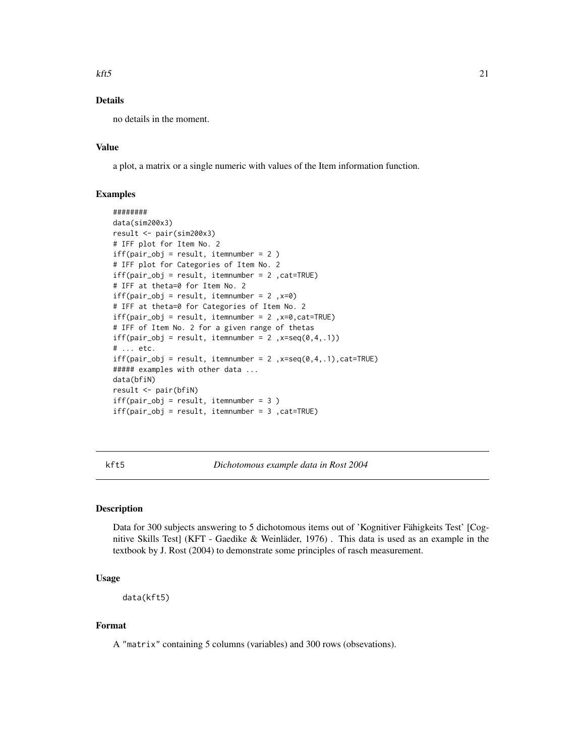### Details

no details in the moment.

### Value

a plot, a matrix or a single numeric with values of the Item information function.

### Examples

```
########
data(sim200x3)
result <- pair(sim200x3)
# IFF plot for Item No. 2
iff(pair_obj = result, itemnumber = 2 )
# IFF plot for Categories of Item No. 2
iff(pair_obj = result, itemnumber = 2 ,cat=TRUE)
# IFF at theta=0 for Item No. 2
iff(pair_obj = result, itemnumber = 2 ,x=0)
# IFF at theta=0 for Categories of Item No. 2
iff(pair_obj = result, itemnumber = 2 ,x=0,cat=TRUE)
# IFF of Item No. 2 for a given range of thetas
iff(pair_obj = result, itemnumber = 2 ,x=seq(0,4,.1))
# ... etc.
iff(pair_obj = result, itemnumber = 2 ,x=seq(0,4,.1),cat=TRUE)
##### examples with other data ...
data(bfiN)
result <- pair(bfiN)
iff(pair_obj = result, itemnumber = 3 )
iff(pair_obj = result, itemnumber = 3 ,cat=TRUE)
```

---

## kft5 *Dichotomous example data in Rost 2004*

### Description

Data for 300 subjects answering to 5 dichotomous items out of 'Kognitiver Fähigkeits Test' [Cognitive Skills Test] (KFT - Gaedike & Weinläder, 1976) . This data is used as an example in the textbook by J. Rost (2004) to demonstrate some principles of rasch measurement.

### Usage

```
data(kft5)
```

### Format

A "matrix" containing 5 columns (variables) and 300 rows (obsevations).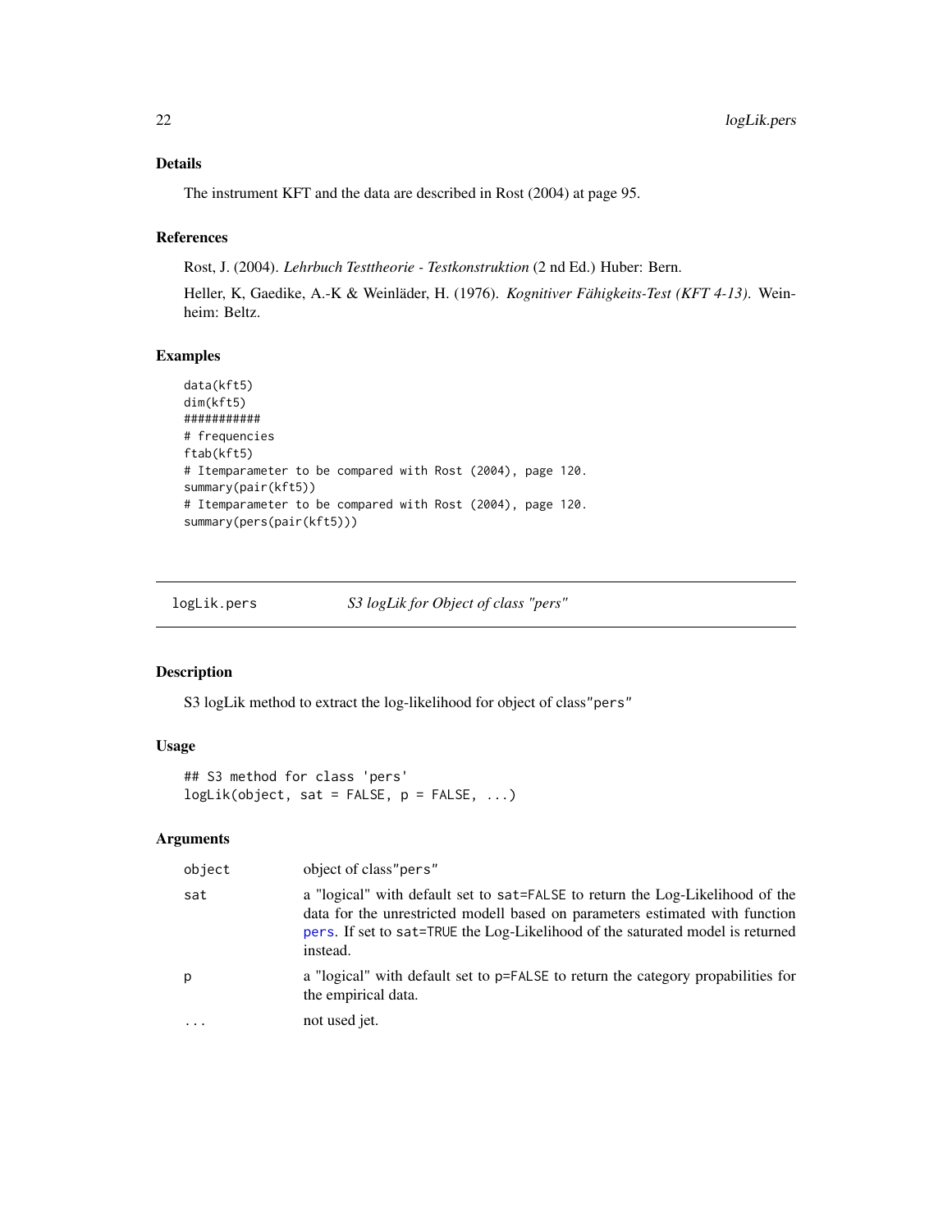### Details

The instrument KFT and the data are described in Rost (2004) at page 95.

### References

Rost, J. (2004). *Lehrbuch Testtheorie - Testkonstruktion* (2 nd Ed.) Huber: Bern.

Heller, K, Gaedike, A.-K & Weinläder, H. (1976). *Kognitiver Fähigkeits-Test (KFT 4-13)*. Weinheim: Beltz.

### Examples

```
data(kft5)
dim(kft5)
###########
# frequencies
ftab(kft5)
# Itemparameter to be compared with Rost (2004), page 120.
summary(pair(kft5))
# Itemparameter to be compared with Rost (2004), page 120.
summary(pers(pair(kft5)))
```

---

## logLik.pers — *S3 logLik for Object of class "pers"*

---

### Description

S3 logLik method to extract the log-likelihood for object of class"pers"

### Usage

```
## S3 method for class 'pers'
logLik(object, sat = FALSE, p = FALSE, ...)
```

### Arguments

| | |
|---|---|
| `object` | object of class"pers" |
| `sat` | a "logical" with default set to `sat=FALSE` to return the Log-Likelihood of the data for the unrestricted modell based on parameters estimated with function `pers`. If set to `sat=TRUE` the Log-Likelihood of the saturated model is returned instead. |
| `p` | a "logical" with default set to `p=FALSE` to return the category propabilities for the empirical data. |
| `...` | not used jet. |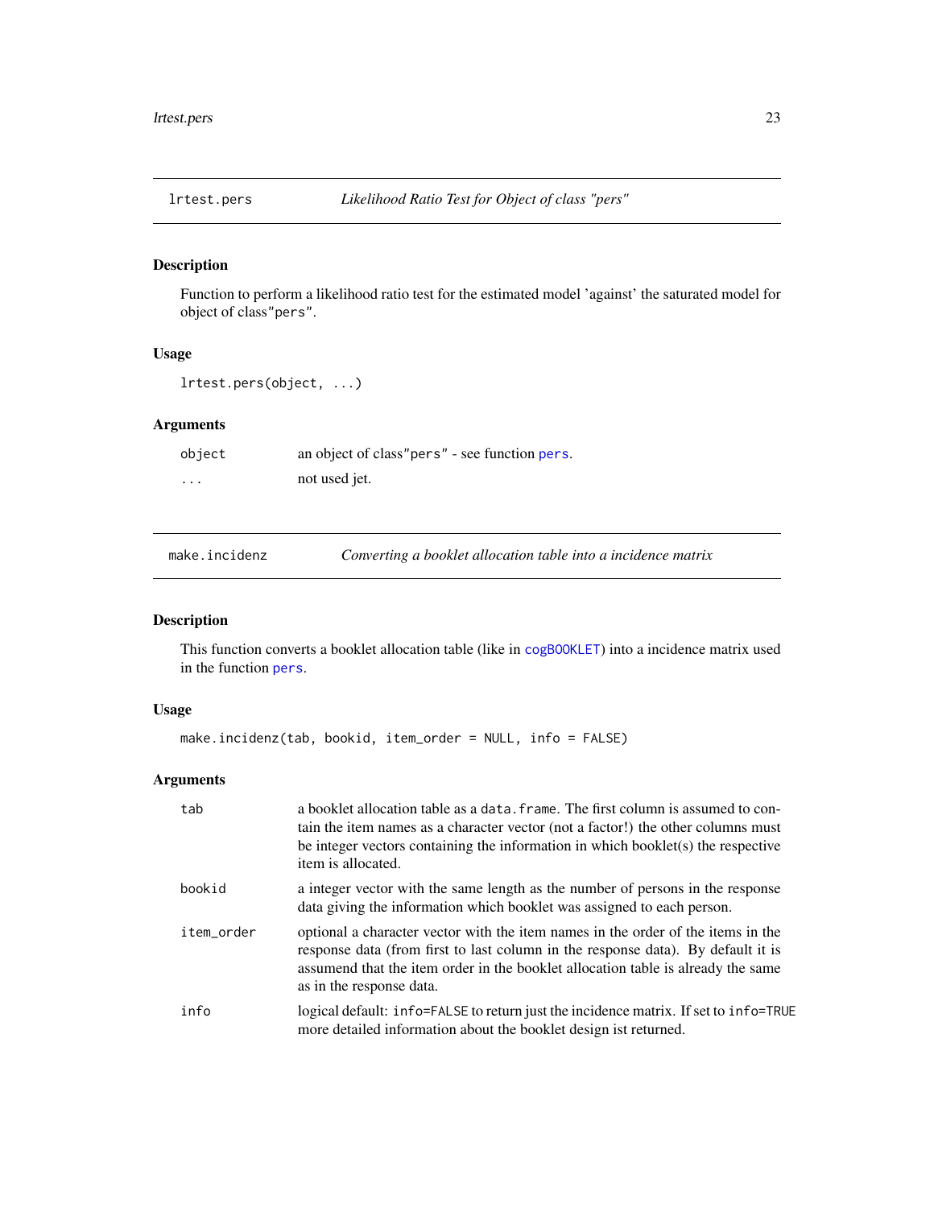## lrtest.pers — *Likelihood Ratio Test for Object of class "pers"*

### Description

Function to perform a likelihood ratio test for the estimated model 'against' the saturated model for object of class"pers".

### Usage

```
lrtest.pers(object, ...)
```

### Arguments

| | |
|---|---|
| object | an object of class"pers" - see function pers. |
| ... | not used jet. |

## make.incidenz — *Converting a booklet allocation table into a incidence matrix*

### Description

This function converts a booklet allocation table (like in cogBOOKLET) into a incidence matrix used in the function pers.

### Usage

```
make.incidenz(tab, bookid, item_order = NULL, info = FALSE)
```

### Arguments

| | |
|---|---|
| tab | a booklet allocation table as a data.frame. The first column is assumed to contain the item names as a character vector (not a factor!) the other columns must be integer vectors containing the information in which booklet(s) the respective item is allocated. |
| bookid | a integer vector with the same length as the number of persons in the response data giving the information which booklet was assigned to each person. |
| item_order | optional a character vector with the item names in the order of the items in the response data (from first to last column in the response data). By default it is assumend that the item order in the booklet allocation table is already the same as in the response data. |
| info | logical default: info=FALSE to return just the incidence matrix. If set to info=TRUE more detailed information about the booklet design ist returned. |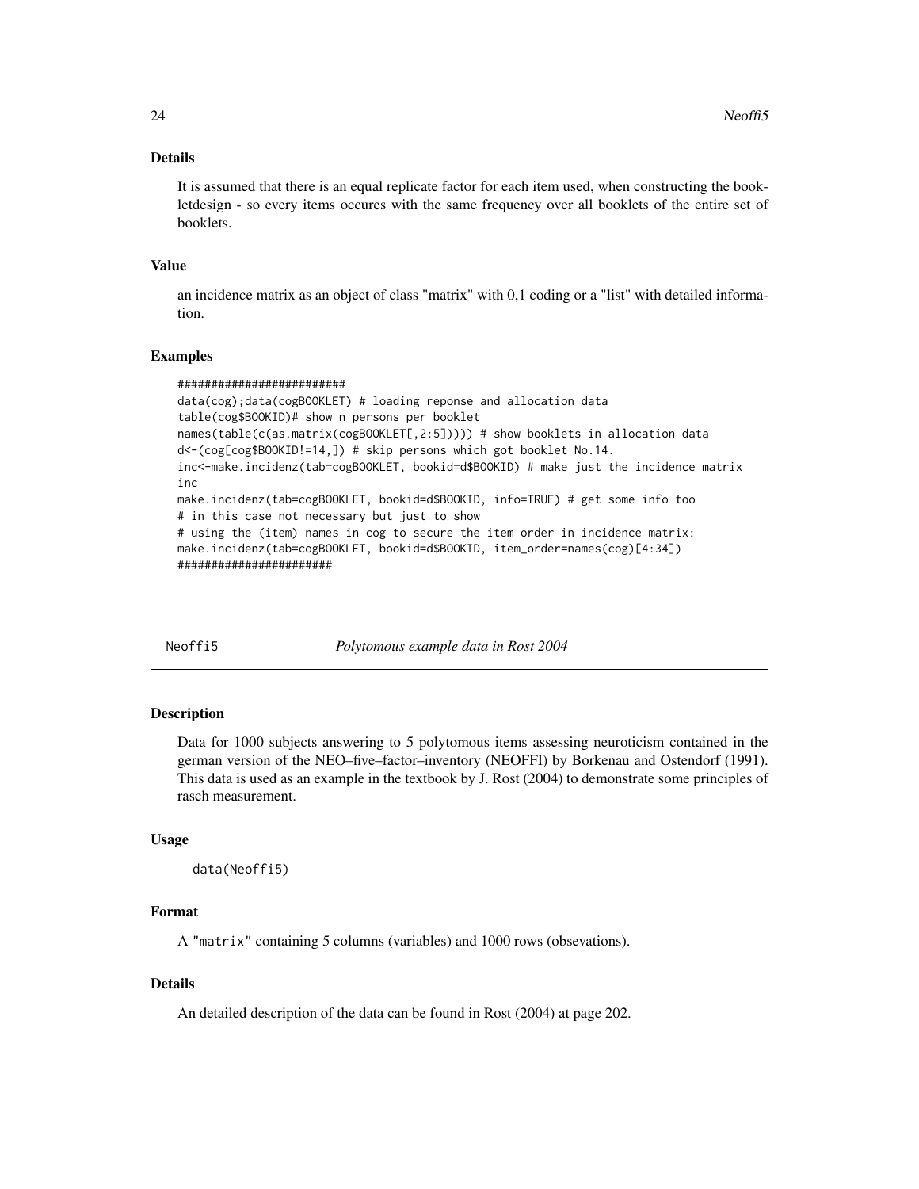### Details

It is assumed that there is an equal replicate factor for each item used, when constructing the bookletdesign - so every items occures with the same frequency over all booklets of the entire set of booklets.

### Value

an incidence matrix as an object of class "matrix" with 0,1 coding or a "list" with detailed information.

### Examples

```
########################
data(cog);data(cogBOOKLET) # loading reponse and allocation data
table(cog$BOOKID)# show n persons per booklet
names(table(c(as.matrix(cogBOOKLET[,2:5])))) # show booklets in allocation data
d<-(cog[cog$BOOKID!=14,]) # skip persons which got booklet No.14.
inc<-make.incidenz(tab=cogBOOKLET, bookid=d$BOOKID) # make just the incidence matrix
inc
make.incidenz(tab=cogBOOKLET, bookid=d$BOOKID, info=TRUE) # get some info too
# in this case not necessary but just to show
# using the (item) names in cog to secure the item order in incidence matrix:
make.incidenz(tab=cogBOOKLET, bookid=d$BOOKID, item_order=names(cog)[4:34])
######################
```

---

## Neoffi5 — *Polytomous example data in Rost 2004*

### Description

Data for 1000 subjects answering to 5 polytomous items assessing neuroticism contained in the german version of the NEO–five–factor–inventory (NEOFFI) by Borkenau and Ostendorf (1991). This data is used as an example in the textbook by J. Rost (2004) to demonstrate some principles of rasch measurement.

### Usage

```
data(Neoffi5)
```

### Format

A "matrix" containing 5 columns (variables) and 1000 rows (obsevations).

### Details

An detailed description of the data can be found in Rost (2004) at page 202.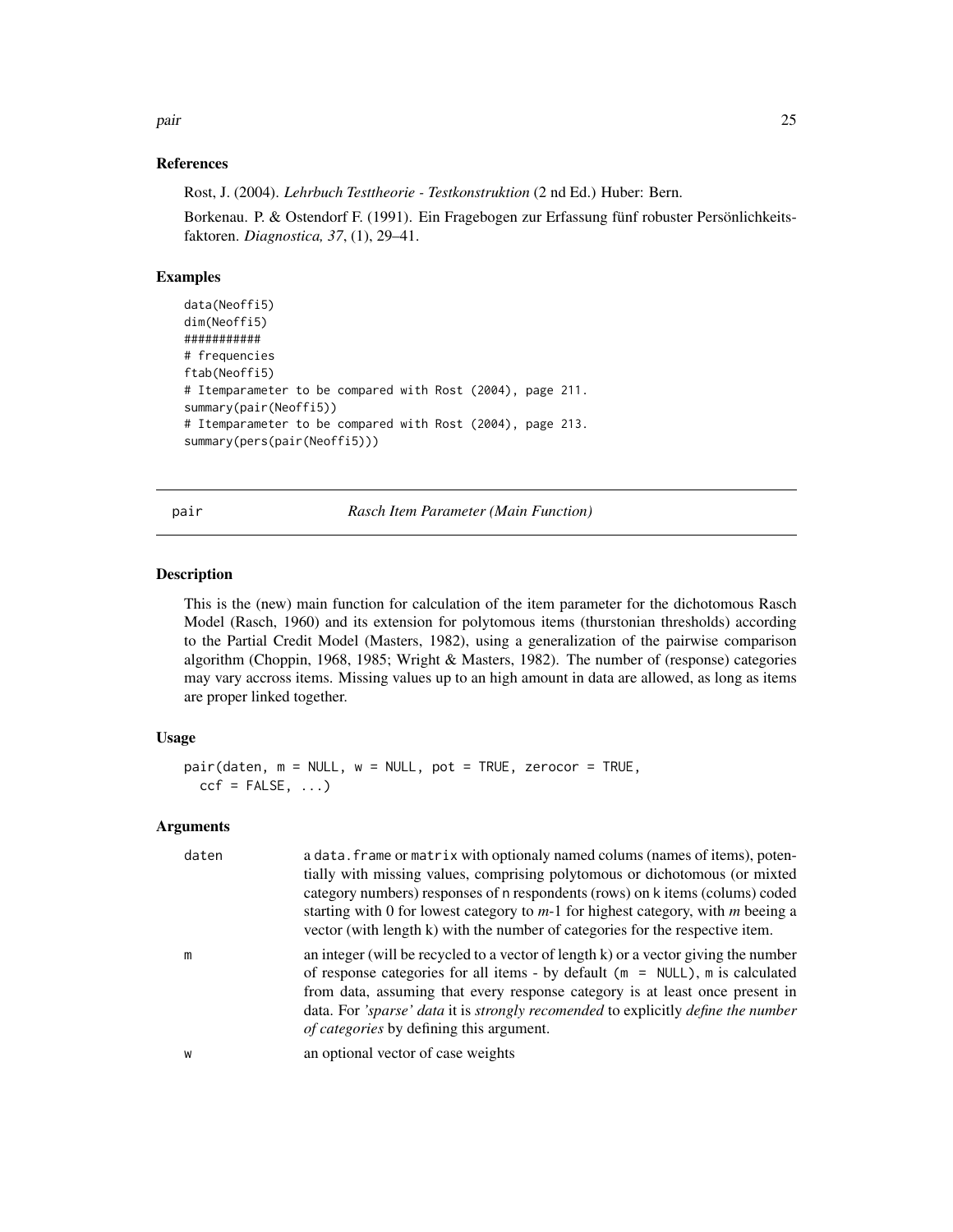### References

Rost, J. (2004). *Lehrbuch Testtheorie - Testkonstruktion* (2 nd Ed.) Huber: Bern.

Borkenau. P. & Ostendorf F. (1991). Ein Fragebogen zur Erfassung fünf robuster Persönlichkeitsfaktoren. *Diagnostica, 37*, (1), 29–41.

### Examples

```
data(Neoffi5)
dim(Neoffi5)
###########
# frequencies
ftab(Neoffi5)
# Itemparameter to be compared with Rost (2004), page 211.
summary(pair(Neoffi5))
# Itemparameter to be compared with Rost (2004), page 213.
summary(pers(pair(Neoffi5)))
```

---

## pair — *Rasch Item Parameter (Main Function)*

### Description

This is the (new) main function for calculation of the item parameter for the dichotomous Rasch Model (Rasch, 1960) and its extension for polytomous items (thurstonian thresholds) according to the Partial Credit Model (Masters, 1982), using a generalization of the pairwise comparison algorithm (Choppin, 1968, 1985; Wright & Masters, 1982). The number of (response) categories may vary accross items. Missing values up to an high amount in data are allowed, as long as items are proper linked together.

### Usage

```
pair(daten, m = NULL, w = NULL, pot = TRUE, zerocor = TRUE,
  ccf = FALSE, ...)
```

### Arguments

| | |
|---|---|
| daten | a `data.frame` or `matrix` with optionaly named colums (names of items), potentially with missing values, comprising polytomous or dichotomous (or mixted category numbers) responses of n respondents (rows) on k items (colums) coded starting with 0 for lowest category to *m*-1 for highest category, with *m* beeing a vector (with length k) with the number of categories for the respective item. |
| m | an integer (will be recycled to a vector of length k) or a vector giving the number of response categories for all items - by default (`m = NULL`), `m` is calculated from data, assuming that every response category is at least once present in data. For *'sparse' data* it is *strongly recomended* to explicitly *define the number of categories* by defining this argument. |
| w | an optional vector of case weights |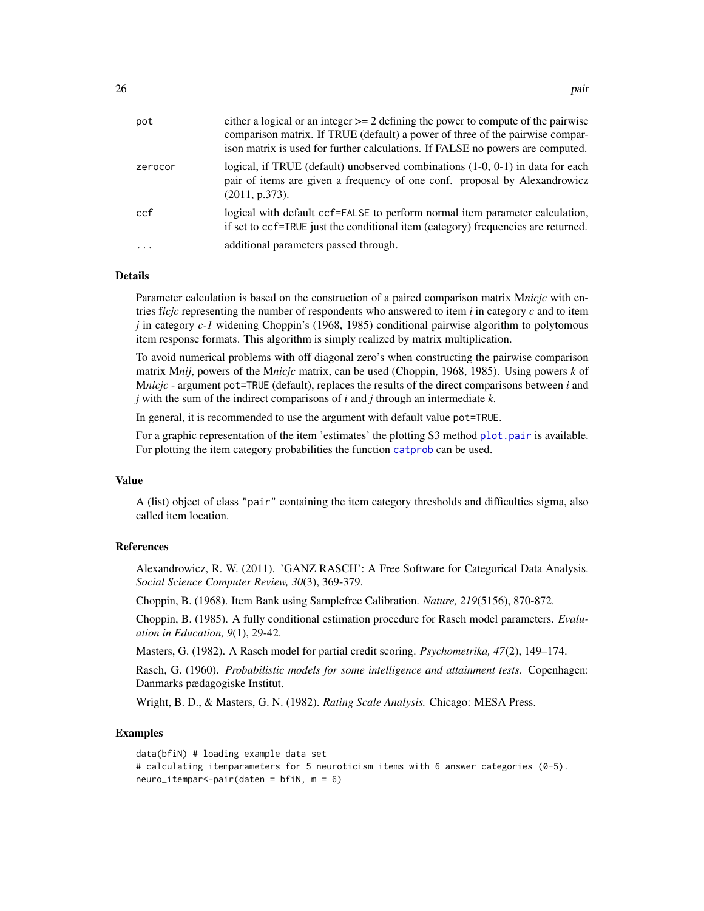| | |
|---|---|
| pot | either a logical or an integer >= 2 defining the power to compute of the pairwise comparison matrix. If TRUE (default) a power of three of the pairwise comparison matrix is used for further calculations. If FALSE no powers are computed. |
| zerocor | logical, if TRUE (default) unobserved combinations (1-0, 0-1) in data for each pair of items are given a frequency of one conf. proposal by Alexandrowicz (2011, p.373). |
| ccf | logical with default ccf=FALSE to perform normal item parameter calculation, if set to ccf=TRUE just the conditional item (category) frequencies are returned. |
| ... | additional parameters passed through. |

## Details

Parameter calculation is based on the construction of a paired comparison matrix M*nicjc* with entries f*icjc* representing the number of respondents who answered to item *i* in category *c* and to item *j* in category *c-1* widening Choppin's (1968, 1985) conditional pairwise algorithm to polytomous item response formats. This algorithm is simply realized by matrix multiplication.

To avoid numerical problems with off diagonal zero's when constructing the pairwise comparison matrix M*nij*, powers of the M*nicjc* matrix, can be used (Choppin, 1968, 1985). Using powers *k* of M*nicjc* - argument pot=TRUE (default), replaces the results of the direct comparisons between *i* and *j* with the sum of the indirect comparisons of *i* and *j* through an intermediate *k*.

In general, it is recommended to use the argument with default value pot=TRUE.

For a graphic representation of the item 'estimates' the plotting S3 method plot.pair is available. For plotting the item category probabilities the function catprob can be used.

## Value

A (list) object of class "pair" containing the item category thresholds and difficulties sigma, also called item location.

## References

Alexandrowicz, R. W. (2011). 'GANZ RASCH': A Free Software for Categorical Data Analysis. *Social Science Computer Review, 30*(3), 369-379.

Choppin, B. (1968). Item Bank using Samplefree Calibration. *Nature, 219*(5156), 870-872.

Choppin, B. (1985). A fully conditional estimation procedure for Rasch model parameters. *Evaluation in Education, 9*(1), 29-42.

Masters, G. (1982). A Rasch model for partial credit scoring. *Psychometrika, 47*(2), 149–174.

Rasch, G. (1960). *Probabilistic models for some intelligence and attainment tests.* Copenhagen: Danmarks pædagogiske Institut.

Wright, B. D., & Masters, G. N. (1982). *Rating Scale Analysis.* Chicago: MESA Press.

## Examples

```
data(bfiN) # loading example data set
# calculating itemparameters for 5 neuroticism items with 6 answer categories (0-5).
neuro_itempar<-pair(daten = bfiN, m = 6)
```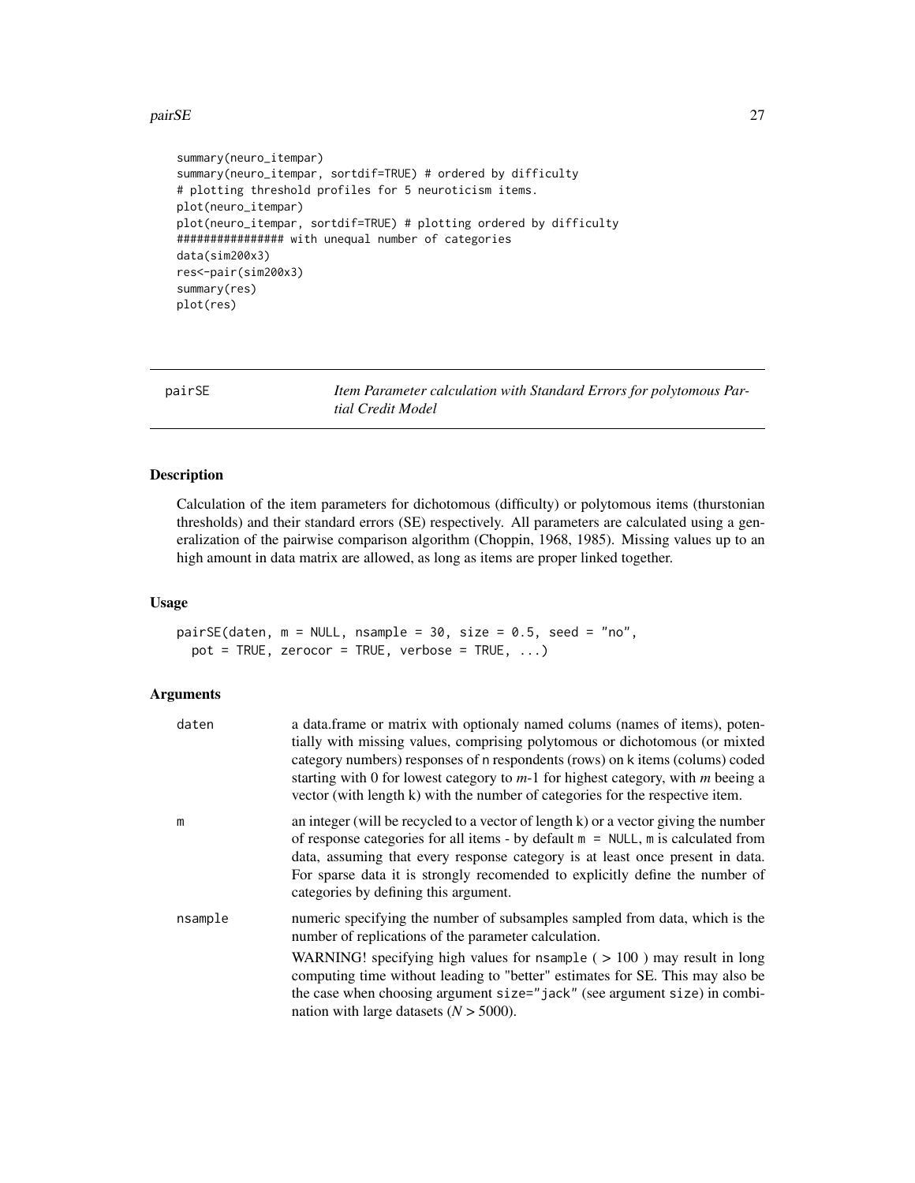```
summary(neuro_itempar)
summary(neuro_itempar, sortdif=TRUE) # ordered by difficulty
# plotting threshold profiles for 5 neuroticism items.
plot(neuro_itempar)
plot(neuro_itempar, sortdif=TRUE) # plotting ordered by difficulty
################ with unequal number of categories
data(sim200x3)
res<-pair(sim200x3)
summary(res)
plot(res)
```

---

## pairSE — *Item Parameter calculation with Standard Errors for polytomous Partial Credit Model*

### Description

Calculation of the item parameters for dichotomous (difficulty) or polytomous items (thurstonian thresholds) and their standard errors (SE) respectively. All parameters are calculated using a generalization of the pairwise comparison algorithm (Choppin, 1968, 1985). Missing values up to an high amount in data matrix are allowed, as long as items are proper linked together.

### Usage

```
pairSE(daten, m = NULL, nsample = 30, size = 0.5, seed = "no",
  pot = TRUE, zerocor = TRUE, verbose = TRUE, ...)
```

### Arguments

`daten` — a data.frame or matrix with optionaly named colums (names of items), potentially with missing values, comprising polytomous or dichotomous (or mixted category numbers) responses of n respondents (rows) on k items (colums) coded starting with 0 for lowest category to *m*-1 for highest category, with *m* beeing a vector (with length k) with the number of categories for the respective item.

`m` — an integer (will be recycled to a vector of length k) or a vector giving the number of response categories for all items - by default `m = NULL`, m is calculated from data, assuming that every response category is at least once present in data. For sparse data it is strongly recomended to explicitly define the number of categories by defining this argument.

`nsample` — numeric specifying the number of subsamples sampled from data, which is the number of replications of the parameter calculation.

WARNING! specifying high values for `nsample` ( $> 100$ ) may result in long computing time without leading to "better" estimates for SE. This may also be the case when choosing argument `size="jack"` (see argument `size`) in combination with large datasets ($N > 5000$).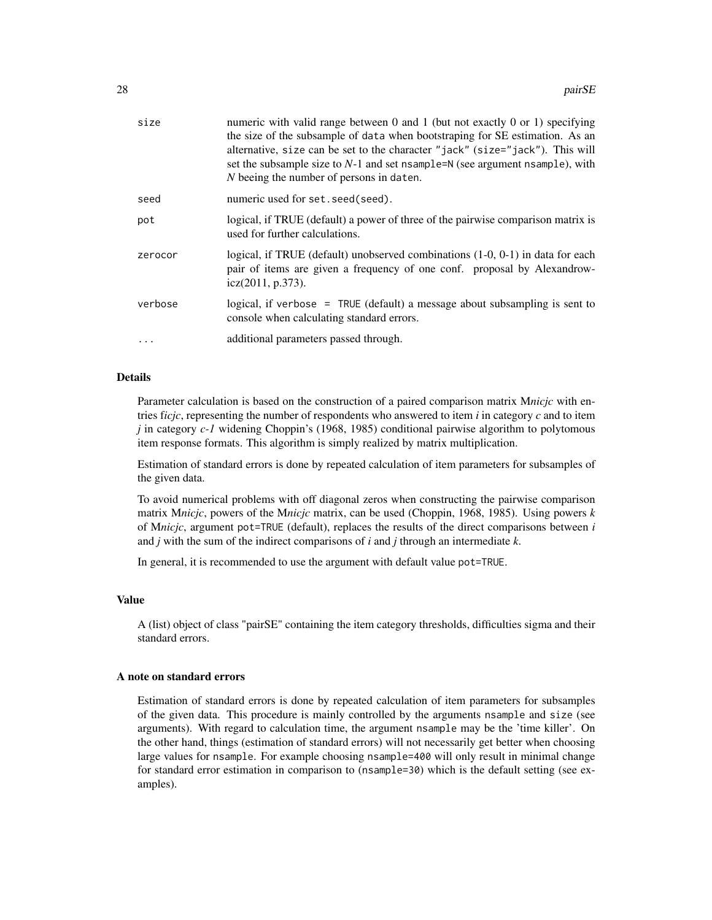| | |
|---|---|
| size | numeric with valid range between 0 and 1 (but not exactly 0 or 1) specifying the size of the subsample of `data` when bootstraping for SE estimation. As an alternative, `size` can be set to the character `"jack"` (`size="jack"`). This will set the subsample size to *N*-1 and set `nsample=N` (see argument `nsample`), with *N* beeing the number of persons in `daten`. |
| seed | numeric used for `set.seed(seed)`. |
| pot | logical, if TRUE (default) a power of three of the pairwise comparison matrix is used for further calculations. |
| zerocor | logical, if TRUE (default) unobserved combinations (1-0, 0-1) in data for each pair of items are given a frequency of one conf. proposal by Alexandrowicz(2011, p.373). |
| verbose | logical, if `verbose = TRUE` (default) a message about subsampling is sent to console when calculating standard errors. |
| ... | additional parameters passed through. |

## Details

Parameter calculation is based on the construction of a paired comparison matrix M*nicjc* with entries f*icjc*, representing the number of respondents who answered to item *i* in category *c* and to item *j* in category *c-1* widening Choppin's (1968, 1985) conditional pairwise algorithm to polytomous item response formats. This algorithm is simply realized by matrix multiplication.

Estimation of standard errors is done by repeated calculation of item parameters for subsamples of the given data.

To avoid numerical problems with off diagonal zeros when constructing the pairwise comparison matrix M*nicjc*, powers of the M*nicjc* matrix, can be used (Choppin, 1968, 1985). Using powers *k* of M*nicjc*, argument `pot=TRUE` (default), replaces the results of the direct comparisons between *i* and *j* with the sum of the indirect comparisons of *i* and *j* through an intermediate *k*.

In general, it is recommended to use the argument with default value `pot=TRUE`.

## Value

A (list) object of class "pairSE" containing the item category thresholds, difficulties sigma and their standard errors.

## A note on standard errors

Estimation of standard errors is done by repeated calculation of item parameters for subsamples of the given data. This procedure is mainly controlled by the arguments `nsample` and `size` (see arguments). With regard to calculation time, the argument `nsample` may be the 'time killer'. On the other hand, things (estimation of standard errors) will not necessarily get better when choosing large values for `nsample`. For example choosing `nsample=400` will only result in minimal change for standard error estimation in comparison to (`nsample=30`) which is the default setting (see examples).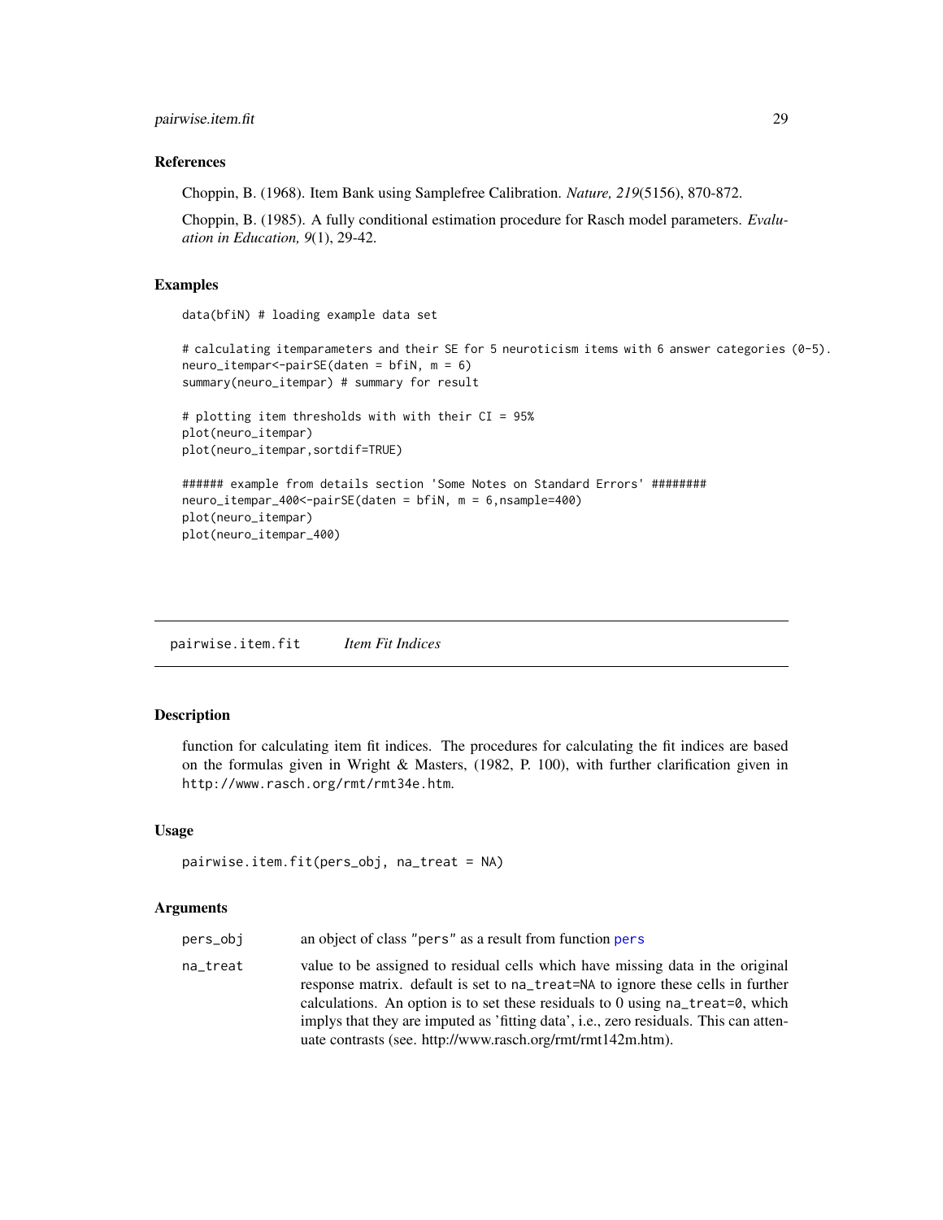## References

Choppin, B. (1968). Item Bank using Samplefree Calibration. *Nature, 219*(5156), 870-872.

Choppin, B. (1985). A fully conditional estimation procedure for Rasch model parameters. *Evaluation in Education, 9*(1), 29-42.

## Examples

```
data(bfiN) # loading example data set

# calculating itemparameters and their SE for 5 neuroticism items with 6 answer categories (0-5).
neuro_itempar<-pairSE(daten = bfiN, m = 6)
summary(neuro_itempar) # summary for result

# plotting item thresholds with with their CI = 95%
plot(neuro_itempar)
plot(neuro_itempar,sortdif=TRUE)

###### example from details section 'Some Notes on Standard Errors' ########
neuro_itempar_400<-pairSE(daten = bfiN, m = 6,nsample=400)
plot(neuro_itempar)
plot(neuro_itempar_400)
```

---

# pairwise.item.fit *Item Fit Indices*

## Description

function for calculating item fit indices. The procedures for calculating the fit indices are based on the formulas given in Wright & Masters, (1982, P. 100), with further clarification given in `http://www.rasch.org/rmt/rmt34e.htm`.

## Usage

```
pairwise.item.fit(pers_obj, na_treat = NA)
```

## Arguments

| | |
|---|---|
| `pers_obj` | an object of class "pers" as a result from function `pers` |
| `na_treat` | value to be assigned to residual cells which have missing data in the original response matrix. default is set to `na_treat=NA` to ignore these cells in further calculations. An option is to set these residuals to 0 using `na_treat=0`, which implys that they are imputed as 'fitting data', i.e., zero residuals. This can attenuate contrasts (see. http://www.rasch.org/rmt/rmt142m.htm). |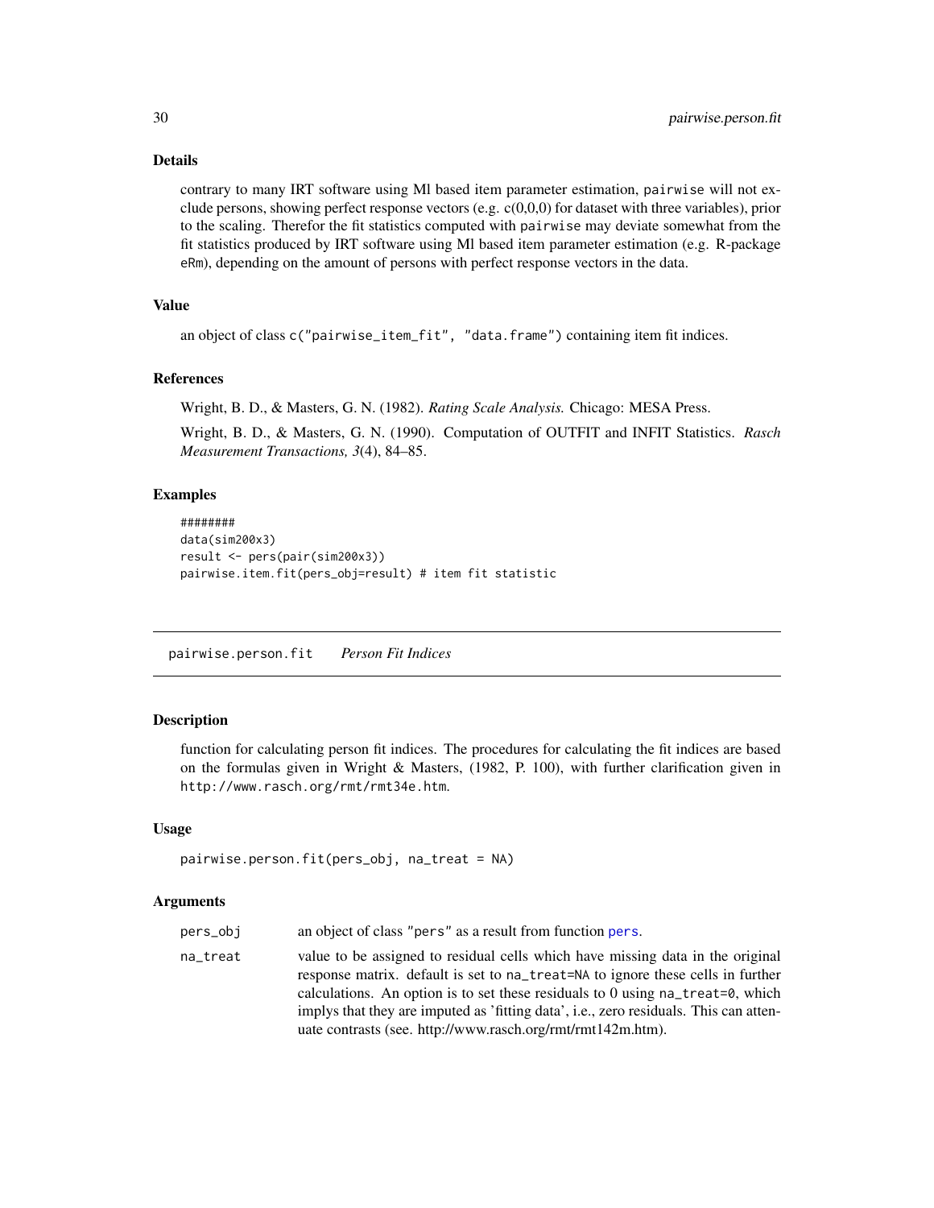### Details

contrary to many IRT software using Ml based item parameter estimation, pairwise will not exclude persons, showing perfect response vectors (e.g. c(0,0,0) for dataset with three variables), prior to the scaling. Therefor the fit statistics computed with pairwise may deviate somewhat from the fit statistics produced by IRT software using Ml based item parameter estimation (e.g. R-package eRm), depending on the amount of persons with perfect response vectors in the data.

### Value

an object of class c("pairwise_item_fit", "data.frame") containing item fit indices.

### References

Wright, B. D., & Masters, G. N. (1982). *Rating Scale Analysis.* Chicago: MESA Press.

Wright, B. D., & Masters, G. N. (1990). Computation of OUTFIT and INFIT Statistics. *Rasch Measurement Transactions, 3*(4), 84–85.

### Examples

```
########
data(sim200x3)
result <- pers(pair(sim200x3))
pairwise.item.fit(pers_obj=result) # item fit statistic
```

---

## pairwise.person.fit *Person Fit Indices*

---

### Description

function for calculating person fit indices. The procedures for calculating the fit indices are based on the formulas given in Wright & Masters, (1982, P. 100), with further clarification given in http://www.rasch.org/rmt/rmt34e.htm.

### Usage

```
pairwise.person.fit(pers_obj, na_treat = NA)
```

### Arguments

| | |
|---|---|
| pers_obj | an object of class "pers" as a result from function pers. |
| na_treat | value to be assigned to residual cells which have missing data in the original response matrix. default is set to na_treat=NA to ignore these cells in further calculations. An option is to set these residuals to 0 using na_treat=0, which implys that they are imputed as 'fitting data', i.e., zero residuals. This can attenuate contrasts (see. http://www.rasch.org/rmt/rmt142m.htm). |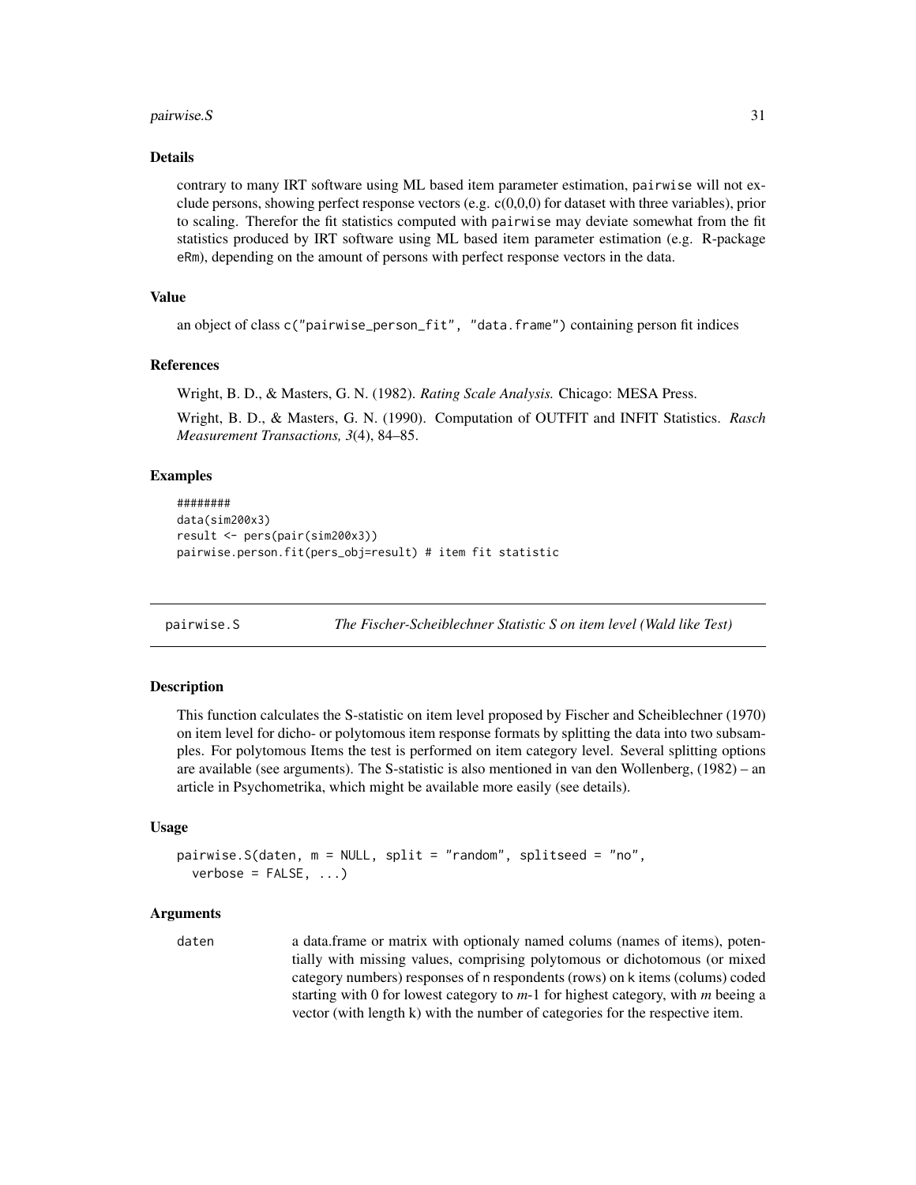## Details

contrary to many IRT software using ML based item parameter estimation, `pairwise` will not exclude persons, showing perfect response vectors (e.g. c(0,0,0) for dataset with three variables), prior to scaling. Therefor the fit statistics computed with `pairwise` may deviate somewhat from the fit statistics produced by IRT software using ML based item parameter estimation (e.g. R-package `eRm`), depending on the amount of persons with perfect response vectors in the data.

## Value

an object of class `c("pairwise_person_fit", "data.frame")` containing person fit indices

## References

Wright, B. D., & Masters, G. N. (1982). *Rating Scale Analysis.* Chicago: MESA Press.

Wright, B. D., & Masters, G. N. (1990). Computation of OUTFIT and INFIT Statistics. *Rasch Measurement Transactions, 3*(4), 84–85.

## Examples

```
########
data(sim200x3)
result <- pers(pair(sim200x3))
pairwise.person.fit(pers_obj=result) # item fit statistic
```

---

# pairwise.S — *The Fischer-Scheiblechner Statistic S on item level (Wald like Test)*

## Description

This function calculates the S-statistic on item level proposed by Fischer and Scheiblechner (1970) on item level for dicho- or polytomous item response formats by splitting the data into two subsamples. For polytomous Items the test is performed on item category level. Several splitting options are available (see arguments). The S-statistic is also mentioned in van den Wollenberg, (1982) – an article in Psychometrika, which might be available more easily (see details).

## Usage

```
pairwise.S(daten, m = NULL, split = "random", splitseed = "no",
  verbose = FALSE, ...)
```

## Arguments

| | |
|---|---|
| `daten` | a data.frame or matrix with optionaly named colums (names of items), potentially with missing values, comprising polytomous or dichotomous (or mixed category numbers) responses of `n` respondents (rows) on `k` items (colums) coded starting with 0 for lowest category to *m*-1 for highest category, with *m* beeing a vector (with length k) with the number of categories for the respective item. |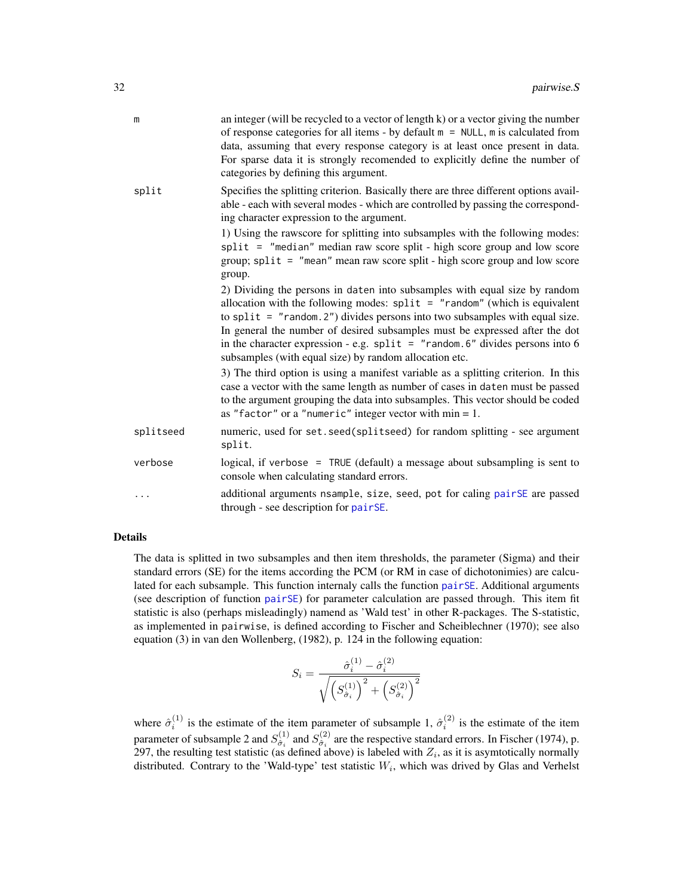| | |
|---|---|
| m | an integer (will be recycled to a vector of length k) or a vector giving the number of response categories for all items - by default `m = NULL`, m is calculated from data, assuming that every response category is at least once present in data. For sparse data it is strongly recomended to explicitly define the number of categories by defining this argument. |
| split | Specifies the splitting criterion. Basically there are three different options available - each with several modes - which are controlled by passing the corresponding character expression to the argument.<br>1) Using the rawscore for splitting into subsamples with the following modes: `split = "median"` median raw score split - high score group and low score group; `split = "mean"` mean raw score split - high score group and low score group.<br>2) Dividing the persons in daten into subsamples with equal size by random allocation with the following modes: `split = "random"` (which is equivalent to `split = "random.2"`) divides persons into two subsamples with equal size. In general the number of desired subsamples must be expressed after the dot in the character expression - e.g. `split = "random.6"` divides persons into 6 subsamples (with equal size) by random allocation etc.<br>3) The third option is using a manifest variable as a splitting criterion. In this case a vector with the same length as number of cases in daten must be passed to the argument grouping the data into subsamples. This vector should be coded as "factor" or a "numeric" integer vector with min = 1. |
| splitseed | numeric, used for `set.seed(splitseed)` for random splitting - see argument split. |
| verbose | logical, if `verbose = TRUE` (default) a message about subsampling is sent to console when calculating standard errors. |
| ... | additional arguments nsample, size, seed, pot for caling pairSE are passed through - see description for pairSE. |

## Details

The data is splitted in two subsamples and then item thresholds, the parameter (Sigma) and their standard errors (SE) for the items according the PCM (or RM in case of dichotonimies) are calculated for each subsample. This function internaly calls the function pairSE. Additional arguments (see description of function pairSE) for parameter calculation are passed through. This item fit statistic is also (perhaps misleadingly) namend as 'Wald test' in other R-packages. The S-statistic, as implemented in pairwise, is defined according to Fischer and Scheiblechner (1970); see also equation (3) in van den Wollenberg, (1982), p. 124 in the following equation:

$$S_i = \frac{\hat{\sigma}_i^{(1)} - \hat{\sigma}_i^{(2)}}{\sqrt{\left(S_{\hat{\sigma}_i}^{(1)}\right)^2 + \left(S_{\hat{\sigma}_i}^{(2)}\right)^2}}$$

where $\hat{\sigma}_i^{(1)}$ is the estimate of the item parameter of subsample 1, $\hat{\sigma}_i^{(2)}$ is the estimate of the item parameter of subsample 2 and $S_{\hat{\sigma}_i}^{(1)}$ and $S_{\hat{\sigma}_i}^{(2)}$ are the respective standard errors. In Fischer (1974), p. 297, the resulting test statistic (as defined above) is labeled with $Z_i$, as it is asymtotically normally distributed. Contrary to the 'Wald-type' test statistic $W_i$, which was drived by Glas and Verhelst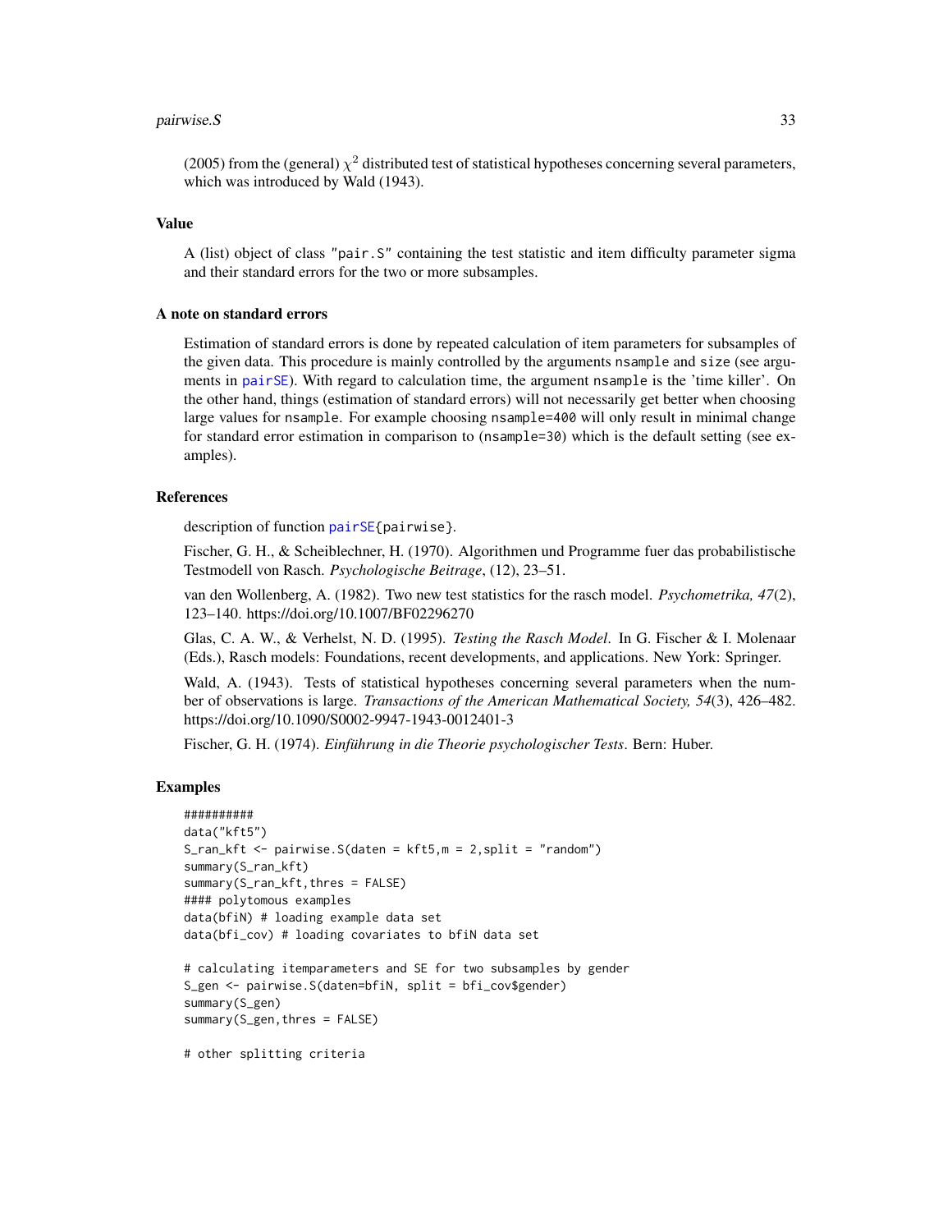(2005) from the (general) $\chi^2$ distributed test of statistical hypotheses concerning several parameters, which was introduced by Wald (1943).

### Value

A (list) object of class "pair.S" containing the test statistic and item difficulty parameter sigma and their standard errors for the two or more subsamples.

### A note on standard errors

Estimation of standard errors is done by repeated calculation of item parameters for subsamples of the given data. This procedure is mainly controlled by the arguments nsample and size (see arguments in pairSE). With regard to calculation time, the argument nsample is the 'time killer'. On the other hand, things (estimation of standard errors) will not necessarily get better when choosing large values for nsample. For example choosing nsample=400 will only result in minimal change for standard error estimation in comparison to (nsample=30) which is the default setting (see examples).

### References

description of function pairSE{pairwise}.

Fischer, G. H., & Scheiblechner, H. (1970). Algorithmen und Programme fuer das probabilistische Testmodell von Rasch. *Psychologische Beitrage*, (12), 23–51.

van den Wollenberg, A. (1982). Two new test statistics for the rasch model. *Psychometrika, 47*(2), 123–140. https://doi.org/10.1007/BF02296270

Glas, C. A. W., & Verhelst, N. D. (1995). *Testing the Rasch Model*. In G. Fischer & I. Molenaar (Eds.), Rasch models: Foundations, recent developments, and applications. New York: Springer.

Wald, A. (1943). Tests of statistical hypotheses concerning several parameters when the number of observations is large. *Transactions of the American Mathematical Society, 54*(3), 426–482. https://doi.org/10.1090/S0002-9947-1943-0012401-3

Fischer, G. H. (1974). *Einführung in die Theorie psychologischer Tests*. Bern: Huber.

### Examples

```
##########
data("kft5")
S_ran_kft <- pairwise.S(daten = kft5,m = 2,split = "random")
summary(S_ran_kft)
summary(S_ran_kft,thres = FALSE)
#### polytomous examples
data(bfiN) # loading example data set
data(bfi_cov) # loading covariates to bfiN data set

# calculating itemparameters and SE for two subsamples by gender
S_gen <- pairwise.S(daten=bfiN, split = bfi_cov$gender)
summary(S_gen)
summary(S_gen,thres = FALSE)

# other splitting criteria
```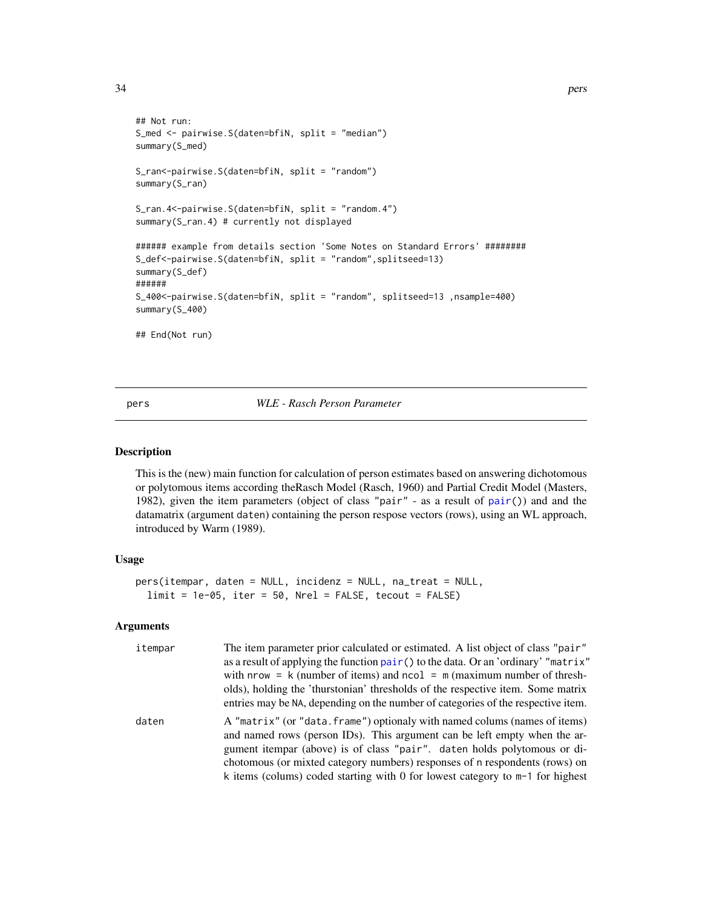```
## Not run:
S_med <- pairwise.S(daten=bfiN, split = "median")
summary(S_med)

S_ran<-pairwise.S(daten=bfiN, split = "random")
summary(S_ran)

S_ran.4<-pairwise.S(daten=bfiN, split = "random.4")
summary(S_ran.4) # currently not displayed

###### example from details section 'Some Notes on Standard Errors' ########
S_def<-pairwise.S(daten=bfiN, split = "random",splitseed=13)
summary(S_def)
######
S_400<-pairwise.S(daten=bfiN, split = "random", splitseed=13 ,nsample=400)
summary(S_400)

## End(Not run)
```

---

pers — *WLE - Rasch Person Parameter*

---

## Description

This is the (new) main function for calculation of person estimates based on answering dichotomous or polytomous items according theRasch Model (Rasch, 1960) and Partial Credit Model (Masters, 1982), given the item parameters (object of class "pair" - as a result of pair()) and and the datamatrix (argument daten) containing the person respose vectors (rows), using an WL approach, introduced by Warm (1989).

## Usage

```
pers(itempar, daten = NULL, incidenz = NULL, na_treat = NULL,
  limit = 1e-05, iter = 50, Nrel = FALSE, tecout = FALSE)
```

## Arguments

| | |
|---|---|
| itempar | The item parameter prior calculated or estimated. A list object of class "pair" as a result of applying the function pair() to the data. Or an 'ordinary' "matrix" with nrow = k (number of items) and ncol = m (maximum number of thresholds), holding the 'thurstonian' thresholds of the respective item. Some matrix entries may be NA, depending on the number of categories of the respective item. |
| daten | A "matrix" (or "data.frame") optionaly with named colums (names of items) and named rows (person IDs). This argument can be left empty when the argument itempar (above) is of class "pair". daten holds polytomous or dichotomous (or mixted category numbers) responses of n respondents (rows) on k items (colums) coded starting with 0 for lowest category to m-1 for highest |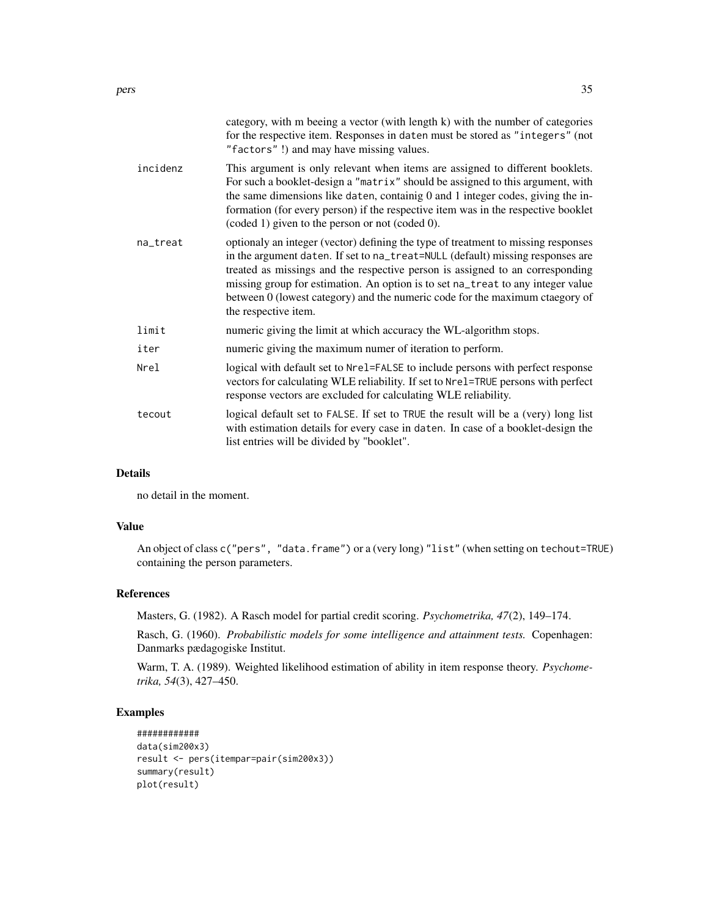category, with m beeing a vector (with length k) with the number of categories for the respective item. Responses in `daten` must be stored as `"integers"` (not `"factors"` !) and may have missing values.

| | |
|---|---|
| `incidenz` | This argument is only relevant when items are assigned to different booklets. For such a booklet-design a `"matrix"` should be assigned to this argument, with the same dimensions like `daten`, containig 0 and 1 integer codes, giving the information (for every person) if the respective item was in the respective booklet (coded 1) given to the person or not (coded 0). |
| `na_treat` | optionaly an integer (vector) defining the type of treatment to missing responses in the argument `daten`. If set to `na_treat=NULL` (default) missing responses are treated as missings and the respective person is assigned to an corresponding missing group for estimation. An option is to set `na_treat` to any integer value between 0 (lowest category) and the numeric code for the maximum ctaegory of the respective item. |
| `limit` | numeric giving the limit at which accuracy the WL-algorithm stops. |
| `iter` | numeric giving the maximum numer of iteration to perform. |
| `Nrel` | logical with default set to `Nrel=FALSE` to include persons with perfect response vectors for calculating WLE reliability. If set to `Nrel=TRUE` persons with perfect response vectors are excluded for calculating WLE reliability. |
| `tecout` | logical default set to `FALSE`. If set to `TRUE` the result will be a (very) long list with estimation details for every case in `daten`. In case of a booklet-design the list entries will be divided by "booklet". |

## Details

no detail in the moment.

## Value

An object of class `c("pers", "data.frame")` or a (very long) `"list"` (when setting on `techout=TRUE`) containing the person parameters.

## References

Masters, G. (1982). A Rasch model for partial credit scoring. *Psychometrika, 47*(2), 149–174.

Rasch, G. (1960). *Probabilistic models for some intelligence and attainment tests.* Copenhagen: Danmarks pædagogiske Institut.

Warm, T. A. (1989). Weighted likelihood estimation of ability in item response theory. *Psychometrika, 54*(3), 427–450.

## Examples

```
############
data(sim200x3)
result <- pers(itempar=pair(sim200x3))
summary(result)
plot(result)
```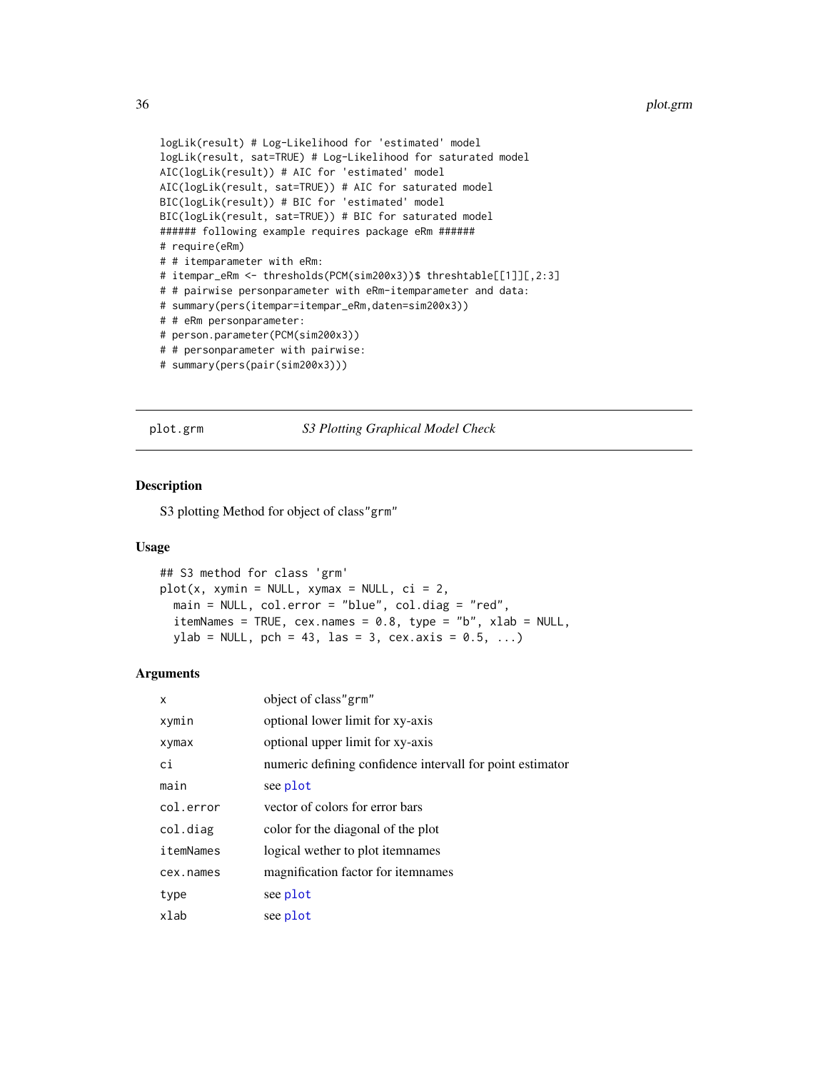```
logLik(result) # Log-Likelihood for 'estimated' model
logLik(result, sat=TRUE) # Log-Likelihood for saturated model
AIC(logLik(result)) # AIC for 'estimated' model
AIC(logLik(result, sat=TRUE)) # AIC for saturated model
BIC(logLik(result)) # BIC for 'estimated' model
BIC(logLik(result, sat=TRUE)) # BIC for saturated model
###### following example requires package eRm ######
# require(eRm)
# # itemparameter with eRm:
# itempar_eRm <- thresholds(PCM(sim200x3))$ threshtable[[1]][,2:3]
# # pairwise personparameter with eRm-itemparameter and data:
# summary(pers(itempar=itempar_eRm,daten=sim200x3))
# # eRm personparameter:
# person.parameter(PCM(sim200x3))
# # personparameter with pairwise:
# summary(pers(pair(sim200x3)))
```

## plot.grm — *S3 Plotting Graphical Model Check*

### Description

S3 plotting Method for object of class"grm"

### Usage

```
## S3 method for class 'grm'
plot(x, xymin = NULL, xymax = NULL, ci = 2,
  main = NULL, col.error = "blue", col.diag = "red",
  itemNames = TRUE, cex.names = 0.8, type = "b", xlab = NULL,
  ylab = NULL, pch = 43, las = 3, cex.axis = 0.5, ...)
```

### Arguments

| | |
|---|---|
| x | object of class"grm" |
| xymin | optional lower limit for xy-axis |
| xymax | optional upper limit for xy-axis |
| ci | numeric defining confidence intervall for point estimator |
| main | see plot |
| col.error | vector of colors for error bars |
| col.diag | color for the diagonal of the plot |
| itemNames | logical wether to plot itemnames |
| cex.names | magnification factor for itemnames |
| type | see plot |
| xlab | see plot |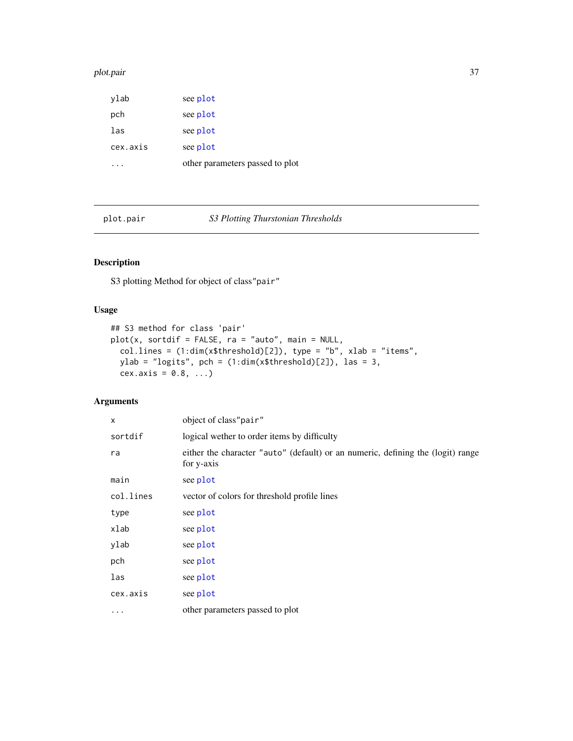| | |
|---|---|
| ylab | see plot |
| pch | see plot |
| las | see plot |
| cex.axis | see plot |
| ... | other parameters passed to plot |

---

plot.pair *S3 Plotting Thurstonian Thresholds*

---

## Description

S3 plotting Method for object of class"pair"

## Usage

```
## S3 method for class 'pair'
plot(x, sortdif = FALSE, ra = "auto", main = NULL,
  col.lines = (1:dim(x$threshold)[2]), type = "b", xlab = "items",
  ylab = "logits", pch = (1:dim(x$threshold)[2]), las = 3,
  cex.axis = 0.8, ...)
```

## Arguments

| | |
|---|---|
| x | object of class"pair" |
| sortdif | logical wether to order items by difficulty |
| ra | either the character "auto" (default) or an numeric, defining the (logit) range for y-axis |
| main | see plot |
| col.lines | vector of colors for threshold profile lines |
| type | see plot |
| xlab | see plot |
| ylab | see plot |
| pch | see plot |
| las | see plot |
| cex.axis | see plot |
| ... | other parameters passed to plot |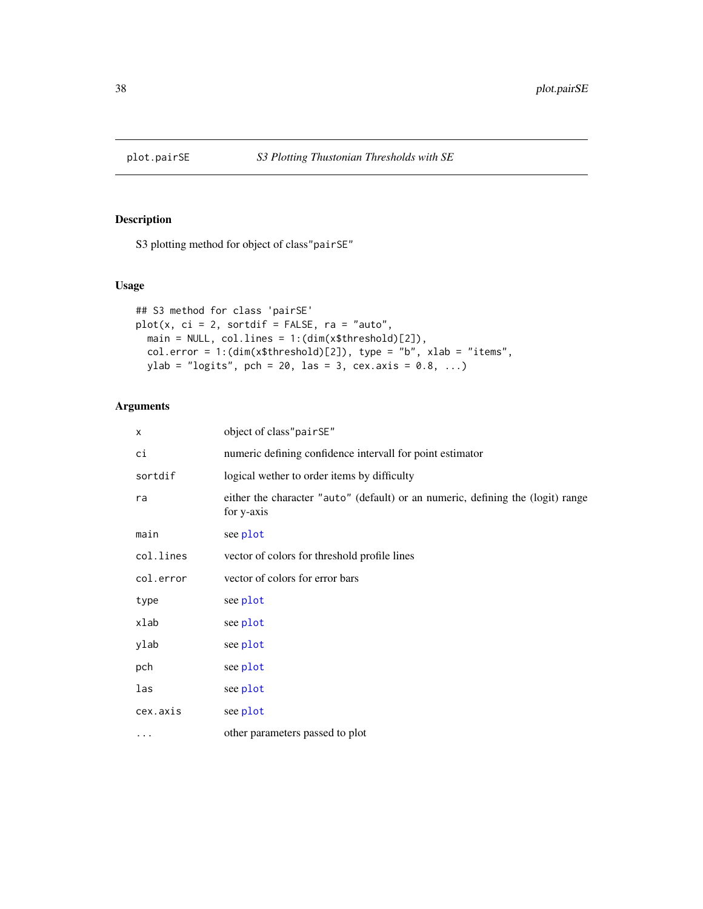plot.pairSE *S3 Plotting Thustonian Thresholds with SE*

## Description

S3 plotting method for object of class"pairSE"

## Usage

```
## S3 method for class 'pairSE'
plot(x, ci = 2, sortdif = FALSE, ra = "auto",
  main = NULL, col.lines = 1:(dim(x$threshold)[2]),
  col.error = 1:(dim(x$threshold)[2]), type = "b", xlab = "items",
  ylab = "logits", pch = 20, las = 3, cex.axis = 0.8, ...)
```

## Arguments

| | |
|---|---|
| x | object of class"pairSE" |
| ci | numeric defining confidence intervall for point estimator |
| sortdif | logical wether to order items by difficulty |
| ra | either the character "auto" (default) or an numeric, defining the (logit) range for y-axis |
| main | see plot |
| col.lines | vector of colors for threshold profile lines |
| col.error | vector of colors for error bars |
| type | see plot |
| xlab | see plot |
| ylab | see plot |
| pch | see plot |
| las | see plot |
| cex.axis | see plot |
| ... | other parameters passed to plot |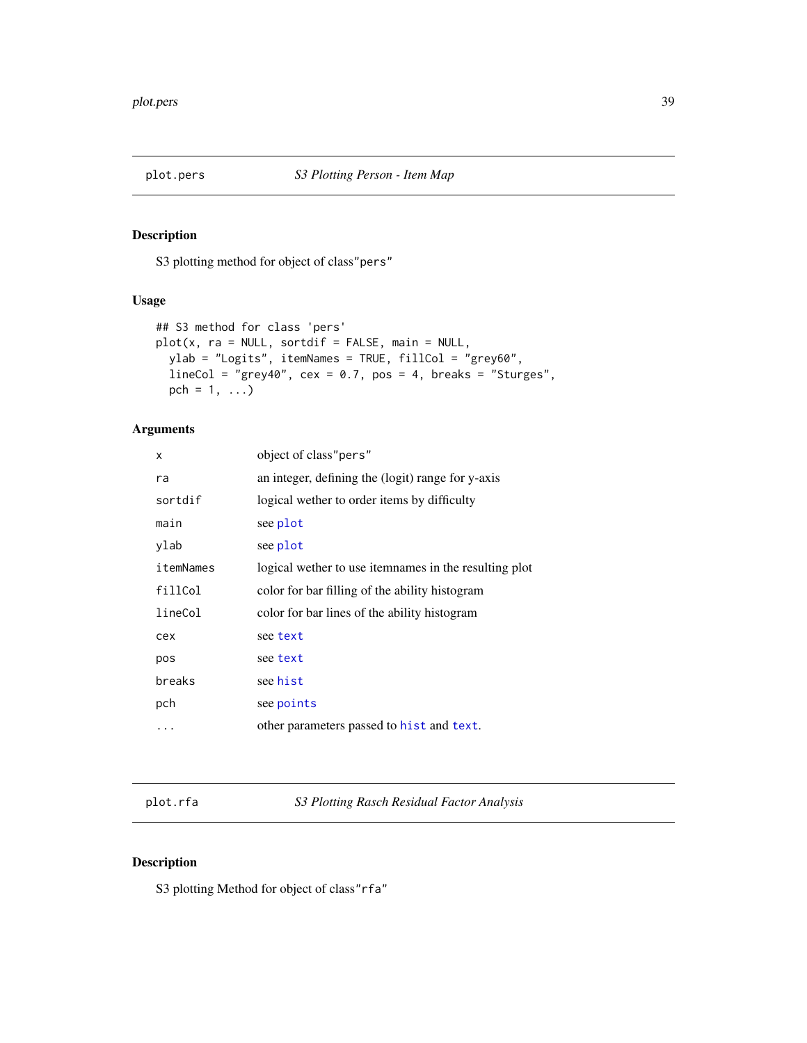## plot.pers — *S3 Plotting Person - Item Map*

### Description

S3 plotting method for object of class"pers"

### Usage

```
## S3 method for class 'pers'
plot(x, ra = NULL, sortdif = FALSE, main = NULL,
  ylab = "Logits", itemNames = TRUE, fillCol = "grey60",
  lineCol = "grey40", cex = 0.7, pos = 4, breaks = "Sturges",
  pch = 1, ...)
```

### Arguments

| | |
|---|---|
| `x` | object of class"pers" |
| `ra` | an integer, defining the (logit) range for y-axis |
| `sortdif` | logical wether to order items by difficulty |
| `main` | see `plot` |
| `ylab` | see `plot` |
| `itemNames` | logical wether to use itemnames in the resulting plot |
| `fillCol` | color for bar filling of the ability histogram |
| `lineCol` | color for bar lines of the ability histogram |
| `cex` | see `text` |
| `pos` | see `text` |
| `breaks` | see `hist` |
| `pch` | see `points` |
| `...` | other parameters passed to `hist` and `text`. |

## plot.rfa — *S3 Plotting Rasch Residual Factor Analysis*

### Description

S3 plotting Method for object of class"rfa"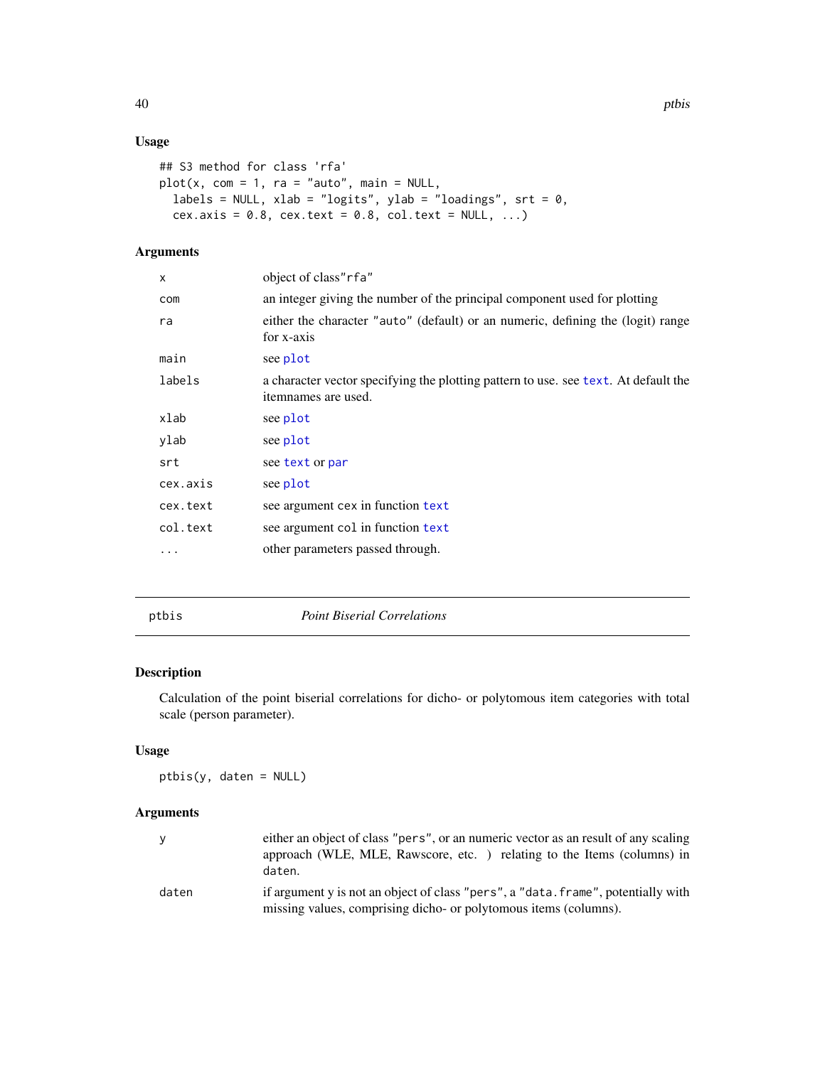## Usage

```
## S3 method for class 'rfa'
plot(x, com = 1, ra = "auto", main = NULL,
  labels = NULL, xlab = "logits", ylab = "loadings", srt = 0,
  cex.axis = 0.8, cex.text = 0.8, col.text = NULL, ...)
```

## Arguments

| | |
|---|---|
| `x` | object of class"rfa" |
| `com` | an integer giving the number of the principal component used for plotting |
| `ra` | either the character "auto" (default) or an numeric, defining the (logit) range for x-axis |
| `main` | see `plot` |
| `labels` | a character vector specifying the plotting pattern to use. see `text`. At default the itemnames are used. |
| `xlab` | see `plot` |
| `ylab` | see `plot` |
| `srt` | see `text` or `par` |
| `cex.axis` | see `plot` |
| `cex.text` | see argument `cex` in function `text` |
| `col.text` | see argument `col` in function `text` |
| `...` | other parameters passed through. |

---

# ptbis *Point Biserial Correlations*

---

## Description

Calculation of the point biserial correlations for dicho- or polytomous item categories with total scale (person parameter).

## Usage

```
ptbis(y, daten = NULL)
```

## Arguments

| | |
|---|---|
| `y` | either an object of class "pers", or an numeric vector as an result of any scaling approach (WLE, MLE, Rawscore, etc. ) relating to the Items (columns) in `daten`. |
| `daten` | if argument y is not an object of class "pers", a "data.frame", potentially with missing values, comprising dicho- or polytomous items (columns). |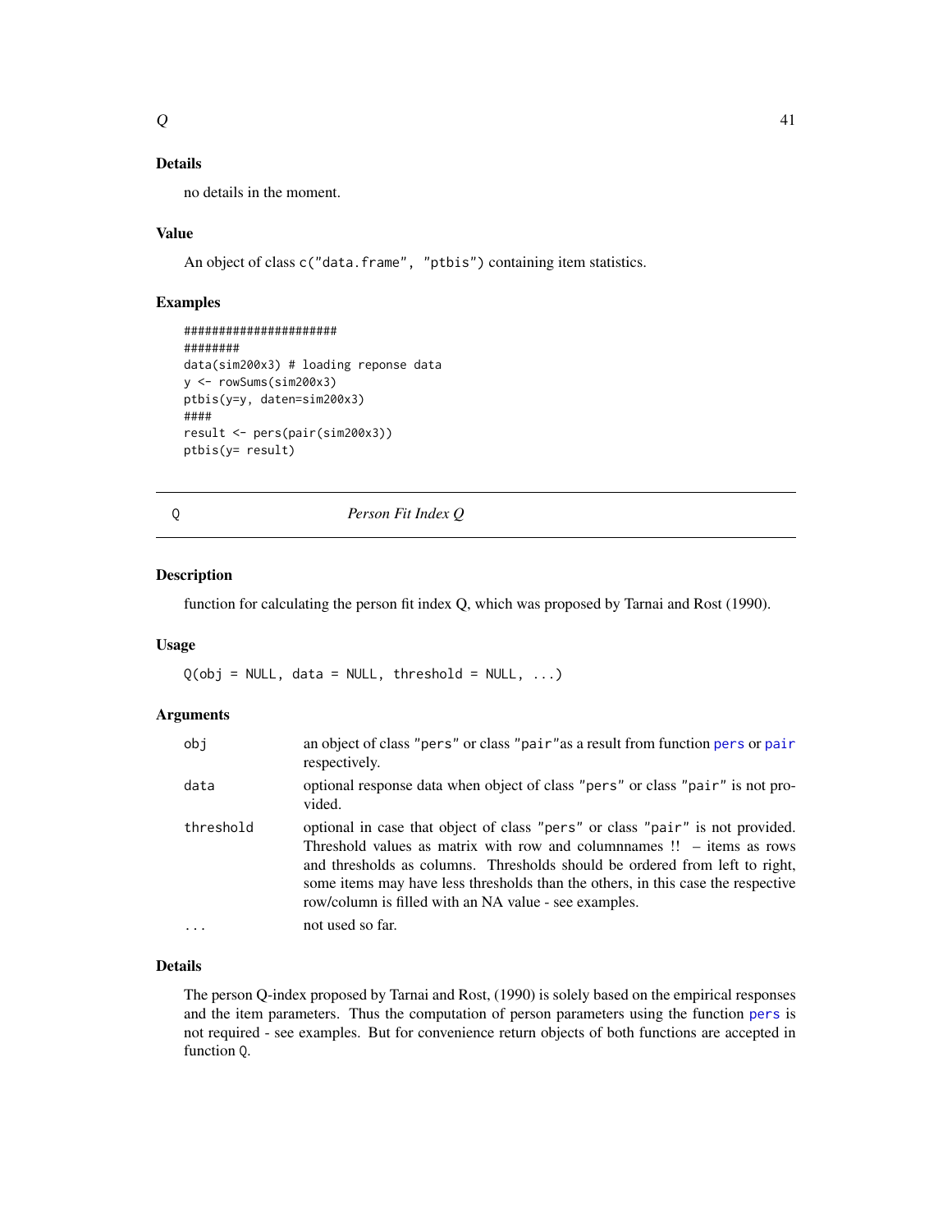### Details

no details in the moment.

### Value

An object of class `c("data.frame", "ptbis")` containing item statistics.

### Examples

```
######################
########
data(sim200x3) # loading reponse data
y <- rowSums(sim200x3)
ptbis(y=y, daten=sim200x3)
####
result <- pers(pair(sim200x3))
ptbis(y= result)
```

---

## Q &nbsp;&nbsp;&nbsp;&nbsp;&nbsp;&nbsp;&nbsp;&nbsp; *Person Fit Index Q*

---

### Description

function for calculating the person fit index Q, which was proposed by Tarnai and Rost (1990).

### Usage

```
Q(obj = NULL, data = NULL, threshold = NULL, ...)
```

### Arguments

| | |
|---|---|
| `obj` | an object of class "pers" or class "pair"as a result from function `pers` or `pair` respectively. |
| `data` | optional response data when object of class "pers" or class "pair" is not provided. |
| `threshold` | optional in case that object of class "pers" or class "pair" is not provided. Threshold values as matrix with row and columnnames !! – items as rows and thresholds as columns. Thresholds should be ordered from left to right, some items may have less thresholds than the others, in this case the respective row/column is filled with an NA value - see examples. |
| `...` | not used so far. |

### Details

The person Q-index proposed by Tarnai and Rost, (1990) is solely based on the empirical responses and the item parameters. Thus the computation of person parameters using the function `pers` is not required - see examples. But for convenience return objects of both functions are accepted in function `Q`.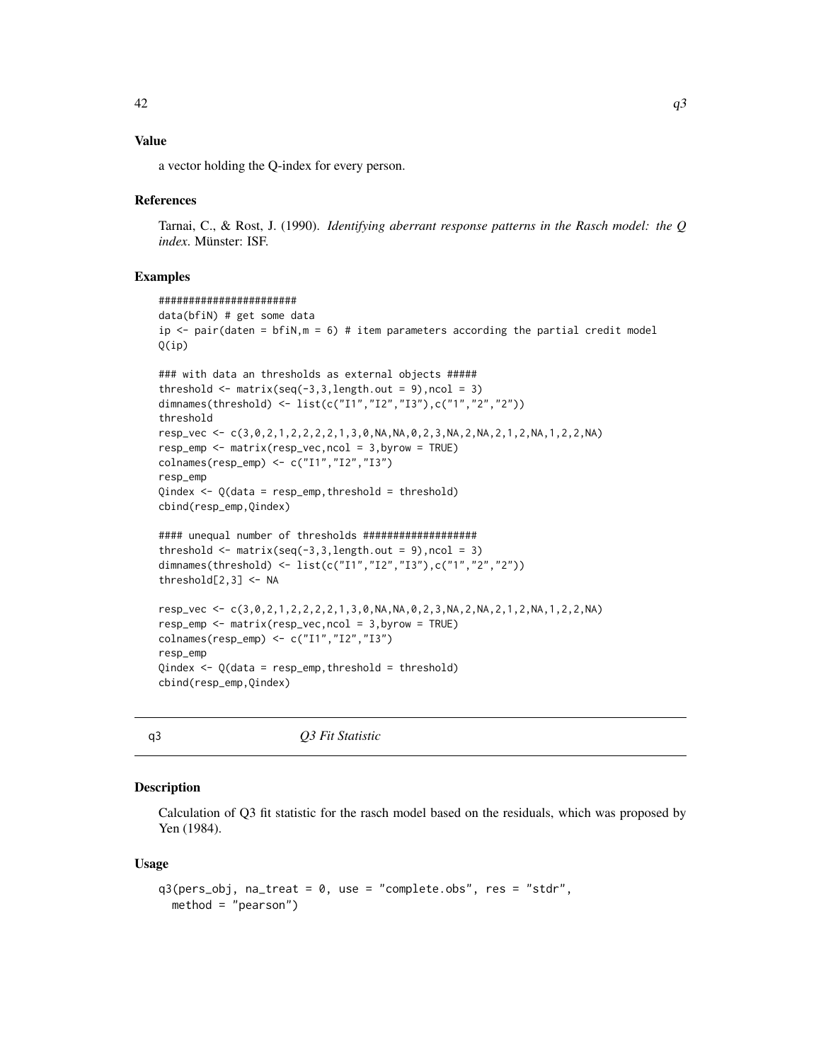### Value

a vector holding the Q-index for every person.

### References

Tarnai, C., & Rost, J. (1990). *Identifying aberrant response patterns in the Rasch model: the Q index*. Münster: ISF.

### Examples

```
#######################
data(bfiN) # get some data
ip <- pair(daten = bfiN,m = 6) # item parameters according the partial credit model
Q(ip)

### with data an thresholds as external objects #####
threshold <- matrix(seq(-3,3,length.out = 9),ncol = 3)
dimnames(threshold) <- list(c("I1","I2","I3"),c("1","2","2"))
threshold
resp_vec <- c(3,0,2,1,2,2,2,2,1,3,0,NA,NA,0,2,3,NA,2,NA,2,1,2,NA,1,2,2,NA)
resp_emp <- matrix(resp_vec,ncol = 3,byrow = TRUE)
colnames(resp_emp) <- c("I1","I2","I3")
resp_emp
Qindex <- Q(data = resp_emp,threshold = threshold)
cbind(resp_emp,Qindex)

#### unequal number of thresholds ###################
threshold <- matrix(seq(-3,3,length.out = 9),ncol = 3)
dimnames(threshold) <- list(c("I1","I2","I3"),c("1","2","2"))
threshold[2,3] <- NA

resp_vec <- c(3,0,2,1,2,2,2,2,1,3,0,NA,NA,0,2,3,NA,2,NA,2,1,2,NA,1,2,2,NA)
resp_emp <- matrix(resp_vec,ncol = 3,byrow = TRUE)
colnames(resp_emp) <- c("I1","I2","I3")
resp_emp
Qindex <- Q(data = resp_emp,threshold = threshold)
cbind(resp_emp,Qindex)
```

---

## q3 *Q3 Fit Statistic*

---

### Description

Calculation of Q3 fit statistic for the rasch model based on the residuals, which was proposed by Yen (1984).

### Usage

```
q3(pers_obj, na_treat = 0, use = "complete.obs", res = "stdr",
  method = "pearson")
```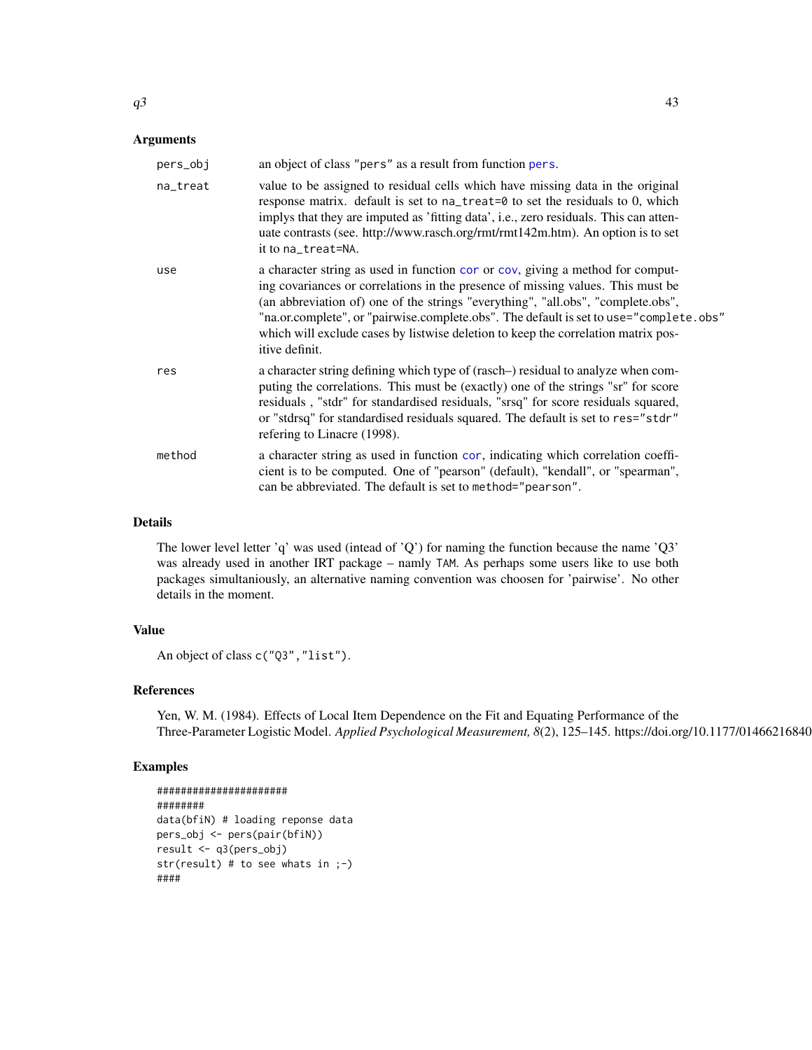## Arguments

| | |
|---|---|
| pers_obj | an object of class "pers" as a result from function pers. |
| na_treat | value to be assigned to residual cells which have missing data in the original response matrix. default is set to na_treat=0 to set the residuals to 0, which implys that they are imputed as 'fitting data', i.e., zero residuals. This can attenuate contrasts (see. http://www.rasch.org/rmt/rmt142m.htm). An option is to set it to na_treat=NA. |
| use | a character string as used in function cor or cov, giving a method for computing covariances or correlations in the presence of missing values. This must be (an abbreviation of) one of the strings "everything", "all.obs", "complete.obs", "na.or.complete", or "pairwise.complete.obs". The default is set to use="complete.obs" which will exclude cases by listwise deletion to keep the correlation matrix positive definit. |
| res | a character string defining which type of (rasch–) residual to analyze when computing the correlations. This must be (exactly) one of the strings "sr" for score residuals , "stdr" for standardised residuals, "srsq" for score residuals squared, or "stdrsq" for standardised residuals squared. The default is set to res="stdr" refering to Linacre (1998). |
| method | a character string as used in function cor, indicating which correlation coefficient is to be computed. One of "pearson" (default), "kendall", or "spearman", can be abbreviated. The default is set to method="pearson". |

## Details

The lower level letter 'q' was used (intead of 'Q') for naming the function because the name 'Q3' was already used in another IRT package – namly TAM. As perhaps some users like to use both packages simultaniously, an alternative naming convention was choosen for 'pairwise'. No other details in the moment.

## Value

An object of class c("Q3","list").

## References

Yen, W. M. (1984). Effects of Local Item Dependence on the Fit and Equating Performance of the Three-Parameter Logistic Model. *Applied Psychological Measurement, 8*(2), 125–145. https://doi.org/10.1177/01466216840

## Examples

```
######################
########
data(bfiN) # loading reponse data
pers_obj <- pers(pair(bfiN))
result <- q3(pers_obj)
str(result) # to see whats in ;-)
####
```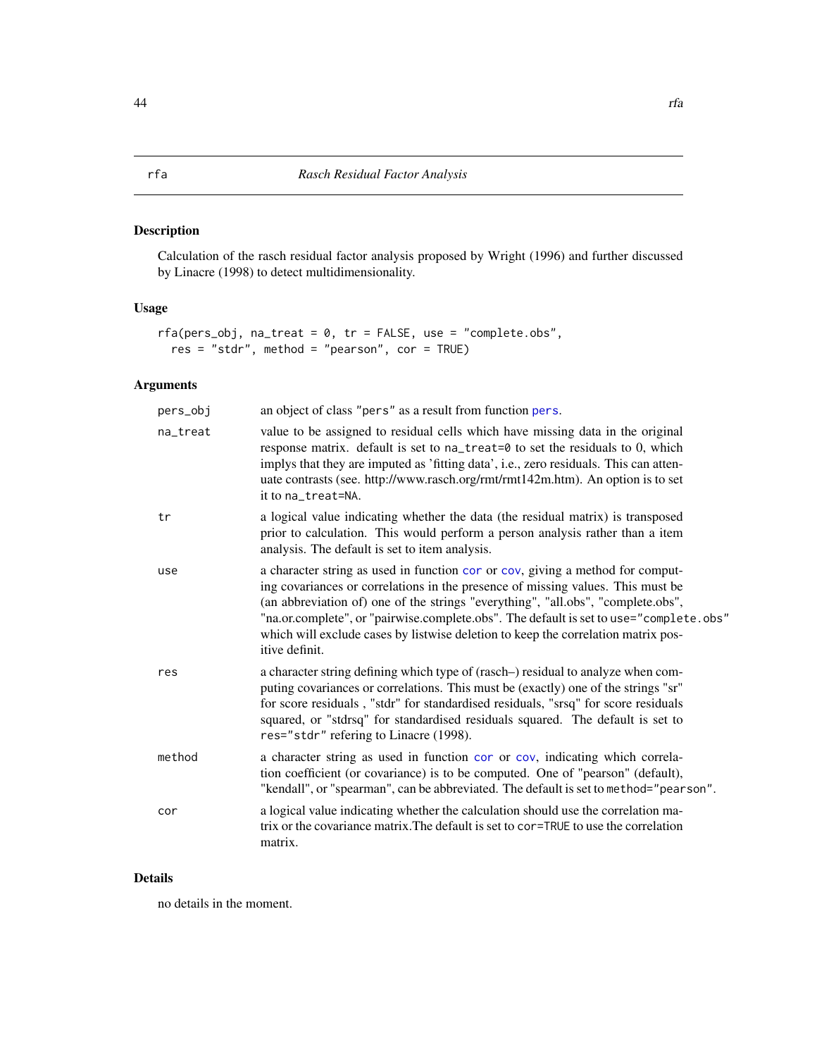# rfa — *Rasch Residual Factor Analysis*

## Description

Calculation of the rasch residual factor analysis proposed by Wright (1996) and further discussed by Linacre (1998) to detect multidimensionality.

## Usage

```
rfa(pers_obj, na_treat = 0, tr = FALSE, use = "complete.obs",
  res = "stdr", method = "pearson", cor = TRUE)
```

## Arguments

| | |
|---|---|
| `pers_obj` | an object of class "pers" as a result from function `pers`. |
| `na_treat` | value to be assigned to residual cells which have missing data in the original response matrix. default is set to `na_treat=0` to set the residuals to 0, which implys that they are imputed as 'fitting data', i.e., zero residuals. This can attenuate contrasts (see. http://www.rasch.org/rmt/rmt142m.htm). An option is to set it to `na_treat=NA`. |
| `tr` | a logical value indicating whether the data (the residual matrix) is transposed prior to calculation. This would perform a person analysis rather than a item analysis. The default is set to item analysis. |
| `use` | a character string as used in function `cor` or `cov`, giving a method for computing covariances or correlations in the presence of missing values. This must be (an abbreviation of) one of the strings "everything", "all.obs", "complete.obs", "na.or.complete", or "pairwise.complete.obs". The default is set to `use="complete.obs"` which will exclude cases by listwise deletion to keep the correlation matrix positive definit. |
| `res` | a character string defining which type of (rasch–) residual to analyze when computing covariances or correlations. This must be (exactly) one of the strings "sr" for score residuals , "stdr" for standardised residuals, "srsq" for score residuals squared, or "stdrsq" for standardised residuals squared. The default is set to `res="stdr"` refering to Linacre (1998). |
| `method` | a character string as used in function `cor` or `cov`, indicating which correlation coefficient (or covariance) is to be computed. One of "pearson" (default), "kendall", or "spearman", can be abbreviated. The default is set to `method="pearson"`. |
| `cor` | a logical value indicating whether the calculation should use the correlation matrix or the covariance matrix.The default is set to `cor=TRUE` to use the correlation matrix. |

## Details

no details in the moment.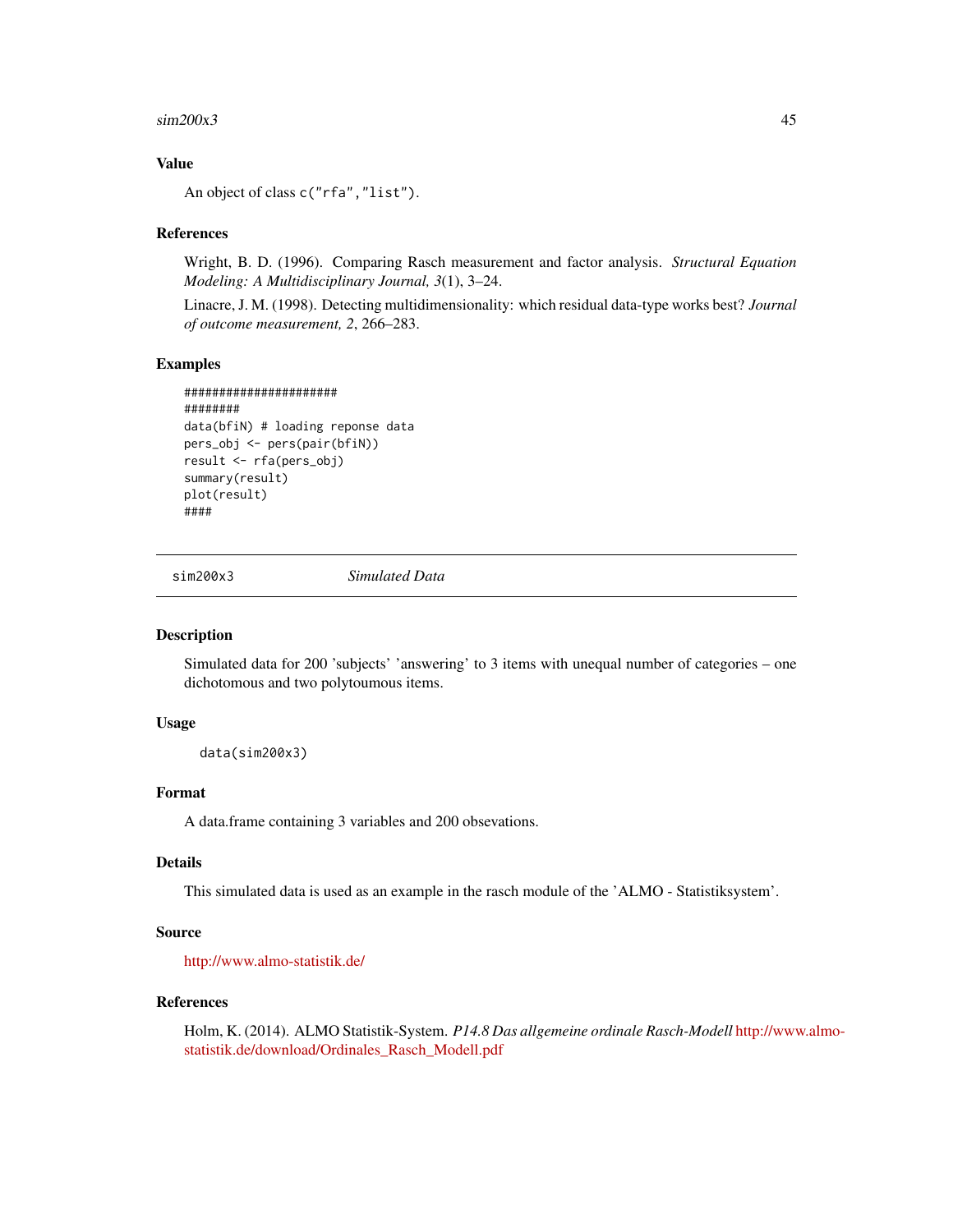### Value

An object of class `c("rfa","list")`.

### References

Wright, B. D. (1996). Comparing Rasch measurement and factor analysis. *Structural Equation Modeling: A Multidisciplinary Journal, 3*(1), 3–24.

Linacre, J. M. (1998). Detecting multidimensionality: which residual data-type works best? *Journal of outcome measurement, 2*, 266–283.

### Examples

```
######################
########
data(bfiN) # loading reponse data
pers_obj <- pers(pair(bfiN))
result <- rfa(pers_obj)
summary(result)
plot(result)
####
```

---

## sim200x3 *Simulated Data*

---

### Description

Simulated data for 200 'subjects' 'answering' to 3 items with unequal number of categories – one dichotomous and two polytoumous items.

### Usage

```
data(sim200x3)
```

### Format

A data.frame containing 3 variables and 200 obsevations.

### Details

This simulated data is used as an example in the rasch module of the 'ALMO - Statistiksystem'.

### Source

http://www.almo-statistik.de/

### References

Holm, K. (2014). ALMO Statistik-System. *P14.8 Das allgemeine ordinale Rasch-Modell* http://www.almo-statistik.de/download/Ordinales_Rasch_Modell.pdf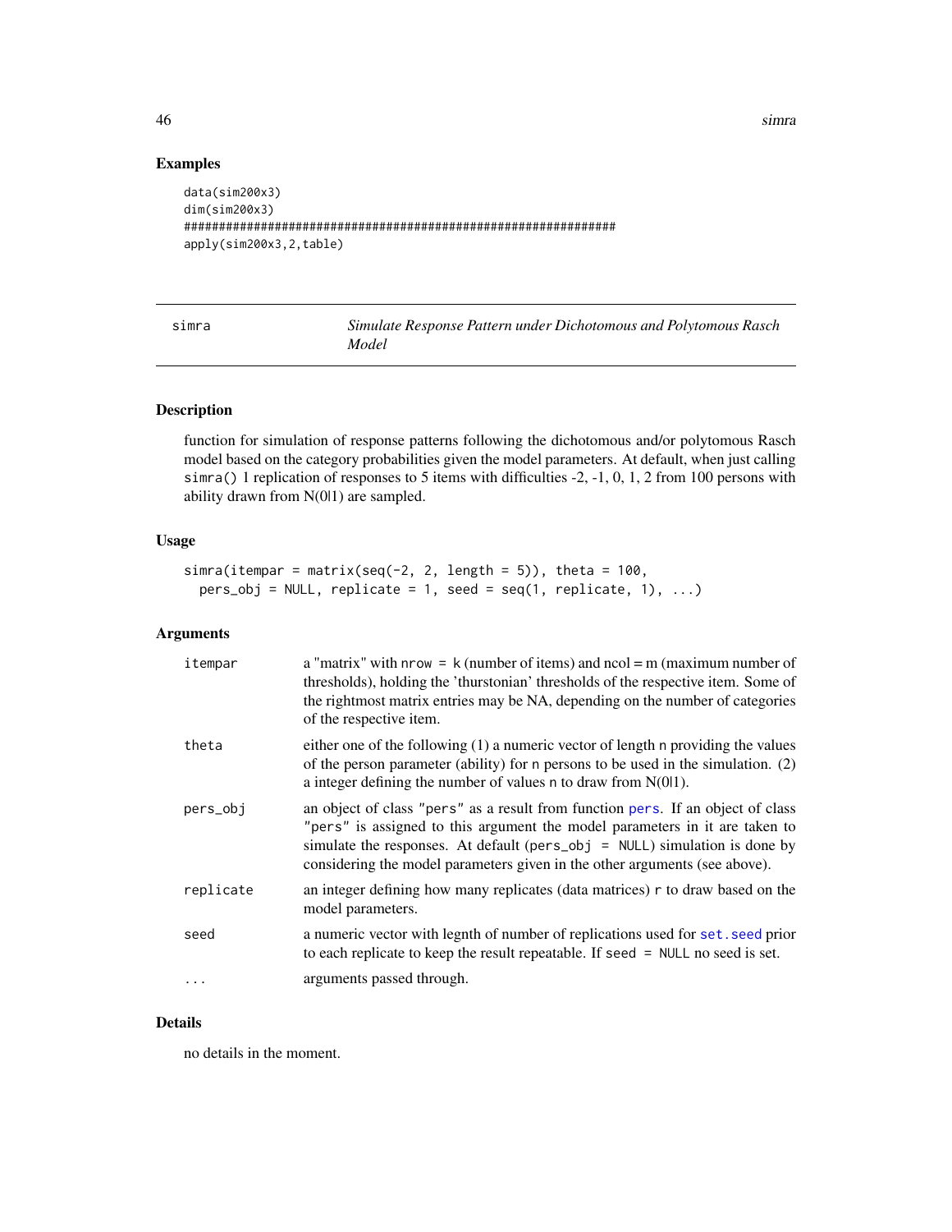## Examples

```
data(sim200x3)
dim(sim200x3)
#################################################################
apply(sim200x3,2,table)
```

---

# simra — *Simulate Response Pattern under Dichotomous and Polytomous Rasch Model*

---

## Description

function for simulation of response patterns following the dichotomous and/or polytomous Rasch model based on the category probabilities given the model parameters. At default, when just calling `simra()` 1 replication of responses to 5 items with difficulties -2, -1, 0, 1, 2 from 100 persons with ability drawn from N(0|1) are sampled.

## Usage

```
simra(itempar = matrix(seq(-2, 2, length = 5)), theta = 100,
  pers_obj = NULL, replicate = 1, seed = seq(1, replicate, 1), ...)
```

## Arguments

| | |
|---|---|
| `itempar` | a "matrix" with `nrow = k` (number of items) and ncol = m (maximum number of thresholds), holding the 'thurstonian' thresholds of the respective item. Some of the rightmost matrix entries may be NA, depending on the number of categories of the respective item. |
| `theta` | either one of the following (1) a numeric vector of length `n` providing the values of the person parameter (ability) for `n` persons to be used in the simulation. (2) a integer defining the number of values `n` to draw from N(0\|1). |
| `pers_obj` | an object of class `"pers"` as a result from function `pers`. If an object of class `"pers"` is assigned to this argument the model parameters in it are taken to simulate the responses. At default (`pers_obj = NULL`) simulation is done by considering the model parameters given in the other arguments (see above). |
| `replicate` | an integer defining how many replicates (data matrices) `r` to draw based on the model parameters. |
| `seed` | a numeric vector with legnth of number of replications used for `set.seed` prior to each replicate to keep the result repeatable. If `seed = NULL` no seed is set. |
| `...` | arguments passed through. |

## Details

no details in the moment.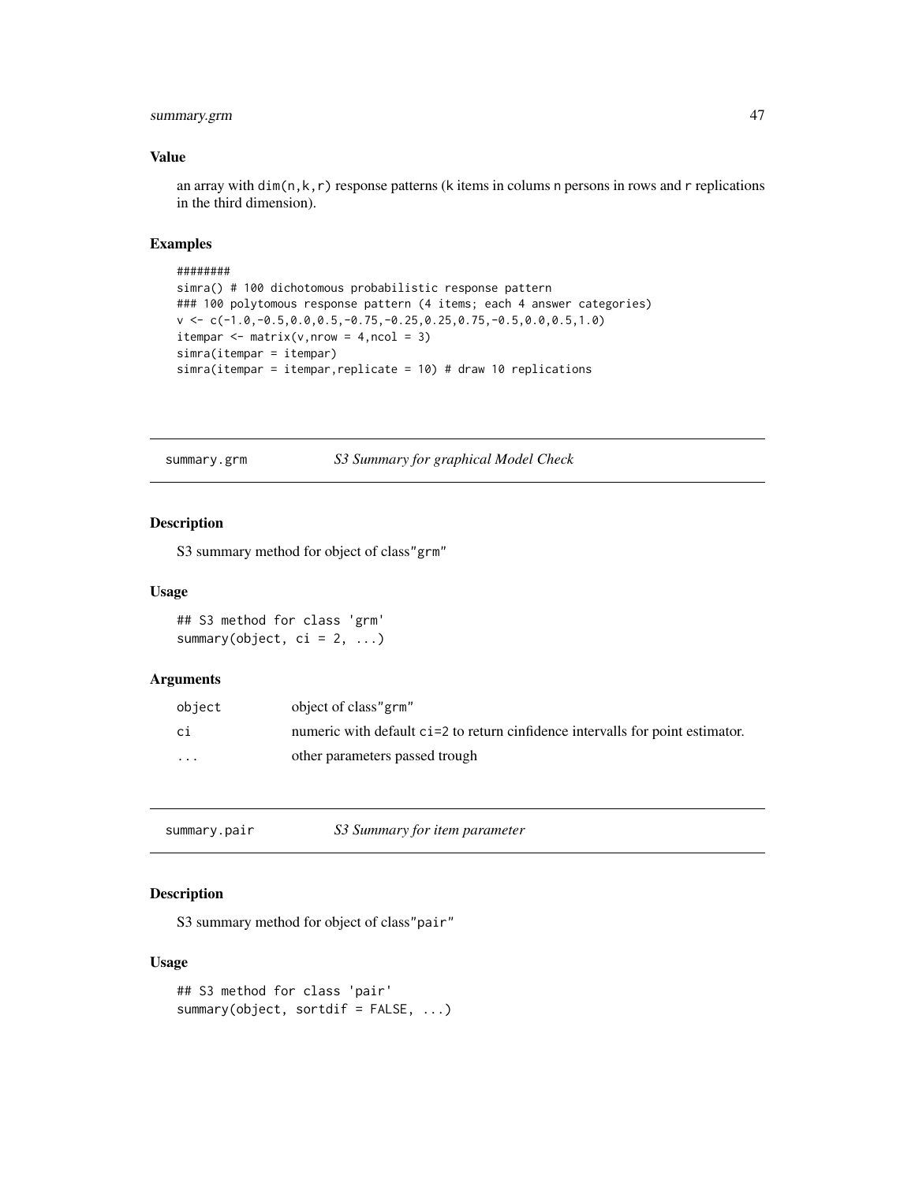### Value

an array with dim(n,k,r) response patterns (k items in colums n persons in rows and r replications in the third dimension).

### Examples

```
########
simra() # 100 dichotomous probabilistic response pattern
### 100 polytomous response pattern (4 items; each 4 answer categories)
v <- c(-1.0,-0.5,0.0,0.5,-0.75,-0.25,0.25,0.75,-0.5,0.0,0.5,1.0)
itempar <- matrix(v,nrow = 4,ncol = 3)
simra(itempar = itempar)
simra(itempar = itempar,replicate = 10) # draw 10 replications
```

---

## summary.grm — *S3 Summary for graphical Model Check*

### Description

S3 summary method for object of class"grm"

### Usage

```
## S3 method for class 'grm'
summary(object, ci = 2, ...)
```

### Arguments

| | |
|---|---|
| object | object of class"grm" |
| ci | numeric with default ci=2 to return cinfidence intervalls for point estimator. |
| ... | other parameters passed trough |

---

## summary.pair — *S3 Summary for item parameter*

### Description

S3 summary method for object of class"pair"

### Usage

```
## S3 method for class 'pair'
summary(object, sortdif = FALSE, ...)
```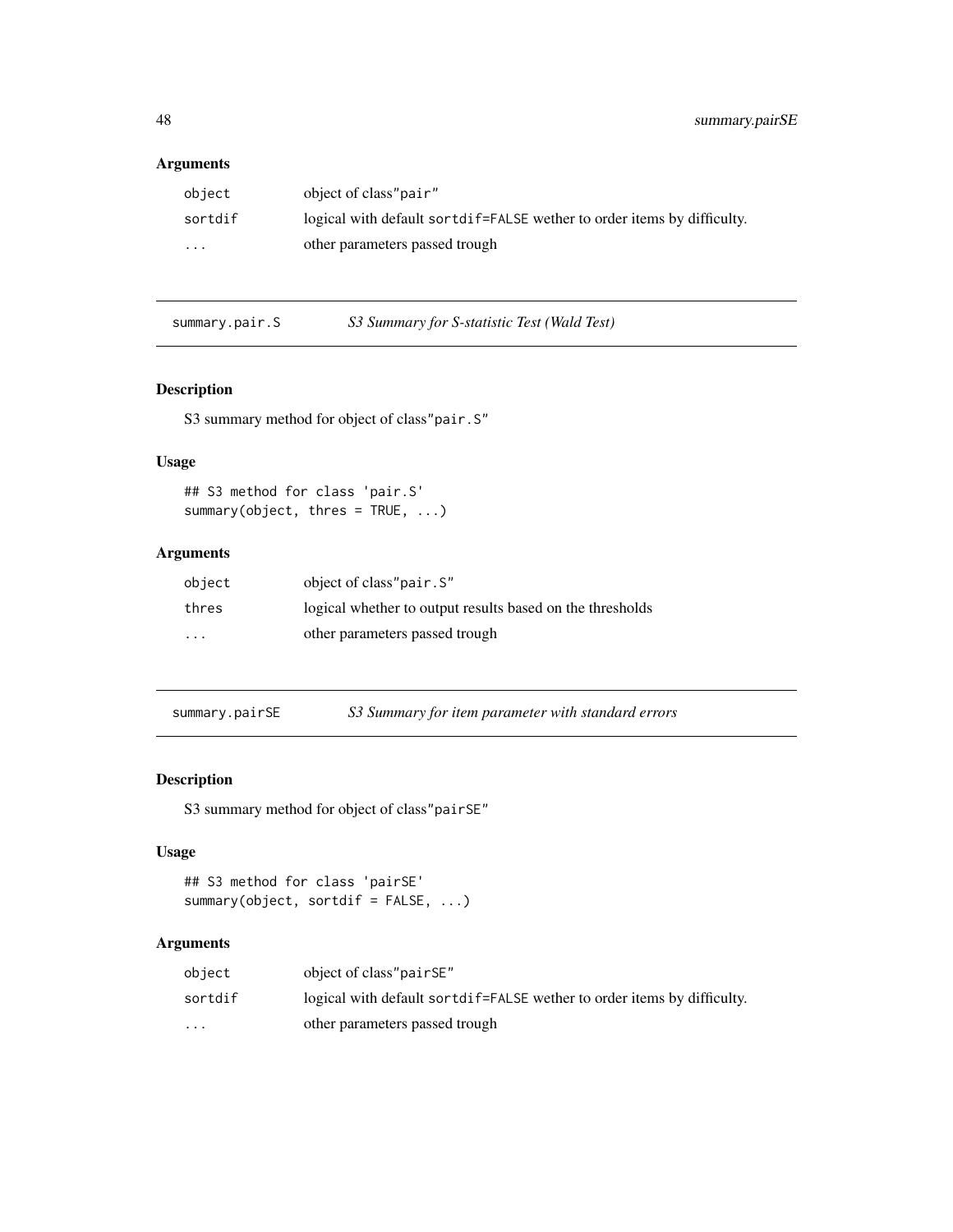## Arguments

| | |
|---|---|
| `object` | object of class"pair" |
| `sortdif` | logical with default `sortdif=FALSE` wether to order items by difficulty. |
| `...` | other parameters passed trough |

---

# summary.pair.S — *S3 Summary for S-statistic Test (Wald Test)*

## Description

S3 summary method for object of class"`pair.S`"

## Usage

```
## S3 method for class 'pair.S'
summary(object, thres = TRUE, ...)
```

## Arguments

| | |
|---|---|
| `object` | object of class"`pair.S`" |
| `thres` | logical whether to output results based on the thresholds |
| `...` | other parameters passed trough |

---

# summary.pairSE — *S3 Summary for item parameter with standard errors*

## Description

S3 summary method for object of class"`pairSE`"

## Usage

```
## S3 method for class 'pairSE'
summary(object, sortdif = FALSE, ...)
```

## Arguments

| | |
|---|---|
| `object` | object of class"`pairSE`" |
| `sortdif` | logical with default `sortdif=FALSE` wether to order items by difficulty. |
| `...` | other parameters passed trough |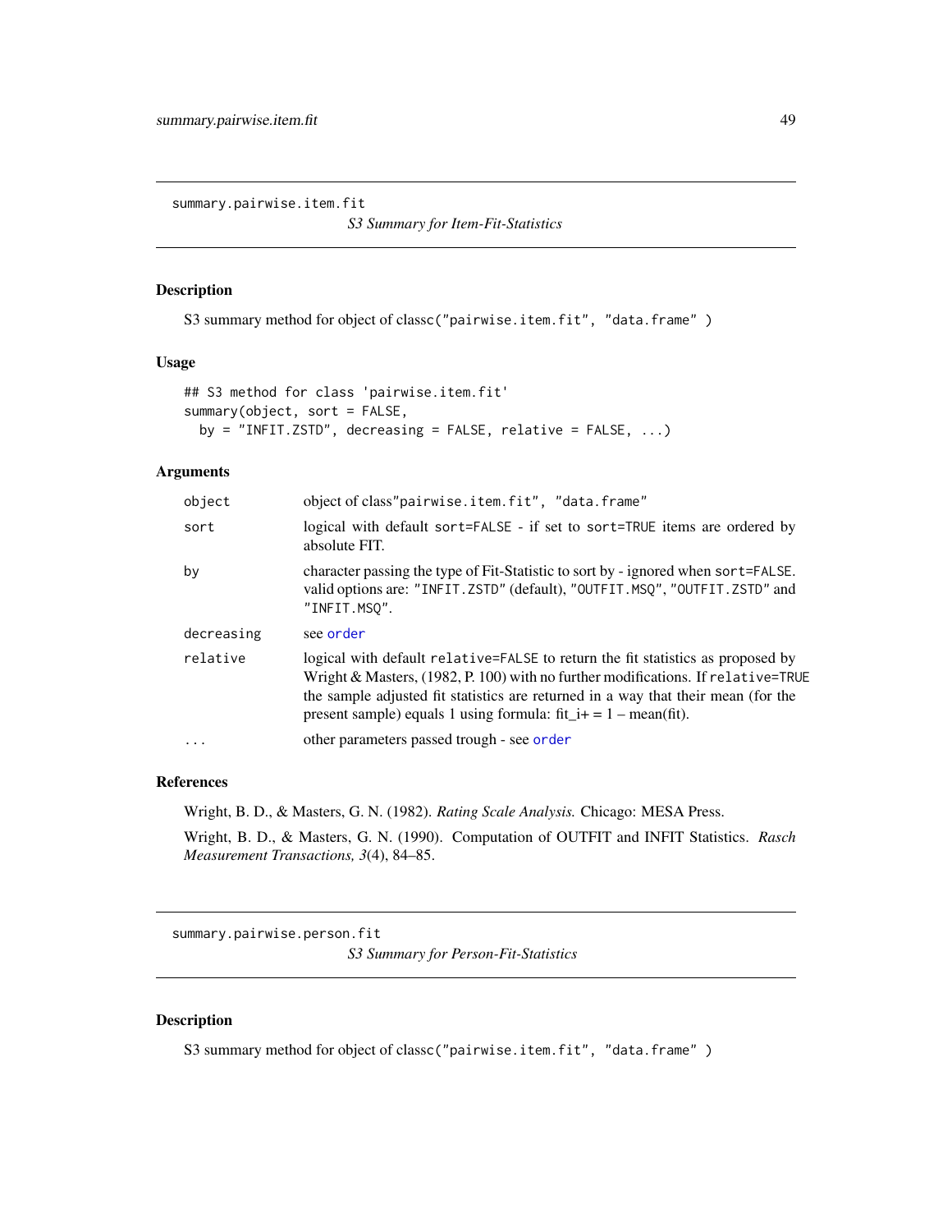## summary.pairwise.item.fit

*S3 Summary for Item-Fit-Statistics*

### Description

S3 summary method for object of classc("pairwise.item.fit", "data.frame" )

### Usage

```
## S3 method for class 'pairwise.item.fit'
summary(object, sort = FALSE,
  by = "INFIT.ZSTD", decreasing = FALSE, relative = FALSE, ...)
```

### Arguments

| | |
|---|---|
| object | object of class"pairwise.item.fit", "data.frame" |
| sort | logical with default sort=FALSE - if set to sort=TRUE items are ordered by absolute FIT. |
| by | character passing the type of Fit-Statistic to sort by - ignored when sort=FALSE. valid options are: "INFIT.ZSTD" (default), "OUTFIT.MSQ", "OUTFIT.ZSTD" and "INFIT.MSQ". |
| decreasing | see order |
| relative | logical with default relative=FALSE to return the fit statistics as proposed by Wright & Masters, (1982, P. 100) with no further modifications. If relative=TRUE the sample adjusted fit statistics are returned in a way that their mean (for the present sample) equals 1 using formula: fit_i+ = 1 – mean(fit). |
| ... | other parameters passed trough - see order |

### References

Wright, B. D., & Masters, G. N. (1982). *Rating Scale Analysis.* Chicago: MESA Press.

Wright, B. D., & Masters, G. N. (1990). Computation of OUTFIT and INFIT Statistics. *Rasch Measurement Transactions, 3*(4), 84–85.

## summary.pairwise.person.fit

*S3 Summary for Person-Fit-Statistics*

### Description

S3 summary method for object of classc("pairwise.item.fit", "data.frame" )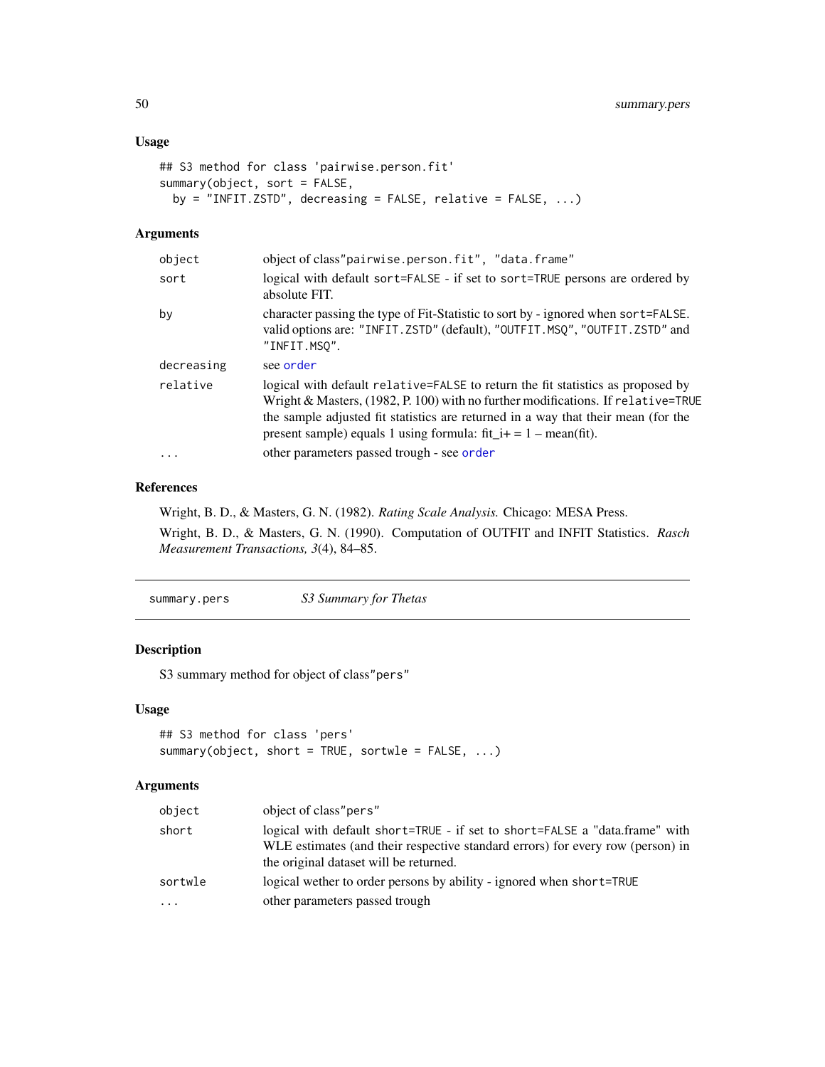### Usage

```
## S3 method for class 'pairwise.person.fit'
summary(object, sort = FALSE,
  by = "INFIT.ZSTD", decreasing = FALSE, relative = FALSE, ...)
```

### Arguments

| | |
|---|---|
| `object` | object of class"pairwise.person.fit", "data.frame" |
| `sort` | logical with default `sort=FALSE` - if set to `sort=TRUE` persons are ordered by absolute FIT. |
| `by` | character passing the type of Fit-Statistic to sort by - ignored when `sort=FALSE`. valid options are: "INFIT.ZSTD" (default), "OUTFIT.MSQ", "OUTFIT.ZSTD" and "INFIT.MSQ". |
| `decreasing` | see `order` |
| `relative` | logical with default `relative=FALSE` to return the fit statistics as proposed by Wright & Masters, (1982, P. 100) with no further modifications. If `relative=TRUE` the sample adjusted fit statistics are returned in a way that their mean (for the present sample) equals 1 using formula: fit_i+ = 1 – mean(fit). |
| `...` | other parameters passed trough - see `order` |

### References

Wright, B. D., & Masters, G. N. (1982). *Rating Scale Analysis.* Chicago: MESA Press.

Wright, B. D., & Masters, G. N. (1990). Computation of OUTFIT and INFIT Statistics. *Rasch Measurement Transactions, 3*(4), 84–85.

---

## summary.pers — *S3 Summary for Thetas*

### Description

S3 summary method for object of class"pers"

### Usage

```
## S3 method for class 'pers'
summary(object, short = TRUE, sortwle = FALSE, ...)
```

### Arguments

| | |
|---|---|
| `object` | object of class"pers" |
| `short` | logical with default `short=TRUE` - if set to `short=FALSE` a "data.frame" with WLE estimates (and their respective standard errors) for every row (person) in the original dataset will be returned. |
| `sortwle` | logical wether to order persons by ability - ignored when `short=TRUE` |
| `...` | other parameters passed trough |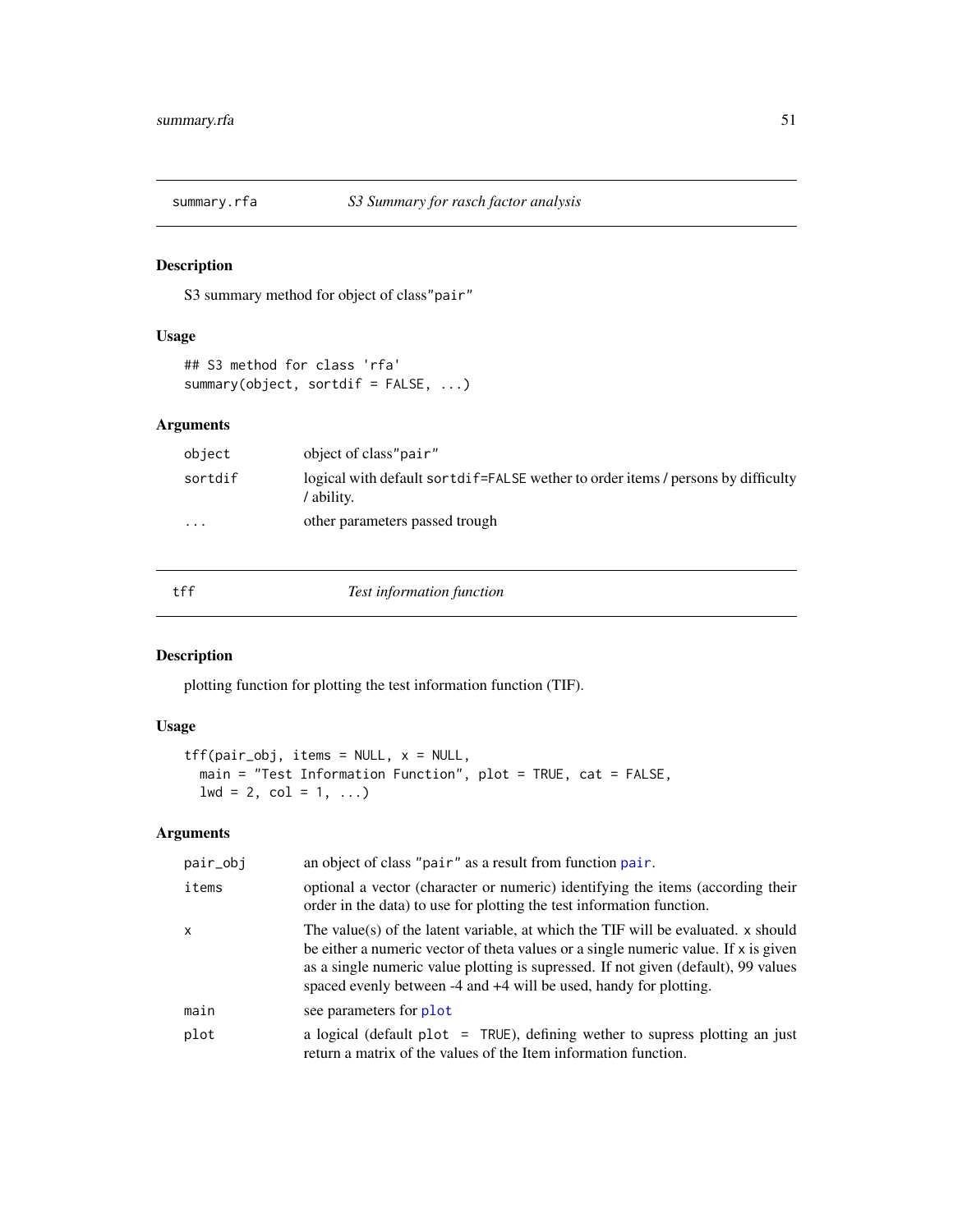## summary.rfa — *S3 Summary for rasch factor analysis*

### Description

S3 summary method for object of class"pair"

### Usage

```
## S3 method for class 'rfa'
summary(object, sortdif = FALSE, ...)
```

### Arguments

| | |
|---|---|
| `object` | object of class"pair" |
| `sortdif` | logical with default `sortdif=FALSE` wether to order items / persons by difficulty / ability. |
| `...` | other parameters passed trough |

## tff — *Test information function*

### Description

plotting function for plotting the test information function (TIF).

### Usage

```
tff(pair_obj, items = NULL, x = NULL,
  main = "Test Information Function", plot = TRUE, cat = FALSE,
  lwd = 2, col = 1, ...)
```

### Arguments

| | |
|---|---|
| `pair_obj` | an object of class "pair" as a result from function `pair`. |
| `items` | optional a vector (character or numeric) identifying the items (according their order in the data) to use for plotting the test information function. |
| `x` | The value(s) of the latent variable, at which the TIF will be evaluated. `x` should be either a numeric vector of theta values or a single numeric value. If `x` is given as a single numeric value plotting is supressed. If not given (default), 99 values spaced evenly between -4 and +4 will be used, handy for plotting. |
| `main` | see parameters for `plot` |
| `plot` | a logical (default `plot = TRUE`), defining wether to supress plotting an just return a matrix of the values of the Item information function. |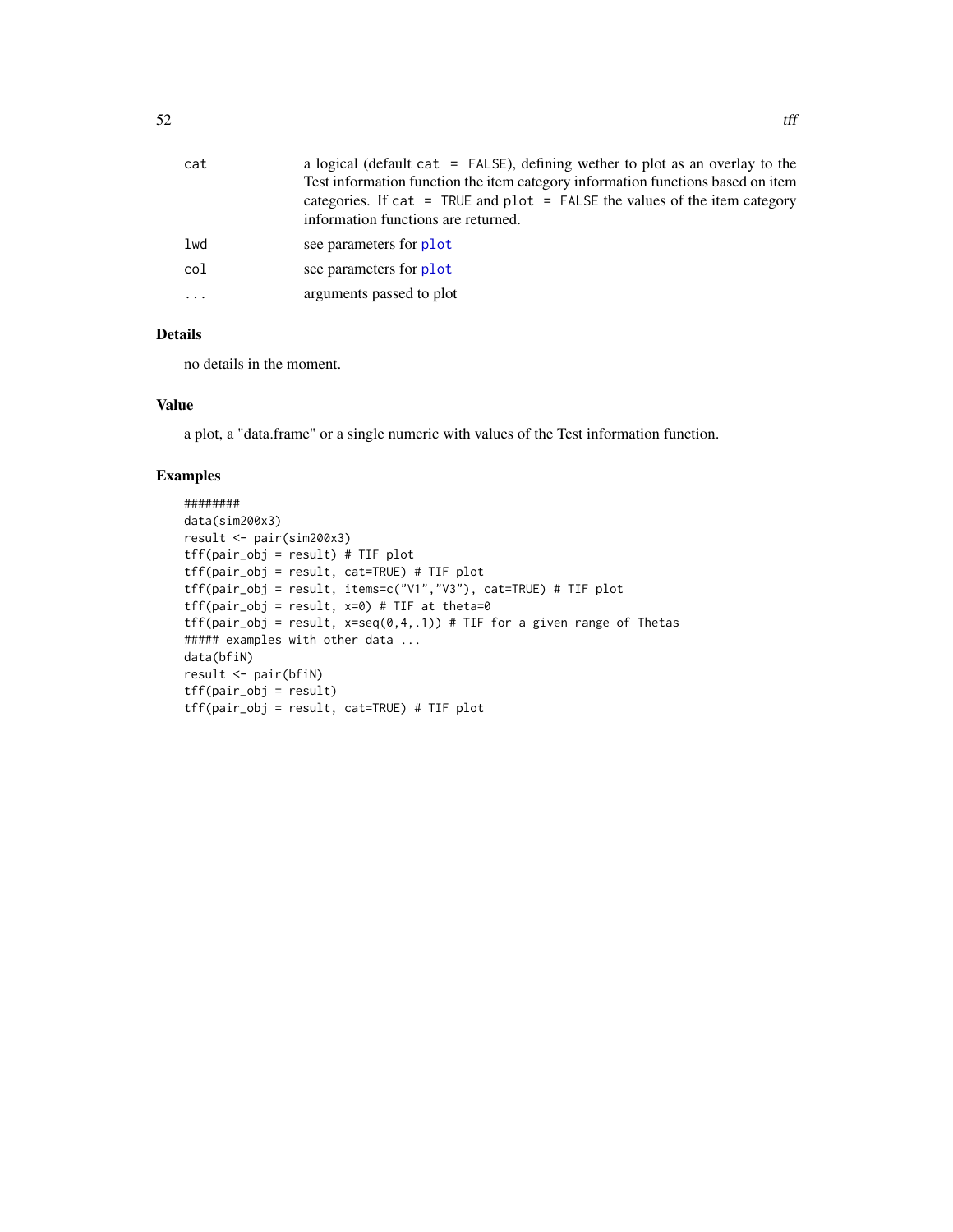| | |
|---|---|
| cat | a logical (default cat = FALSE), defining wether to plot as an overlay to the Test information function the item category information functions based on item categories. If cat = TRUE and plot = FALSE the values of the item category information functions are returned. |
| lwd | see parameters for plot |
| col | see parameters for plot |
| ... | arguments passed to plot |

## Details

no details in the moment.

## Value

a plot, a "data.frame" or a single numeric with values of the Test information function.

## Examples

```
########
data(sim200x3)
result <- pair(sim200x3)
tff(pair_obj = result) # TIF plot
tff(pair_obj = result, cat=TRUE) # TIF plot
tff(pair_obj = result, items=c("V1","V3"), cat=TRUE) # TIF plot
tff(pair_obj = result, x=0) # TIF at theta=0
tff(pair_obj = result, x=seq(0,4,.1)) # TIF for a given range of Thetas
##### examples with other data ...
data(bfiN)
result <- pair(bfiN)
tff(pair_obj = result)
tff(pair_obj = result, cat=TRUE) # TIF plot
```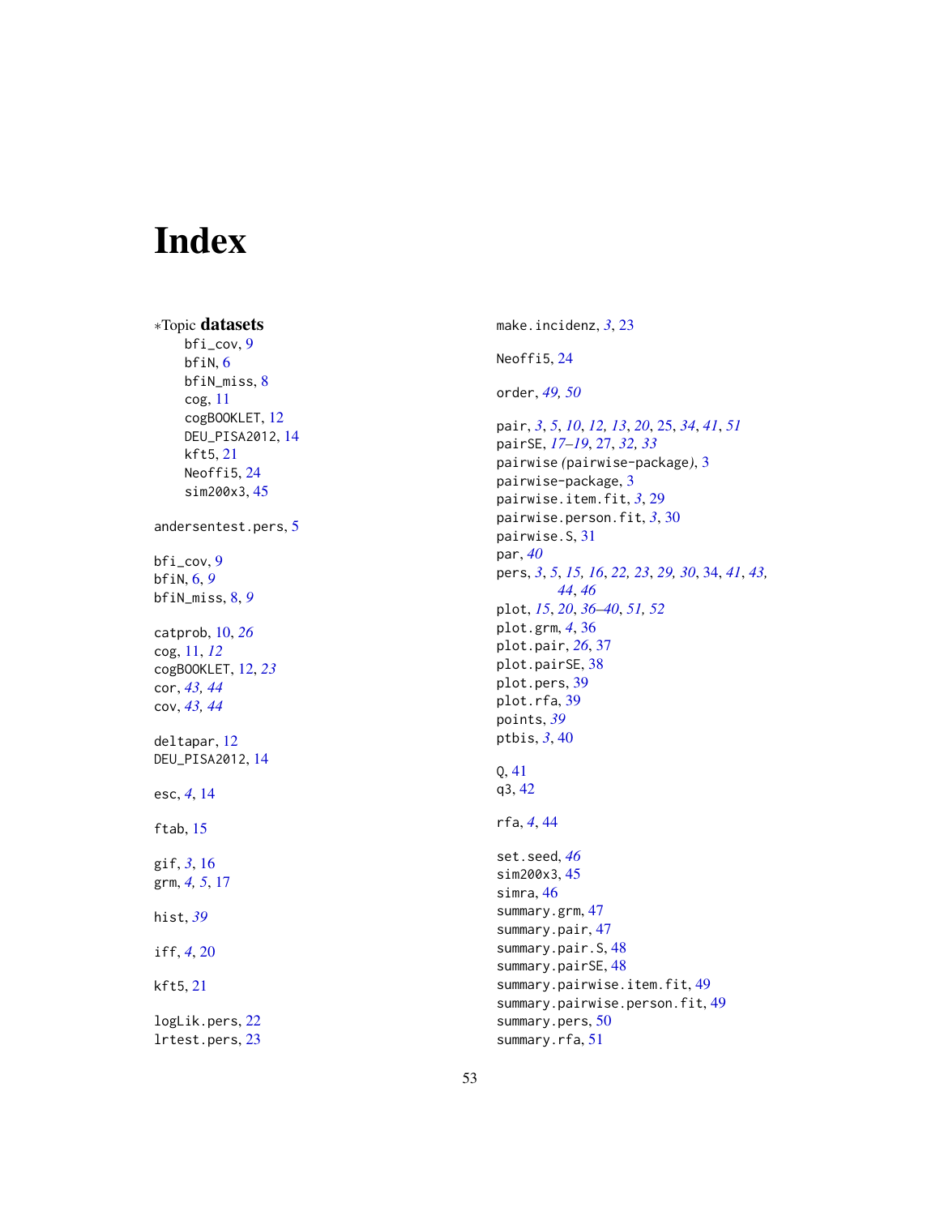# Index

∗Topic **datasets**
- bfi_cov, 9
- bfiN, 6
- bfiN_miss, 8
- cog, 11
- cogBOOKLET, 12
- DEU_PISA2012, 14
- kft5, 21
- Neoffi5, 24
- sim200x3, 45

andersentest.pers, 5

bfi_cov, 9
bfiN, 6, *9*
bfiN_miss, 8, *9*

catprob, 10, *26*
cog, 11, *12*
cogBOOKLET, 12, *23*
cor, *43, 44*
cov, *43, 44*

deltapar, 12
DEU_PISA2012, 14

esc, *4*, 14

ftab, 15

gif, *3*, 16
grm, *4, 5*, 17

hist, *39*

iff, *4*, 20

kft5, 21

logLik.pers, 22
lrtest.pers, 23

make.incidenz, *3*, 23

Neoffi5, 24

order, *49, 50*

pair, *3*, *5*, *10*, *12, 13*, *20*, 25, *34*, *41*, *51*
pairSE, *17–19*, 27, *32, 33*
pairwise *(*pairwise-package*)*, 3
pairwise-package, 3
pairwise.item.fit, *3*, 29
pairwise.person.fit, *3*, 30
pairwise.S, 31
par, *40*
pers, *3*, *5*, *15, 16*, *22, 23*, *29, 30*, 34, *41*, *43, 44*, *46*
plot, *15*, *20*, *36–40*, *51, 52*
plot.grm, *4*, 36
plot.pair, *26*, 37
plot.pairSE, 38
plot.pers, 39
plot.rfa, 39
points, *39*
ptbis, *3*, 40

Q, 41
q3, 42

rfa, *4*, 44

set.seed, *46*
sim200x3, 45
simra, 46
summary.grm, 47
summary.pair, 47
summary.pair.S, 48
summary.pairSE, 48
summary.pairwise.item.fit, 49
summary.pairwise.person.fit, 49
summary.pers, 50
summary.rfa, 51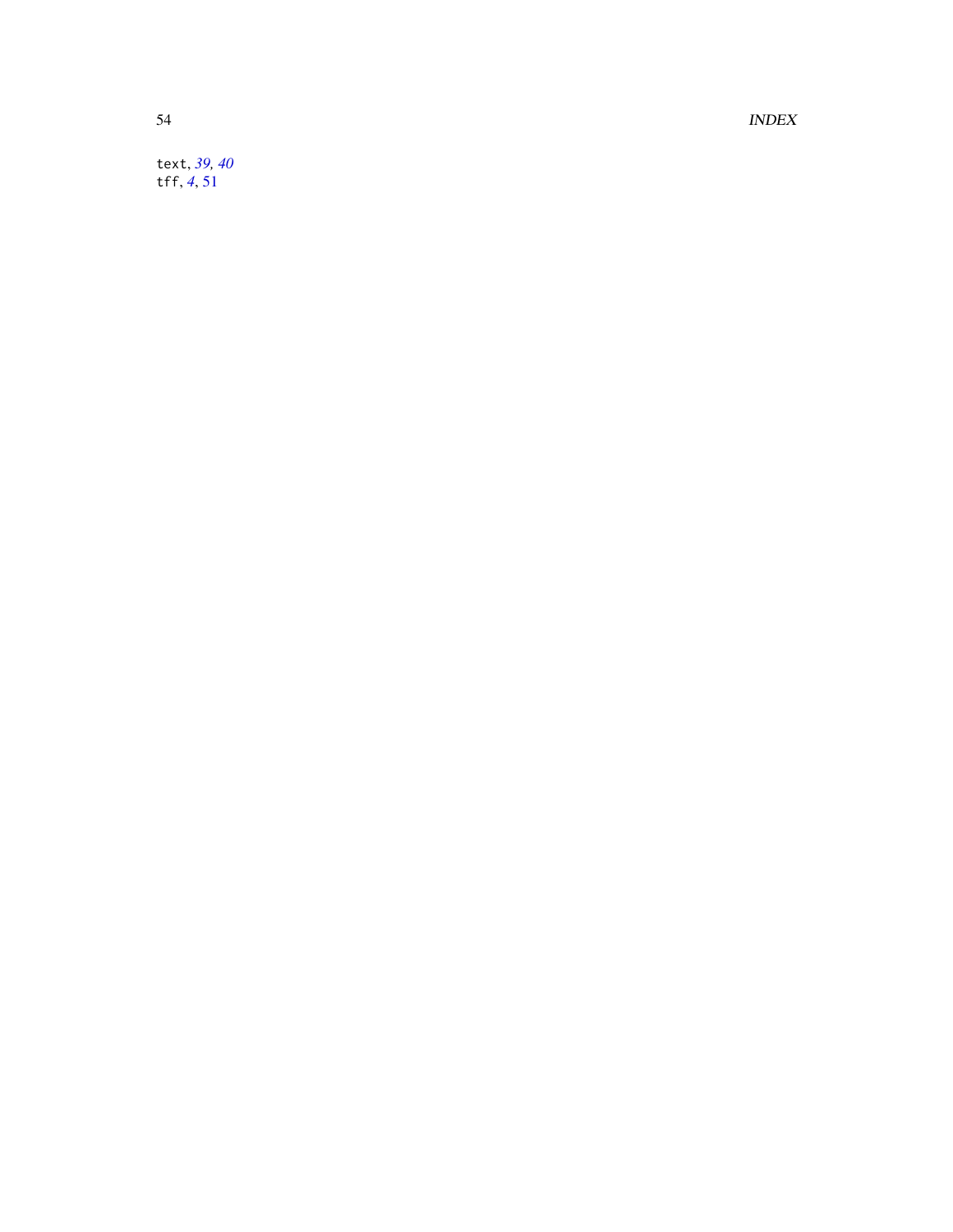`text`, *39, 40*
`tff`, *4*, 51